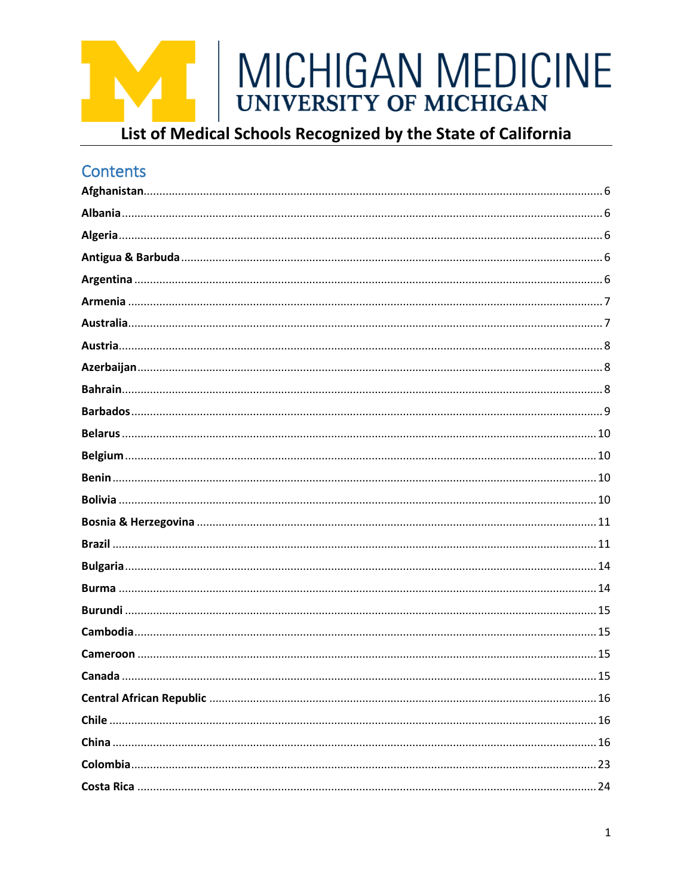MICHIGAN MEDICINE
UNIVERSITY OF MICHIGAN

# List of Medical Schools Recognized by the State of California

## Contents

**Afghanistan**........................................................................ 6
**Albania**........................................................................ 6
**Algeria**........................................................................ 6
**Antigua & Barbuda**........................................................................ 6
**Argentina**........................................................................ 6
**Armenia**........................................................................ 7
**Australia**........................................................................ 7
**Austria**........................................................................ 8
**Azerbaijan**........................................................................ 8
**Bahrain**........................................................................ 8
**Barbados**........................................................................ 9
**Belarus**........................................................................ 10
**Belgium**........................................................................ 10
**Benin**........................................................................ 10
**Bolivia**........................................................................ 10
**Bosnia & Herzegovina**........................................................................ 11
**Brazil**........................................................................ 11
**Bulgaria**........................................................................ 14
**Burma**........................................................................ 14
**Burundi**........................................................................ 15
**Cambodia**........................................................................ 15
**Cameroon**........................................................................ 15
**Canada**........................................................................ 15
**Central African Republic**........................................................................ 16
**Chile**........................................................................ 16
**China**........................................................................ 16
**Colombia**........................................................................ 23
**Costa Rica**........................................................................ 24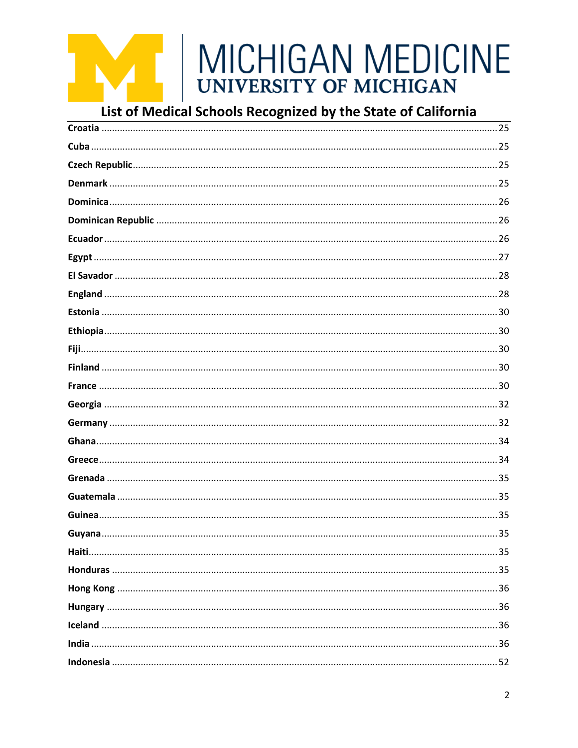# MICHIGAN MEDICINE
## UNIVERSITY OF MICHIGAN

## List of Medical Schools Recognized by the State of California

**Croatia** .......... 25
**Cuba** .......... 25
**Czech Republic** .......... 25
**Denmark** .......... 25
**Dominica** .......... 26
**Dominican Republic** .......... 26
**Ecuador** .......... 26
**Egypt** .......... 27
**El Savador** .......... 28
**England** .......... 28
**Estonia** .......... 30
**Ethiopia** .......... 30
**Fiji** .......... 30
**Finland** .......... 30
**France** .......... 30
**Georgia** .......... 32
**Germany** .......... 32
**Ghana** .......... 34
**Greece** .......... 34
**Grenada** .......... 35
**Guatemala** .......... 35
**Guinea** .......... 35
**Guyana** .......... 35
**Haiti** .......... 35
**Honduras** .......... 35
**Hong Kong** .......... 36
**Hungary** .......... 36
**Iceland** .......... 36
**India** .......... 36
**Indonesia** .......... 52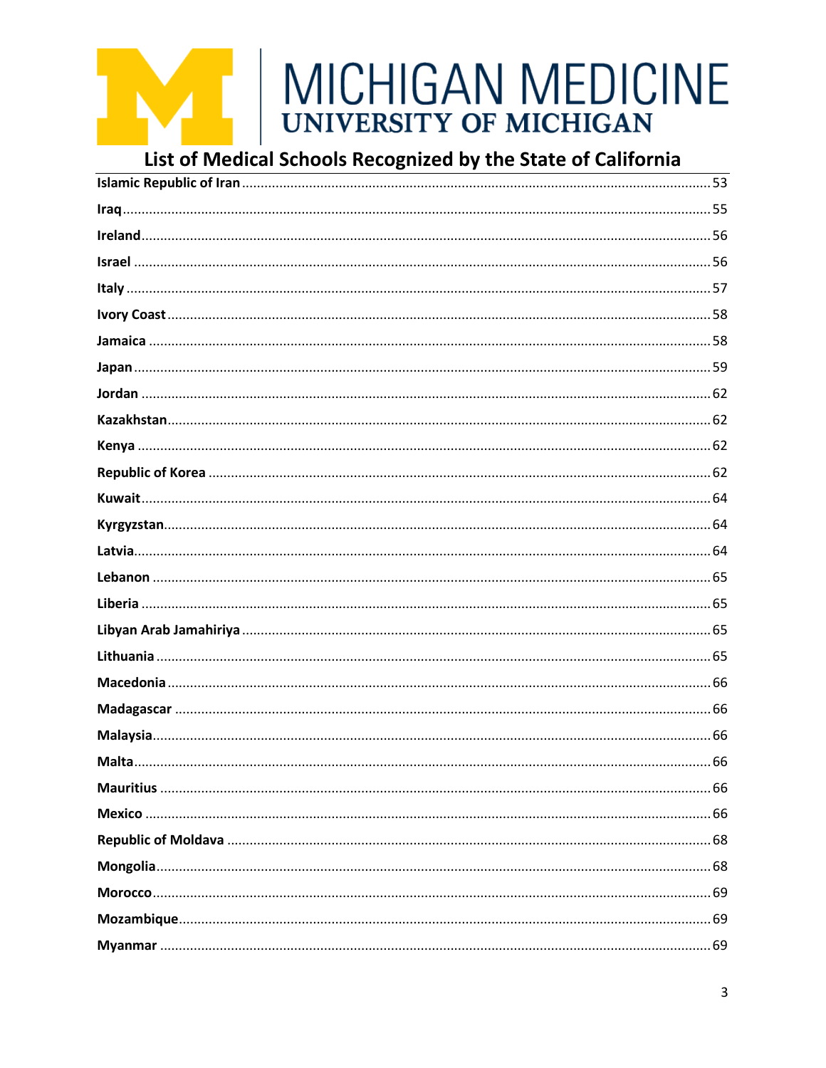# List of Medical Schools Recognized by the State of California

**Islamic Republic of Iran** .......... 53

**Iraq** .......... 55

**Ireland** .......... 56

**Israel** .......... 56

**Italy** .......... 57

**Ivory Coast** .......... 58

**Jamaica** .......... 58

**Japan** .......... 59

**Jordan** .......... 62

**Kazakhstan** .......... 62

**Kenya** .......... 62

**Republic of Korea** .......... 62

**Kuwait** .......... 64

**Kyrgyzstan** .......... 64

**Latvia** .......... 64

**Lebanon** .......... 65

**Liberia** .......... 65

**Libyan Arab Jamahiriya** .......... 65

**Lithuania** .......... 65

**Macedonia** .......... 66

**Madagascar** .......... 66

**Malaysia** .......... 66

**Malta** .......... 66

**Mauritius** .......... 66

**Mexico** .......... 66

**Republic of Moldava** .......... 68

**Mongolia** .......... 68

**Morocco** .......... 69

**Mozambique** .......... 69

**Myanmar** .......... 69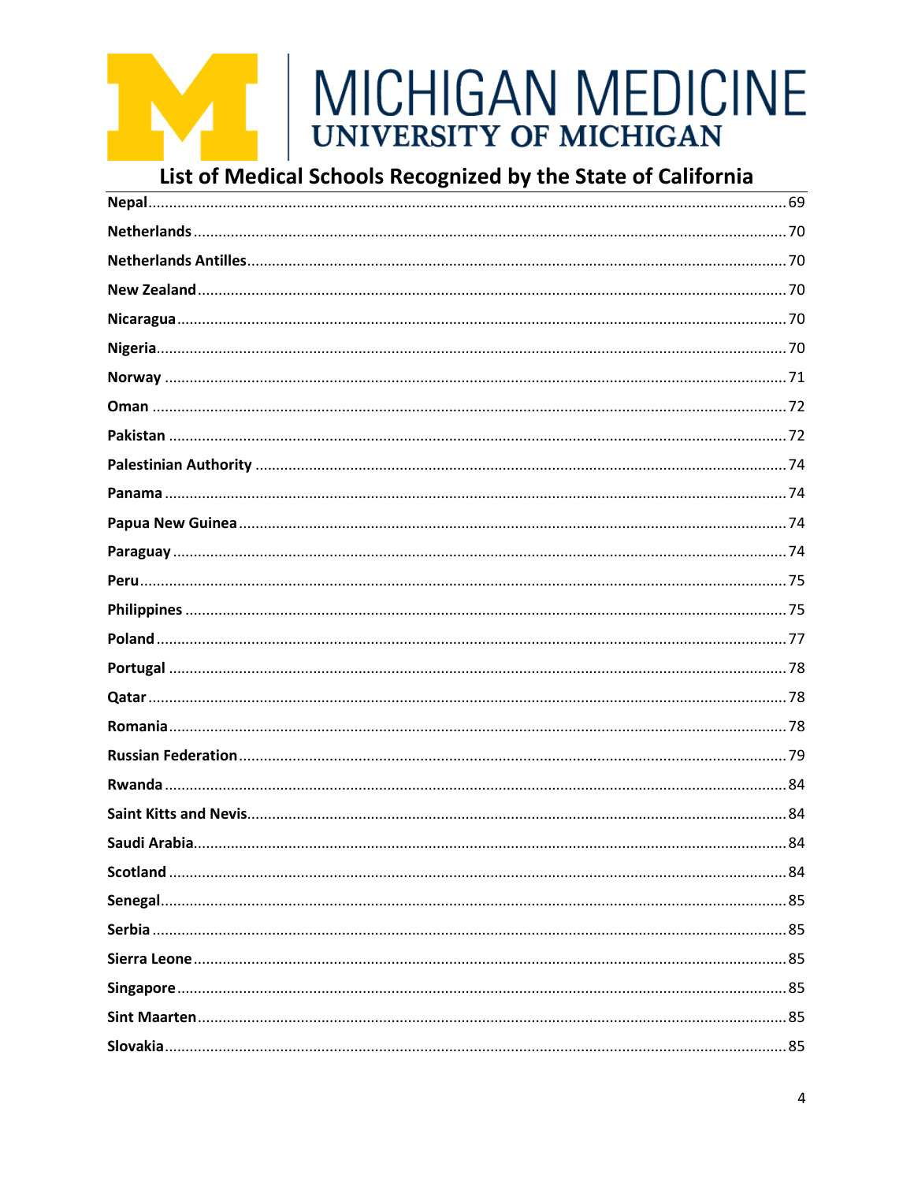# MICHIGAN MEDICINE
## UNIVERSITY OF MICHIGAN

## List of Medical Schools Recognized by the State of California

**Nepal**....................................................................................................................69
**Netherlands**............................................................................................................70
**Netherlands Antilles**................................................................................................70
**New Zealand**............................................................................................................70
**Nicaragua**................................................................................................................70
**Nigeria**....................................................................................................................70
**Norway**....................................................................................................................71
**Oman**......................................................................................................................72
**Pakistan**..................................................................................................................72
**Palestinian Authority**..............................................................................................74
**Panama**....................................................................................................................74
**Papua New Guinea**..................................................................................................74
**Paraguay**..................................................................................................................74
**Peru**..........................................................................................................................75
**Philippines**..............................................................................................................75
**Poland**......................................................................................................................77
**Portugal**..................................................................................................................78
**Qatar**........................................................................................................................78
**Romania**..................................................................................................................78
**Russian Federation**..................................................................................................79
**Rwanda**....................................................................................................................84
**Saint Kitts and Nevis**..............................................................................................84
**Saudi Arabia**............................................................................................................84
**Scotland**..................................................................................................................84
**Senegal**....................................................................................................................85
**Serbia**......................................................................................................................85
**Sierra Leone**............................................................................................................85
**Singapore**................................................................................................................85
**Sint Maarten**............................................................................................................85
**Slovakia**..................................................................................................................85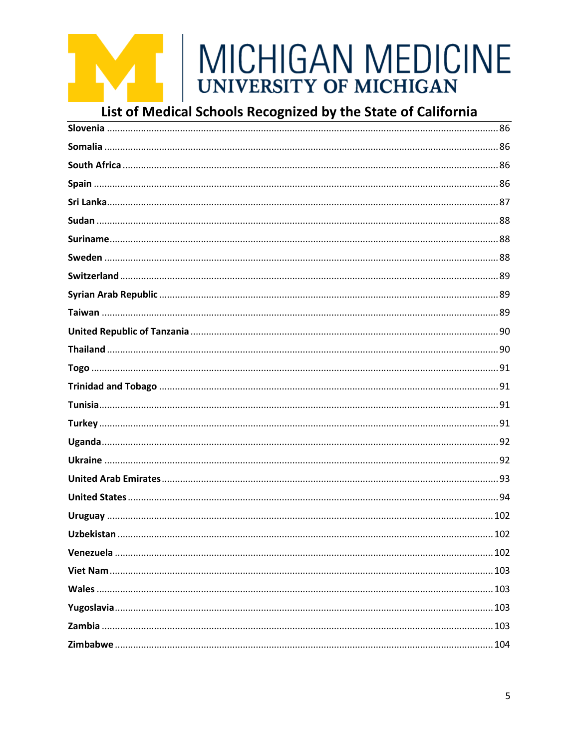MICHIGAN MEDICINE
UNIVERSITY OF MICHIGAN

## List of Medical Schools Recognized by the State of California

**Slovenia** .......... 86
**Somalia** .......... 86
**South Africa** .......... 86
**Spain** .......... 86
**Sri Lanka** .......... 87
**Sudan** .......... 88
**Suriname** .......... 88
**Sweden** .......... 88
**Switzerland** .......... 89
**Syrian Arab Republic** .......... 89
**Taiwan** .......... 89
**United Republic of Tanzania** .......... 90
**Thailand** .......... 90
**Togo** .......... 91
**Trinidad and Tobago** .......... 91
**Tunisia** .......... 91
**Turkey** .......... 91
**Uganda** .......... 92
**Ukraine** .......... 92
**United Arab Emirates** .......... 93
**United States** .......... 94
**Uruguay** .......... 102
**Uzbekistan** .......... 102
**Venezuela** .......... 102
**Viet Nam** .......... 103
**Wales** .......... 103
**Yugoslavia** .......... 103
**Zambia** .......... 103
**Zimbabwe** .......... 104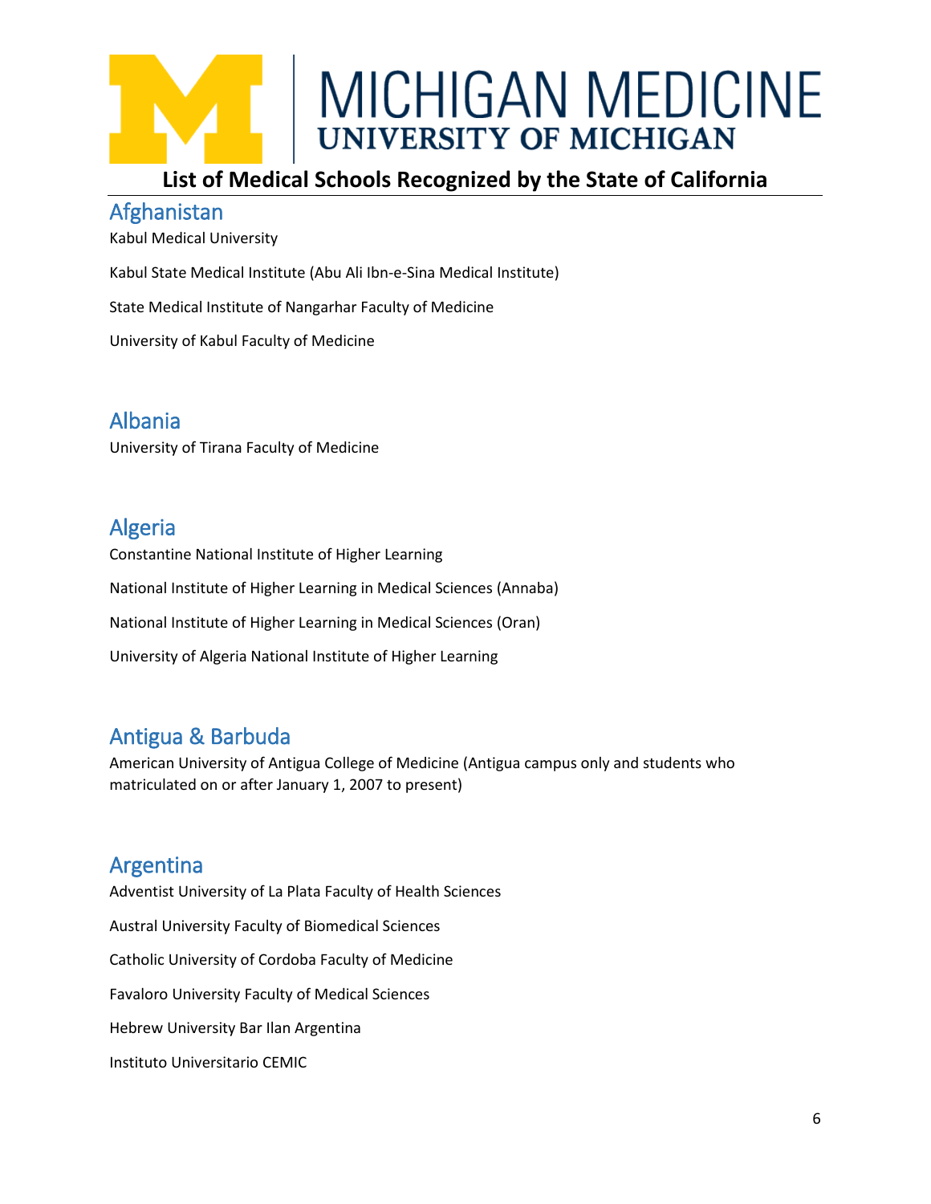# List of Medical Schools Recognized by the State of California

## Afghanistan

Kabul Medical University

Kabul State Medical Institute (Abu Ali Ibn-e-Sina Medical Institute)

State Medical Institute of Nangarhar Faculty of Medicine

University of Kabul Faculty of Medicine

## Albania

University of Tirana Faculty of Medicine

## Algeria

Constantine National Institute of Higher Learning

National Institute of Higher Learning in Medical Sciences (Annaba)

National Institute of Higher Learning in Medical Sciences (Oran)

University of Algeria National Institute of Higher Learning

## Antigua & Barbuda

American University of Antigua College of Medicine (Antigua campus only and students who matriculated on or after January 1, 2007 to present)

## Argentina

Adventist University of La Plata Faculty of Health Sciences

Austral University Faculty of Biomedical Sciences

Catholic University of Cordoba Faculty of Medicine

Favaloro University Faculty of Medical Sciences

Hebrew University Bar Ilan Argentina

Instituto Universitario CEMIC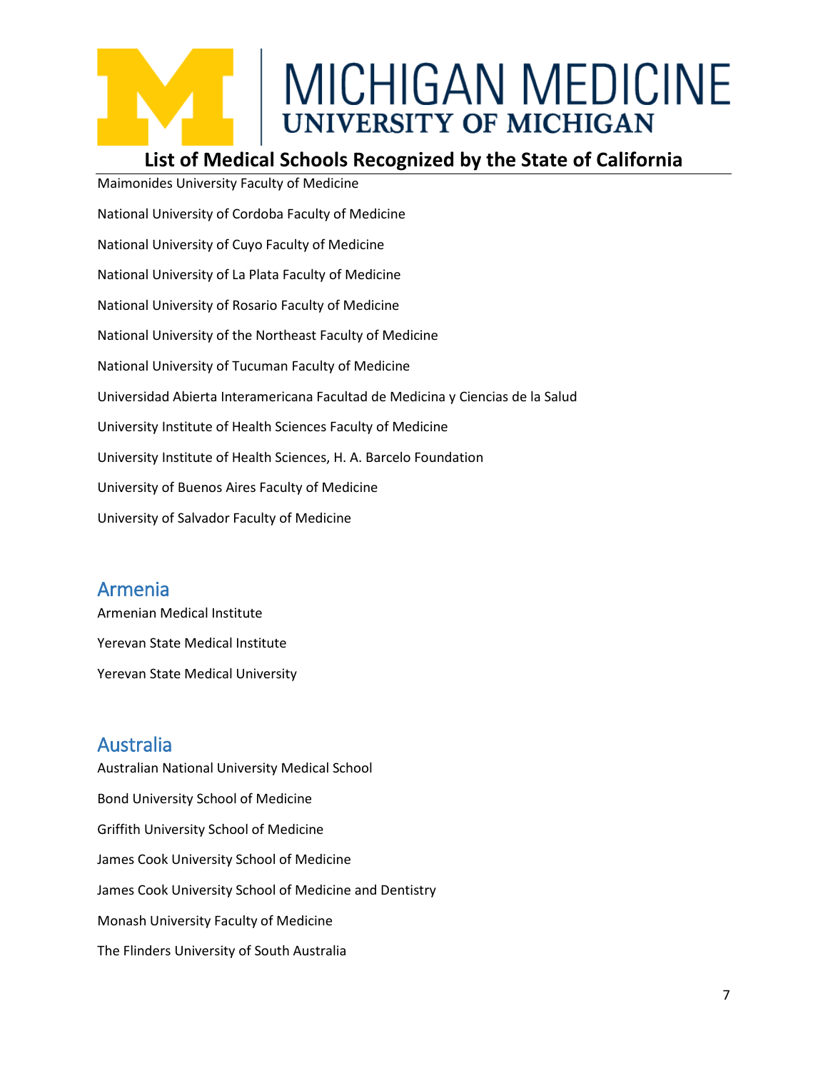Maimonides University Faculty of Medicine

National University of Cordoba Faculty of Medicine

National University of Cuyo Faculty of Medicine

National University of La Plata Faculty of Medicine

National University of Rosario Faculty of Medicine

National University of the Northeast Faculty of Medicine

National University of Tucuman Faculty of Medicine

Universidad Abierta Interamericana Facultad de Medicina y Ciencias de la Salud

University Institute of Health Sciences Faculty of Medicine

University Institute of Health Sciences, H. A. Barcelo Foundation

University of Buenos Aires Faculty of Medicine

University of Salvador Faculty of Medicine

## Armenia

Armenian Medical Institute

Yerevan State Medical Institute

Yerevan State Medical University

## Australia

Australian National University Medical School

Bond University School of Medicine

Griffith University School of Medicine

James Cook University School of Medicine

James Cook University School of Medicine and Dentistry

Monash University Faculty of Medicine

The Flinders University of South Australia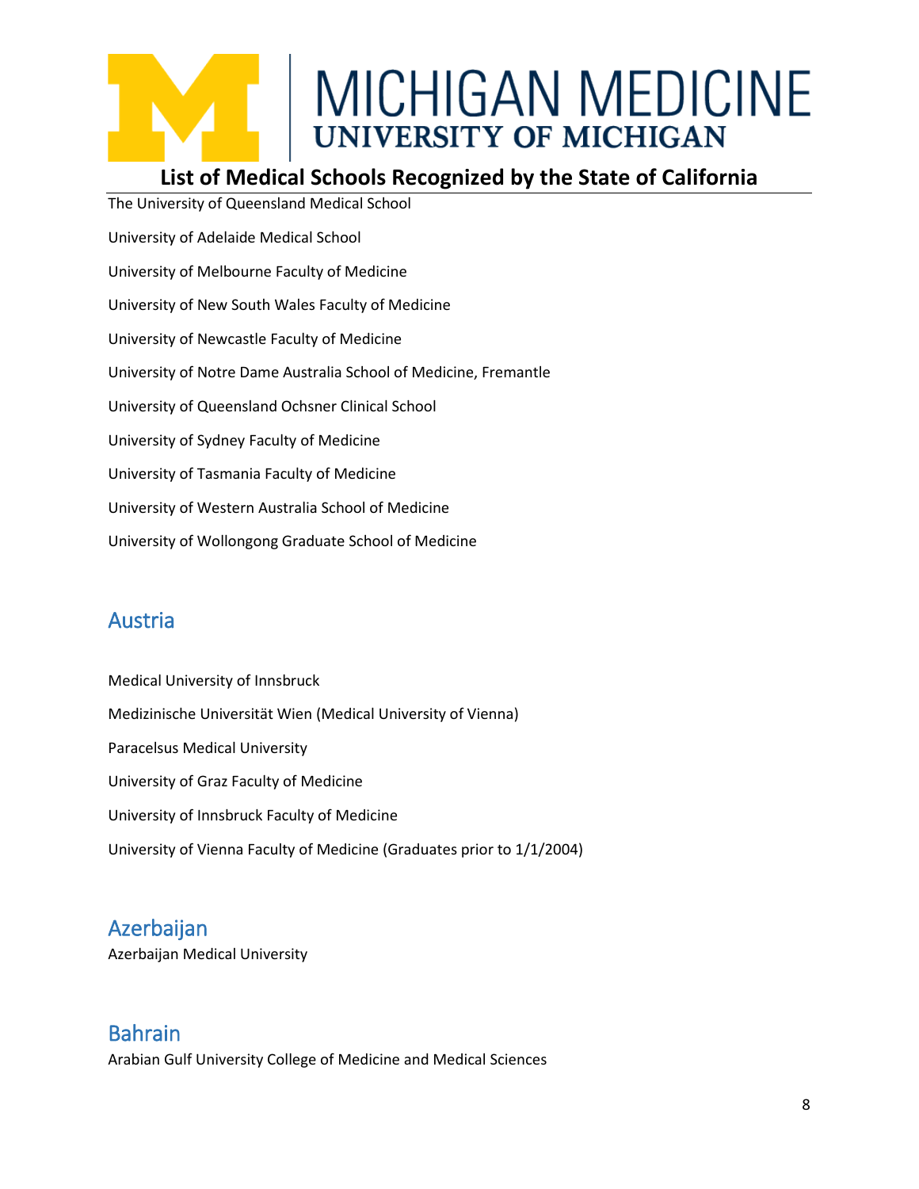The University of Queensland Medical School

University of Adelaide Medical School

University of Melbourne Faculty of Medicine

University of New South Wales Faculty of Medicine

University of Newcastle Faculty of Medicine

University of Notre Dame Australia School of Medicine, Fremantle

University of Queensland Ochsner Clinical School

University of Sydney Faculty of Medicine

University of Tasmania Faculty of Medicine

University of Western Australia School of Medicine

University of Wollongong Graduate School of Medicine

## Austria

Medical University of Innsbruck

Medizinische Universität Wien (Medical University of Vienna)

Paracelsus Medical University

University of Graz Faculty of Medicine

University of Innsbruck Faculty of Medicine

University of Vienna Faculty of Medicine (Graduates prior to 1/1/2004)

## Azerbaijan

Azerbaijan Medical University

## Bahrain

Arabian Gulf University College of Medicine and Medical Sciences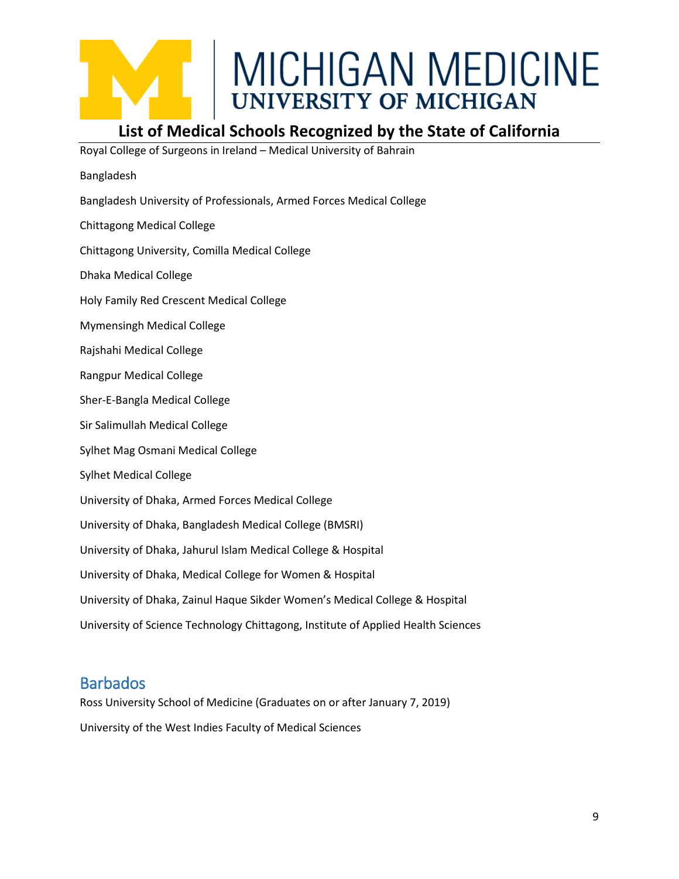Royal College of Surgeons in Ireland – Medical University of Bahrain

Bangladesh

Bangladesh University of Professionals, Armed Forces Medical College

Chittagong Medical College

Chittagong University, Comilla Medical College

Dhaka Medical College

Holy Family Red Crescent Medical College

Mymensingh Medical College

Rajshahi Medical College

Rangpur Medical College

Sher-E-Bangla Medical College

Sir Salimullah Medical College

Sylhet Mag Osmani Medical College

Sylhet Medical College

University of Dhaka, Armed Forces Medical College

University of Dhaka, Bangladesh Medical College (BMSRI)

University of Dhaka, Jahurul Islam Medical College & Hospital

University of Dhaka, Medical College for Women & Hospital

University of Dhaka, Zainul Haque Sikder Women's Medical College & Hospital

University of Science Technology Chittagong, Institute of Applied Health Sciences

## Barbados

Ross University School of Medicine (Graduates on or after January 7, 2019)

University of the West Indies Faculty of Medical Sciences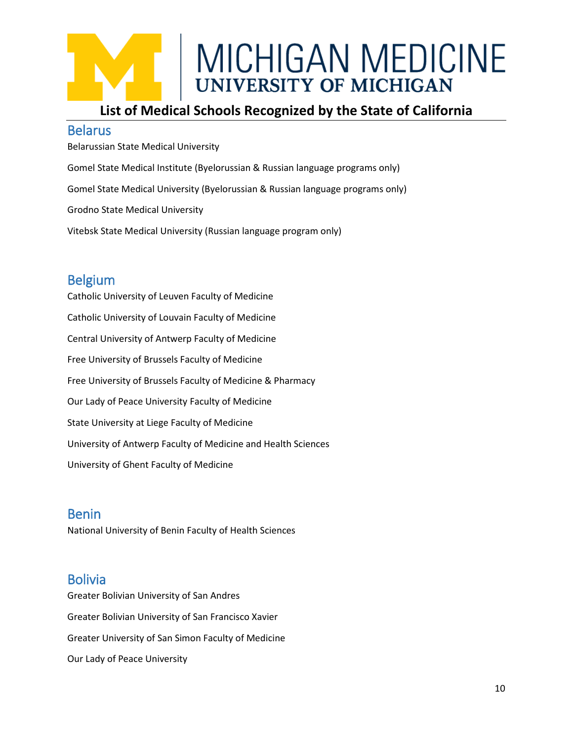# MICHIGAN MEDICINE
## UNIVERSITY OF MICHIGAN

## List of Medical Schools Recognized by the State of California

### Belarus

Belarussian State Medical University

Gomel State Medical Institute (Byelorussian & Russian language programs only)

Gomel State Medical University (Byelorussian & Russian language programs only)

Grodno State Medical University

Vitebsk State Medical University (Russian language program only)

### Belgium

Catholic University of Leuven Faculty of Medicine

Catholic University of Louvain Faculty of Medicine

Central University of Antwerp Faculty of Medicine

Free University of Brussels Faculty of Medicine

Free University of Brussels Faculty of Medicine & Pharmacy

Our Lady of Peace University Faculty of Medicine

State University at Liege Faculty of Medicine

University of Antwerp Faculty of Medicine and Health Sciences

University of Ghent Faculty of Medicine

### Benin

National University of Benin Faculty of Health Sciences

### Bolivia

Greater Bolivian University of San Andres

Greater Bolivian University of San Francisco Xavier

Greater University of San Simon Faculty of Medicine

Our Lady of Peace University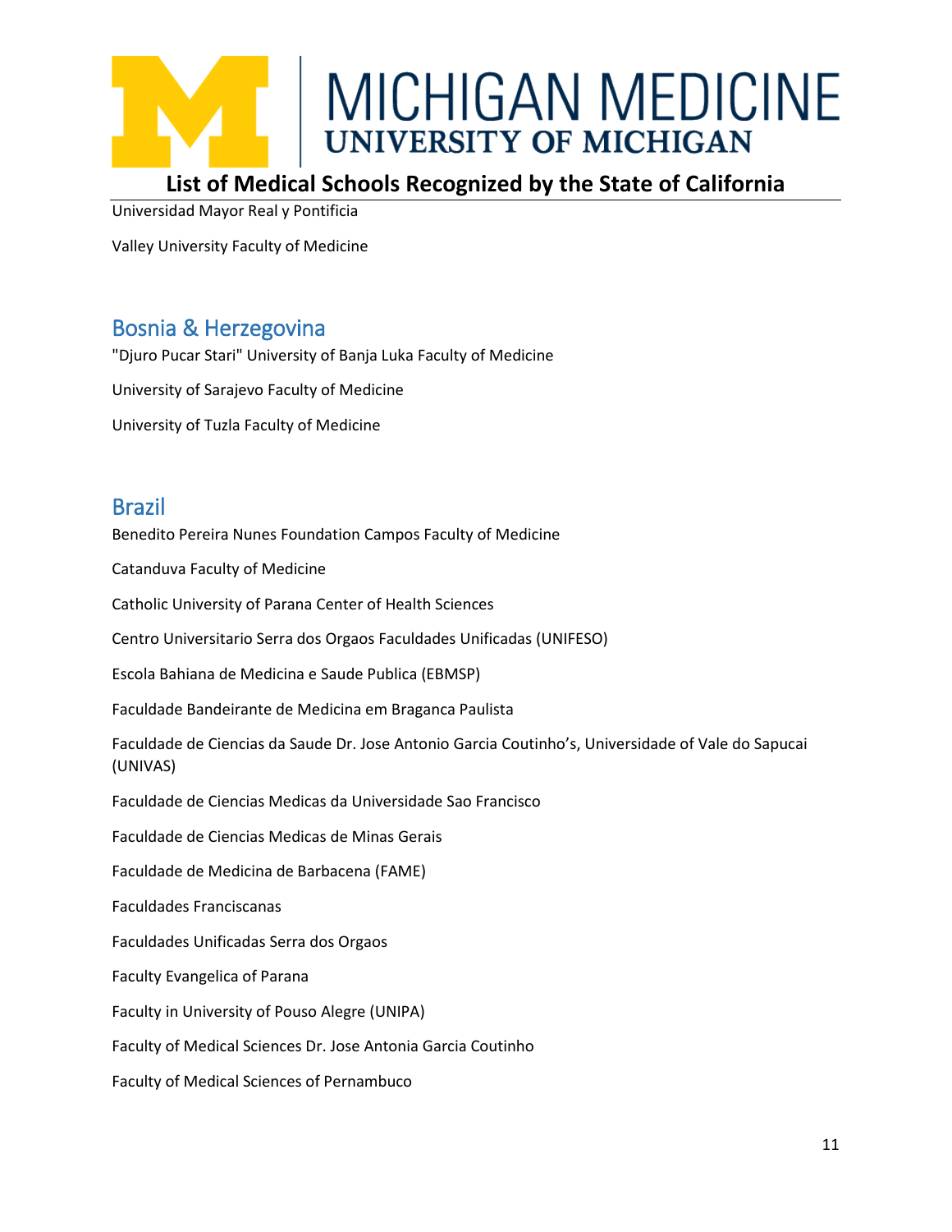Universidad Mayor Real y Pontificia

Valley University Faculty of Medicine

## Bosnia & Herzegovina

"Djuro Pucar Stari" University of Banja Luka Faculty of Medicine

University of Sarajevo Faculty of Medicine

University of Tuzla Faculty of Medicine

## Brazil

Benedito Pereira Nunes Foundation Campos Faculty of Medicine

Catanduva Faculty of Medicine

Catholic University of Parana Center of Health Sciences

Centro Universitario Serra dos Orgaos Faculdades Unificadas (UNIFESO)

Escola Bahiana de Medicina e Saude Publica (EBMSP)

Faculdade Bandeirante de Medicina em Braganca Paulista

Faculdade de Ciencias da Saude Dr. Jose Antonio Garcia Coutinho's, Universidade of Vale do Sapucai (UNIVAS)

Faculdade de Ciencias Medicas da Universidade Sao Francisco

Faculdade de Ciencias Medicas de Minas Gerais

Faculdade de Medicina de Barbacena (FAME)

Faculdades Franciscanas

Faculdades Unificadas Serra dos Orgaos

Faculty Evangelica of Parana

Faculty in University of Pouso Alegre (UNIPA)

Faculty of Medical Sciences Dr. Jose Antonia Garcia Coutinho

Faculty of Medical Sciences of Pernambuco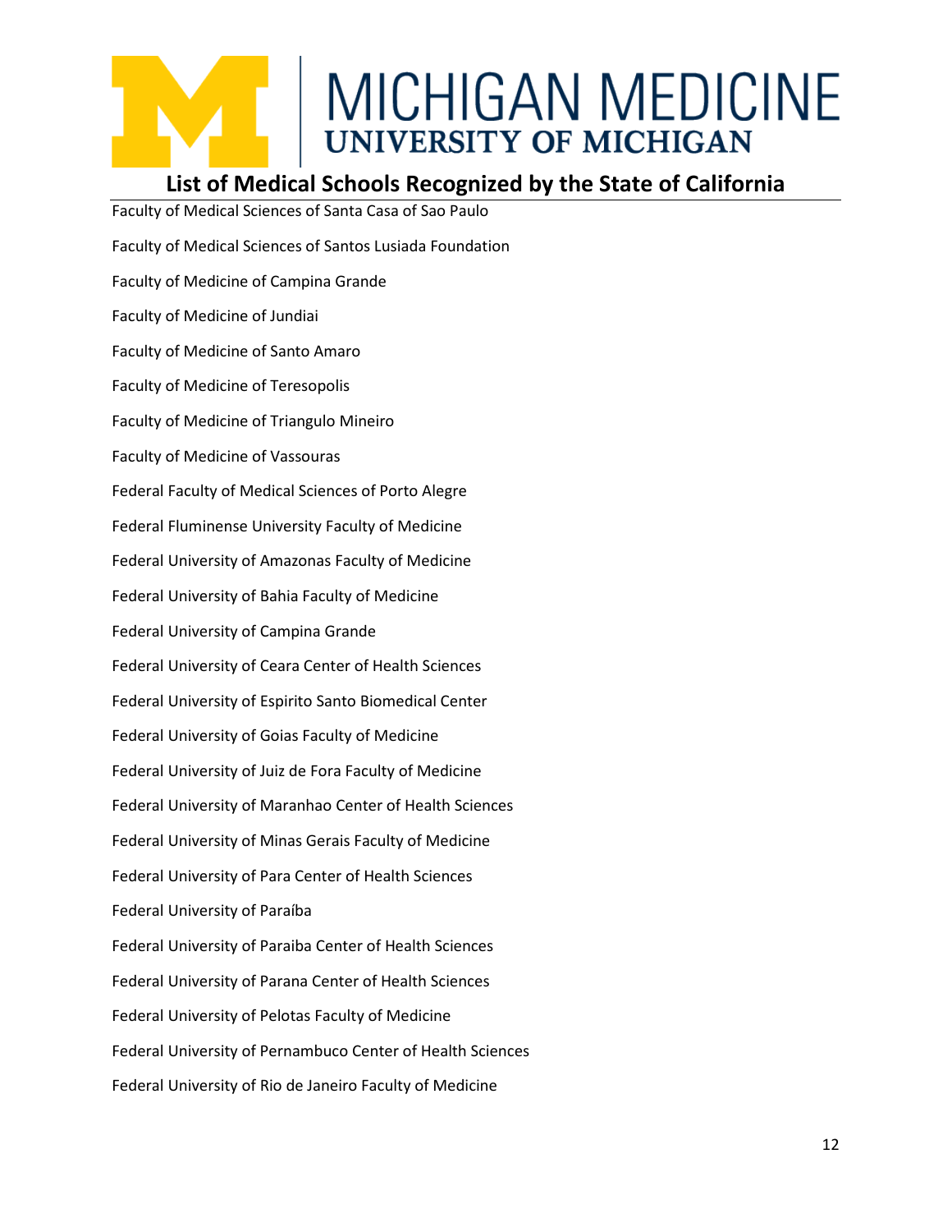# List of Medical Schools Recognized by the State of California

Faculty of Medical Sciences of Santa Casa of Sao Paulo

Faculty of Medical Sciences of Santos Lusiada Foundation

Faculty of Medicine of Campina Grande

Faculty of Medicine of Jundiai

Faculty of Medicine of Santo Amaro

Faculty of Medicine of Teresopolis

Faculty of Medicine of Triangulo Mineiro

Faculty of Medicine of Vassouras

Federal Faculty of Medical Sciences of Porto Alegre

Federal Fluminense University Faculty of Medicine

Federal University of Amazonas Faculty of Medicine

Federal University of Bahia Faculty of Medicine

Federal University of Campina Grande

Federal University of Ceara Center of Health Sciences

Federal University of Espirito Santo Biomedical Center

Federal University of Goias Faculty of Medicine

Federal University of Juiz de Fora Faculty of Medicine

Federal University of Maranhao Center of Health Sciences

Federal University of Minas Gerais Faculty of Medicine

Federal University of Para Center of Health Sciences

Federal University of Paraíba

Federal University of Paraiba Center of Health Sciences

Federal University of Parana Center of Health Sciences

Federal University of Pelotas Faculty of Medicine

Federal University of Pernambuco Center of Health Sciences

Federal University of Rio de Janeiro Faculty of Medicine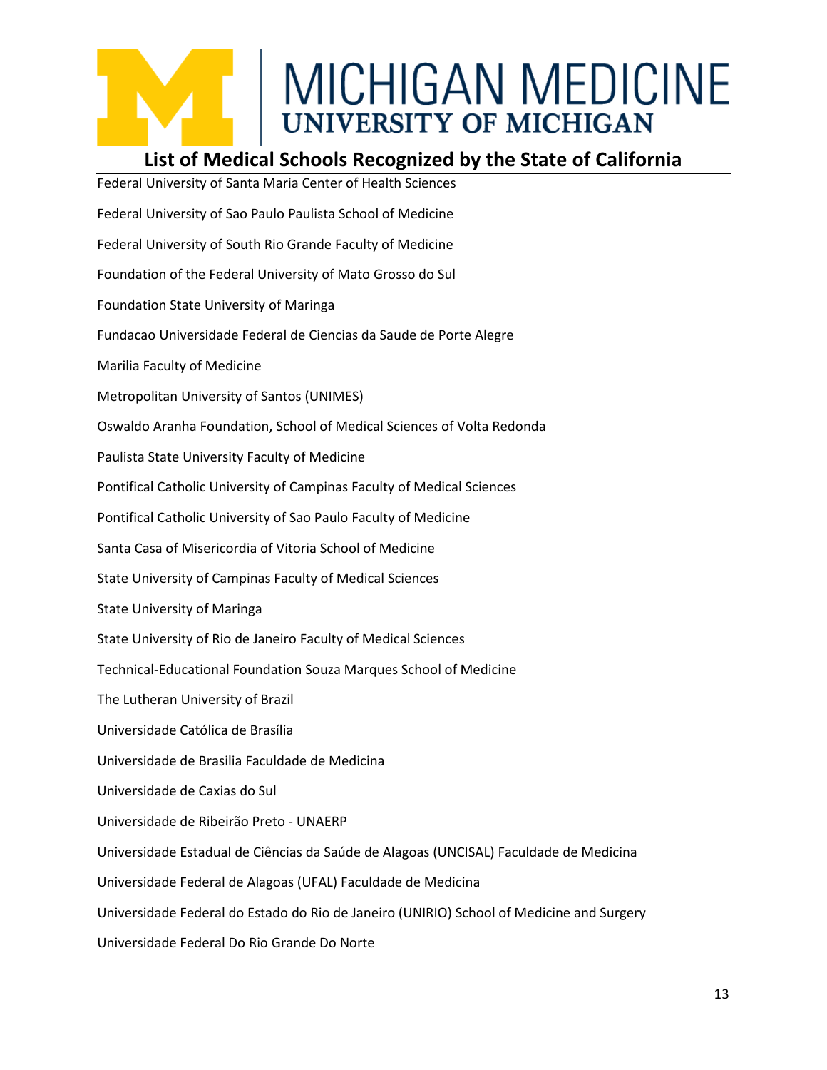## List of Medical Schools Recognized by the State of California

Federal University of Santa Maria Center of Health Sciences

Federal University of Sao Paulo Paulista School of Medicine

Federal University of South Rio Grande Faculty of Medicine

Foundation of the Federal University of Mato Grosso do Sul

Foundation State University of Maringa

Fundacao Universidade Federal de Ciencias da Saude de Porte Alegre

Marilia Faculty of Medicine

Metropolitan University of Santos (UNIMES)

Oswaldo Aranha Foundation, School of Medical Sciences of Volta Redonda

Paulista State University Faculty of Medicine

Pontifical Catholic University of Campinas Faculty of Medical Sciences

Pontifical Catholic University of Sao Paulo Faculty of Medicine

Santa Casa of Misericordia of Vitoria School of Medicine

State University of Campinas Faculty of Medical Sciences

State University of Maringa

State University of Rio de Janeiro Faculty of Medical Sciences

Technical-Educational Foundation Souza Marques School of Medicine

The Lutheran University of Brazil

Universidade Católica de Brasília

Universidade de Brasilia Faculdade de Medicina

Universidade de Caxias do Sul

Universidade de Ribeirão Preto - UNAERP

Universidade Estadual de Ciências da Saúde de Alagoas (UNCISAL) Faculdade de Medicina

Universidade Federal de Alagoas (UFAL) Faculdade de Medicina

Universidade Federal do Estado do Rio de Janeiro (UNIRIO) School of Medicine and Surgery

Universidade Federal Do Rio Grande Do Norte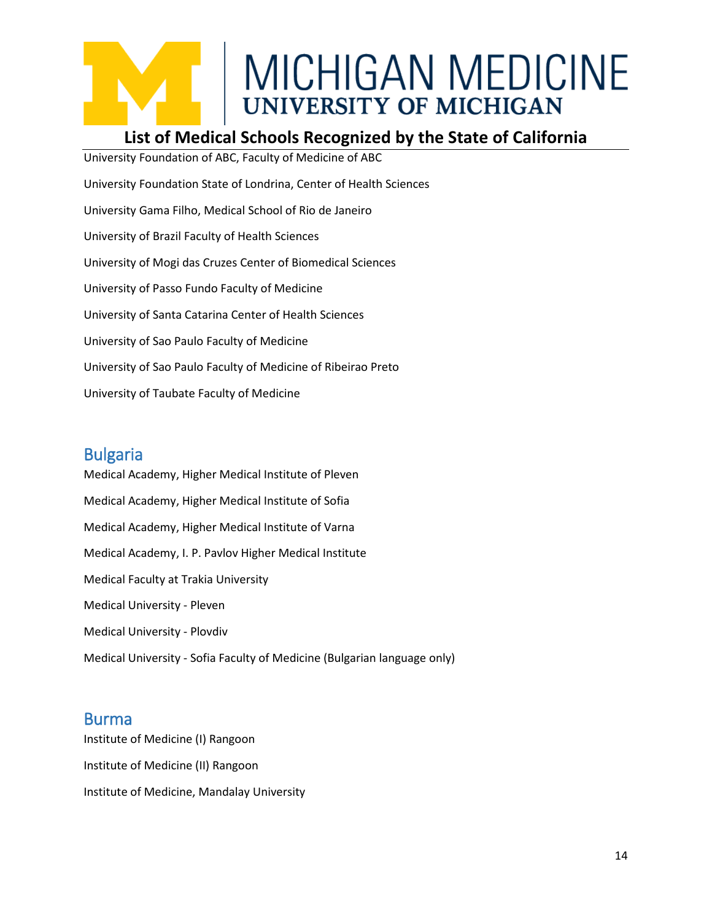University Foundation of ABC, Faculty of Medicine of ABC

University Foundation State of Londrina, Center of Health Sciences

University Gama Filho, Medical School of Rio de Janeiro

University of Brazil Faculty of Health Sciences

University of Mogi das Cruzes Center of Biomedical Sciences

University of Passo Fundo Faculty of Medicine

University of Santa Catarina Center of Health Sciences

University of Sao Paulo Faculty of Medicine

University of Sao Paulo Faculty of Medicine of Ribeirao Preto

University of Taubate Faculty of Medicine

## Bulgaria

Medical Academy, Higher Medical Institute of Pleven

Medical Academy, Higher Medical Institute of Sofia

Medical Academy, Higher Medical Institute of Varna

Medical Academy, I. P. Pavlov Higher Medical Institute

Medical Faculty at Trakia University

Medical University - Pleven

Medical University - Plovdiv

Medical University - Sofia Faculty of Medicine (Bulgarian language only)

## Burma

Institute of Medicine (I) Rangoon

Institute of Medicine (II) Rangoon

Institute of Medicine, Mandalay University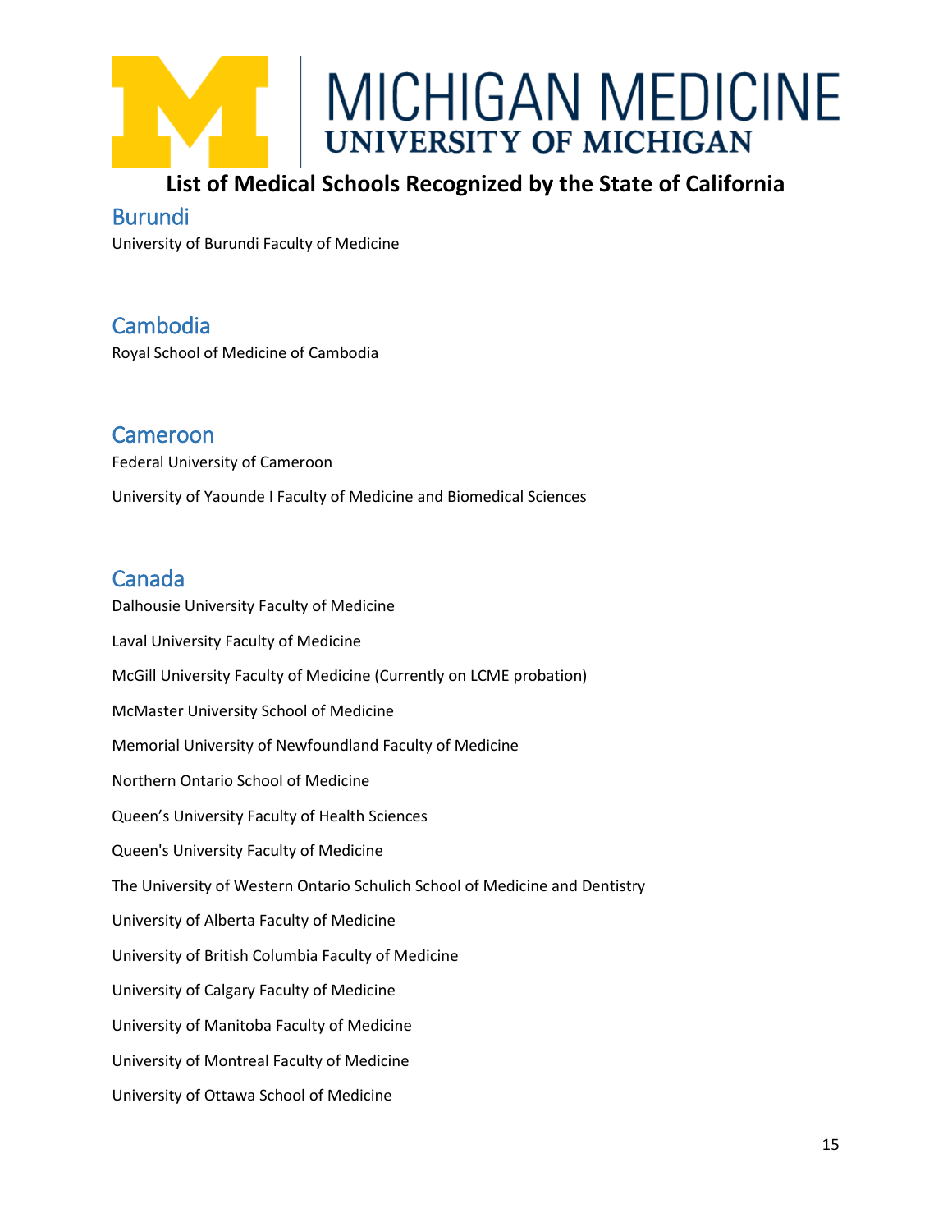# List of Medical Schools Recognized by the State of California

## Burundi

University of Burundi Faculty of Medicine

## Cambodia

Royal School of Medicine of Cambodia

## Cameroon

Federal University of Cameroon

University of Yaounde I Faculty of Medicine and Biomedical Sciences

## Canada

Dalhousie University Faculty of Medicine

Laval University Faculty of Medicine

McGill University Faculty of Medicine (Currently on LCME probation)

McMaster University School of Medicine

Memorial University of Newfoundland Faculty of Medicine

Northern Ontario School of Medicine

Queen's University Faculty of Health Sciences

Queen's University Faculty of Medicine

The University of Western Ontario Schulich School of Medicine and Dentistry

University of Alberta Faculty of Medicine

University of British Columbia Faculty of Medicine

University of Calgary Faculty of Medicine

University of Manitoba Faculty of Medicine

University of Montreal Faculty of Medicine

University of Ottawa School of Medicine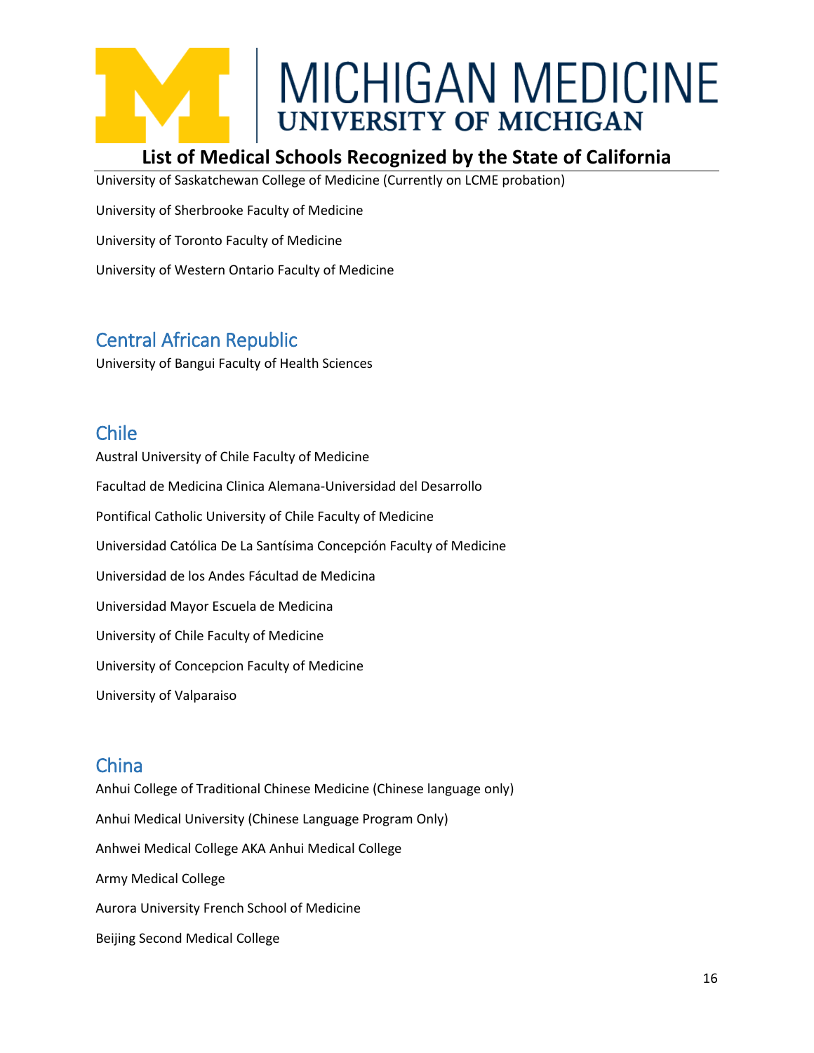University of Saskatchewan College of Medicine (Currently on LCME probation)

University of Sherbrooke Faculty of Medicine

University of Toronto Faculty of Medicine

University of Western Ontario Faculty of Medicine

## Central African Republic

University of Bangui Faculty of Health Sciences

## Chile

Austral University of Chile Faculty of Medicine

Facultad de Medicina Clinica Alemana-Universidad del Desarrollo

Pontifical Catholic University of Chile Faculty of Medicine

Universidad Católica De La Santísima Concepción Faculty of Medicine

Universidad de los Andes Fácultad de Medicina

Universidad Mayor Escuela de Medicina

University of Chile Faculty of Medicine

University of Concepcion Faculty of Medicine

University of Valparaiso

## China

Anhui College of Traditional Chinese Medicine (Chinese language only)

Anhui Medical University (Chinese Language Program Only)

Anhwei Medical College AKA Anhui Medical College

Army Medical College

Aurora University French School of Medicine

Beijing Second Medical College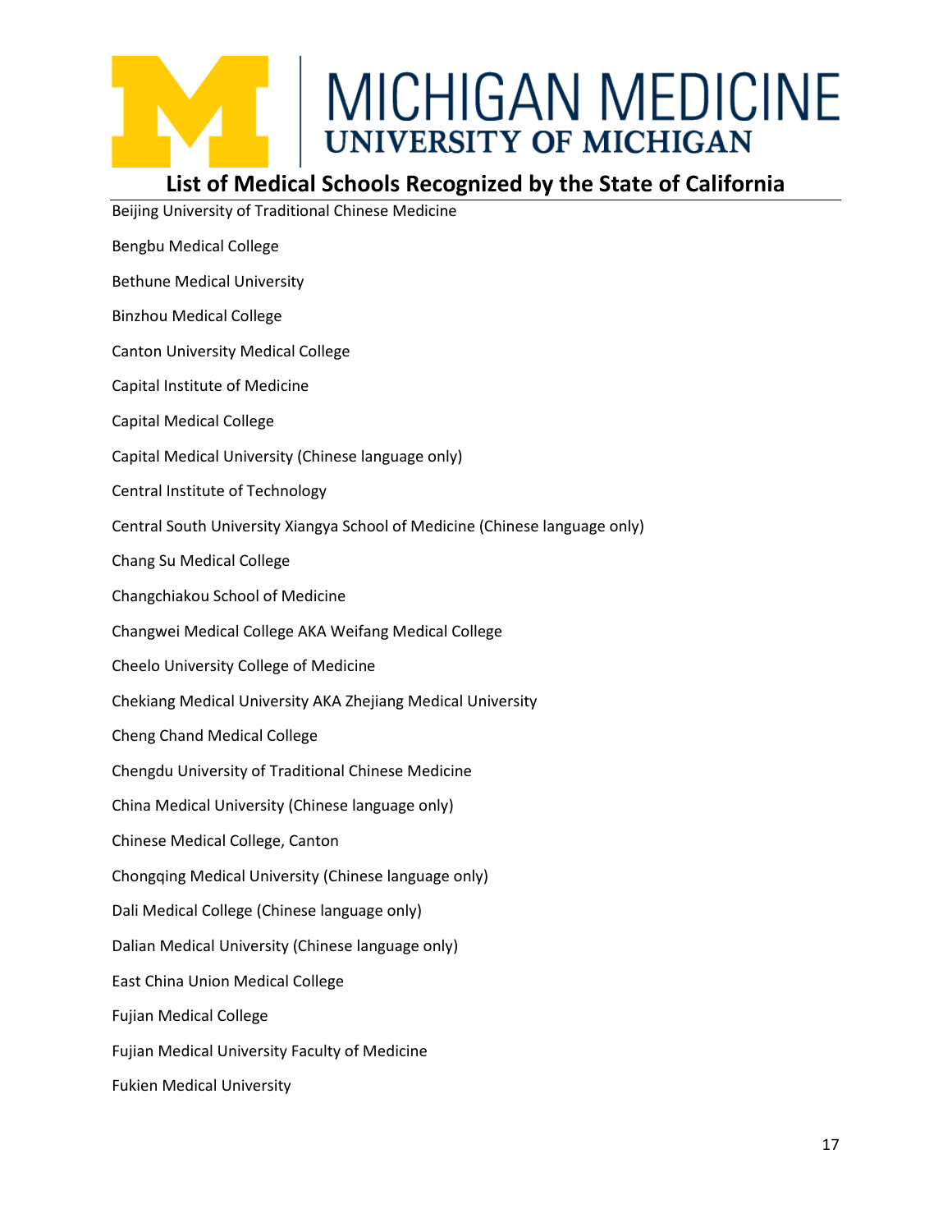## List of Medical Schools Recognized by the State of California

Beijing University of Traditional Chinese Medicine

Bengbu Medical College

Bethune Medical University

Binzhou Medical College

Canton University Medical College

Capital Institute of Medicine

Capital Medical College

Capital Medical University (Chinese language only)

Central Institute of Technology

Central South University Xiangya School of Medicine (Chinese language only)

Chang Su Medical College

Changchiakou School of Medicine

Changwei Medical College AKA Weifang Medical College

Cheelo University College of Medicine

Chekiang Medical University AKA Zhejiang Medical University

Cheng Chand Medical College

Chengdu University of Traditional Chinese Medicine

China Medical University (Chinese language only)

Chinese Medical College, Canton

Chongqing Medical University (Chinese language only)

Dali Medical College (Chinese language only)

Dalian Medical University (Chinese language only)

East China Union Medical College

Fujian Medical College

Fujian Medical University Faculty of Medicine

Fukien Medical University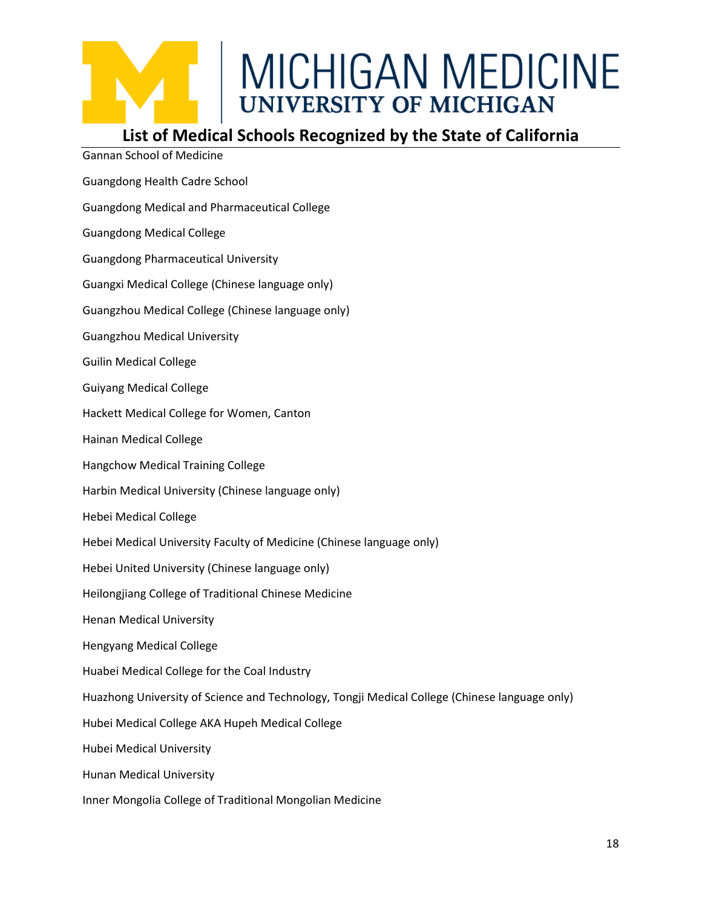## List of Medical Schools Recognized by the State of California

Gannan School of Medicine

Guangdong Health Cadre School

Guangdong Medical and Pharmaceutical College

Guangdong Medical College

Guangdong Pharmaceutical University

Guangxi Medical College (Chinese language only)

Guangzhou Medical College (Chinese language only)

Guangzhou Medical University

Guilin Medical College

Guiyang Medical College

Hackett Medical College for Women, Canton

Hainan Medical College

Hangchow Medical Training College

Harbin Medical University (Chinese language only)

Hebei Medical College

Hebei Medical University Faculty of Medicine (Chinese language only)

Hebei United University (Chinese language only)

Heilongjiang College of Traditional Chinese Medicine

Henan Medical University

Hengyang Medical College

Huabei Medical College for the Coal Industry

Huazhong University of Science and Technology, Tongji Medical College (Chinese language only)

Hubei Medical College AKA Hupeh Medical College

Hubei Medical University

Hunan Medical University

Inner Mongolia College of Traditional Mongolian Medicine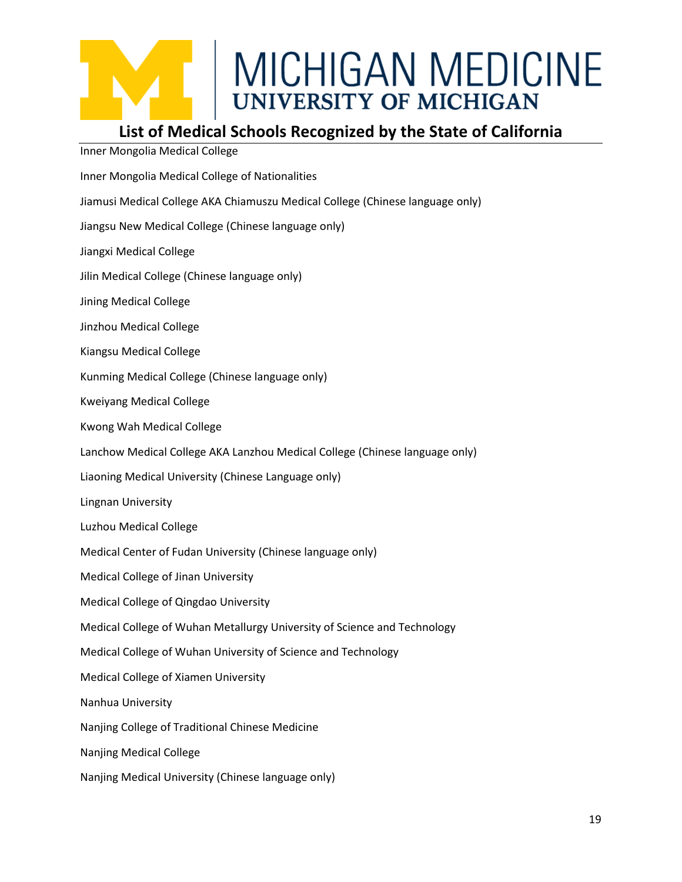## List of Medical Schools Recognized by the State of California

Inner Mongolia Medical College

Inner Mongolia Medical College of Nationalities

Jiamusi Medical College AKA Chiamuszu Medical College (Chinese language only)

Jiangsu New Medical College (Chinese language only)

Jiangxi Medical College

Jilin Medical College (Chinese language only)

Jining Medical College

Jinzhou Medical College

Kiangsu Medical College

Kunming Medical College (Chinese language only)

Kweiyang Medical College

Kwong Wah Medical College

Lanchow Medical College AKA Lanzhou Medical College (Chinese language only)

Liaoning Medical University (Chinese Language only)

Lingnan University

Luzhou Medical College

Medical Center of Fudan University (Chinese language only)

Medical College of Jinan University

Medical College of Qingdao University

Medical College of Wuhan Metallurgy University of Science and Technology

Medical College of Wuhan University of Science and Technology

Medical College of Xiamen University

Nanhua University

Nanjing College of Traditional Chinese Medicine

Nanjing Medical College

Nanjing Medical University (Chinese language only)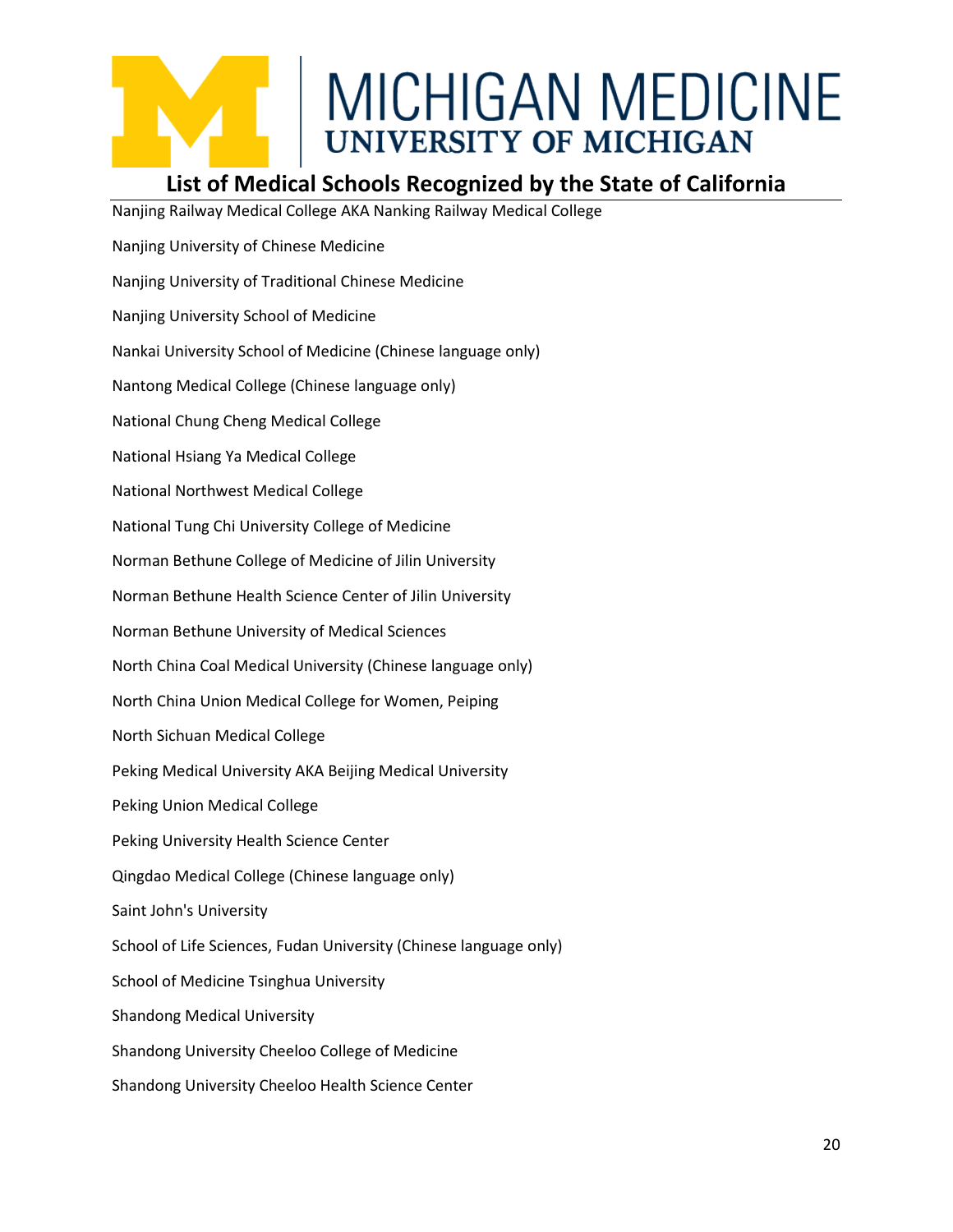## List of Medical Schools Recognized by the State of California

Nanjing Railway Medical College AKA Nanking Railway Medical College

Nanjing University of Chinese Medicine

Nanjing University of Traditional Chinese Medicine

Nanjing University School of Medicine

Nankai University School of Medicine (Chinese language only)

Nantong Medical College (Chinese language only)

National Chung Cheng Medical College

National Hsiang Ya Medical College

National Northwest Medical College

National Tung Chi University College of Medicine

Norman Bethune College of Medicine of Jilin University

Norman Bethune Health Science Center of Jilin University

Norman Bethune University of Medical Sciences

North China Coal Medical University (Chinese language only)

North China Union Medical College for Women, Peiping

North Sichuan Medical College

Peking Medical University AKA Beijing Medical University

Peking Union Medical College

Peking University Health Science Center

Qingdao Medical College (Chinese language only)

Saint John's University

School of Life Sciences, Fudan University (Chinese language only)

School of Medicine Tsinghua University

Shandong Medical University

Shandong University Cheeloo College of Medicine

Shandong University Cheeloo Health Science Center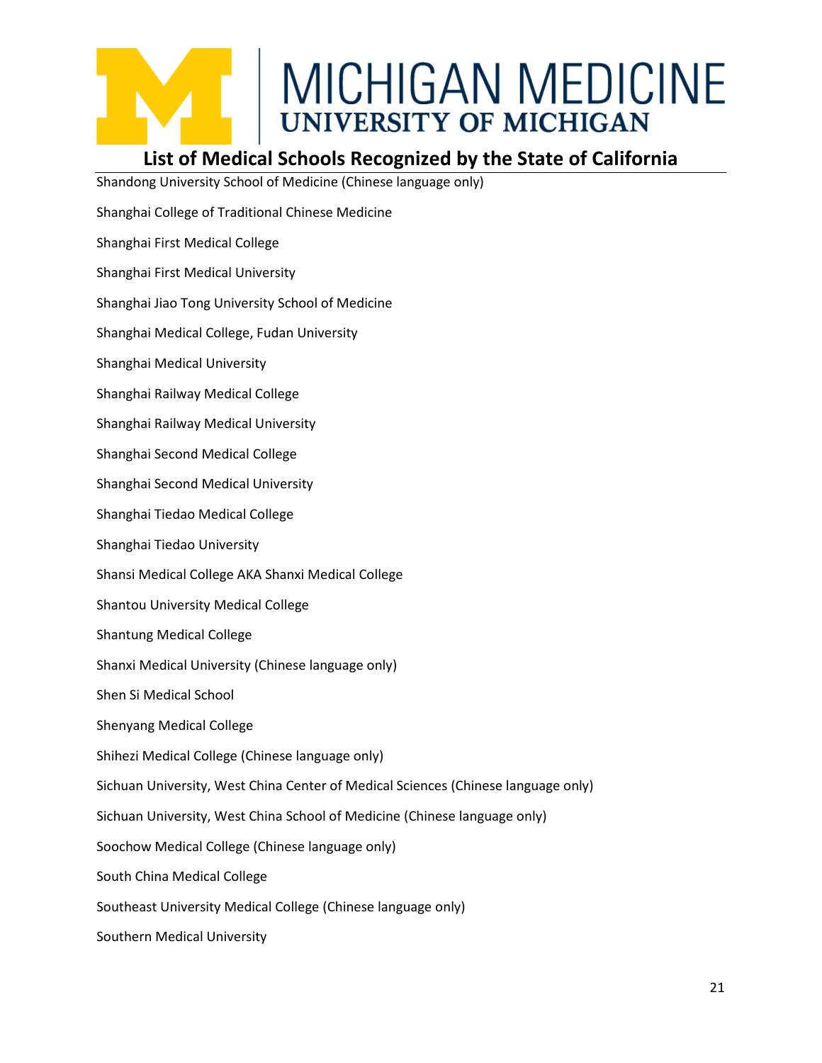# List of Medical Schools Recognized by the State of California

Shandong University School of Medicine (Chinese language only)

Shanghai College of Traditional Chinese Medicine

Shanghai First Medical College

Shanghai First Medical University

Shanghai Jiao Tong University School of Medicine

Shanghai Medical College, Fudan University

Shanghai Medical University

Shanghai Railway Medical College

Shanghai Railway Medical University

Shanghai Second Medical College

Shanghai Second Medical University

Shanghai Tiedao Medical College

Shanghai Tiedao University

Shansi Medical College AKA Shanxi Medical College

Shantou University Medical College

Shantung Medical College

Shanxi Medical University (Chinese language only)

Shen Si Medical School

Shenyang Medical College

Shihezi Medical College (Chinese language only)

Sichuan University, West China Center of Medical Sciences (Chinese language only)

Sichuan University, West China School of Medicine (Chinese language only)

Soochow Medical College (Chinese language only)

South China Medical College

Southeast University Medical College (Chinese language only)

Southern Medical University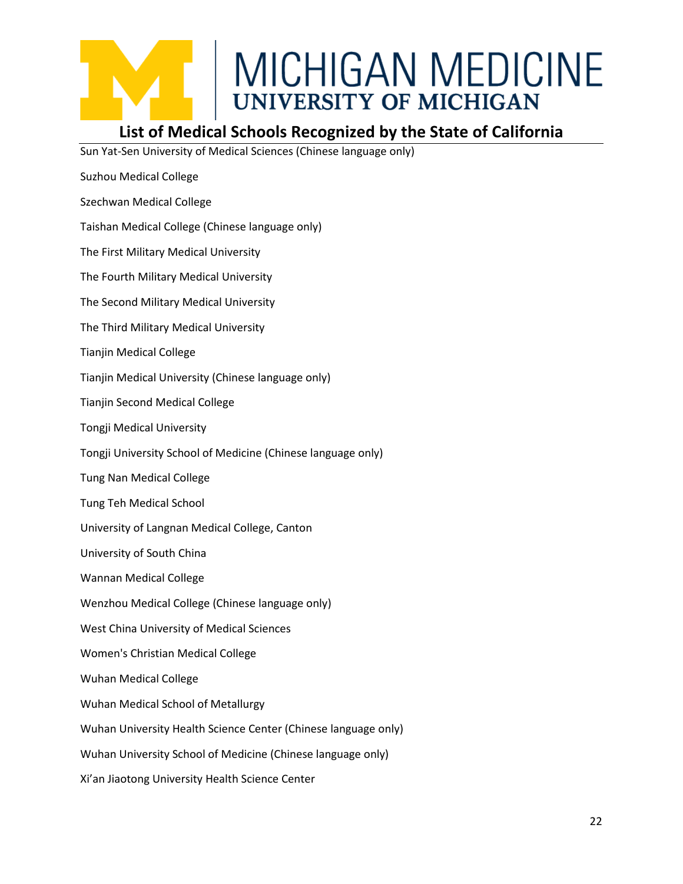## List of Medical Schools Recognized by the State of California

Sun Yat-Sen University of Medical Sciences (Chinese language only)

Suzhou Medical College

Szechwan Medical College

Taishan Medical College (Chinese language only)

The First Military Medical University

The Fourth Military Medical University

The Second Military Medical University

The Third Military Medical University

Tianjin Medical College

Tianjin Medical University (Chinese language only)

Tianjin Second Medical College

Tongji Medical University

Tongji University School of Medicine (Chinese language only)

Tung Nan Medical College

Tung Teh Medical School

University of Langnan Medical College, Canton

University of South China

Wannan Medical College

Wenzhou Medical College (Chinese language only)

West China University of Medical Sciences

Women's Christian Medical College

Wuhan Medical College

Wuhan Medical School of Metallurgy

Wuhan University Health Science Center (Chinese language only)

Wuhan University School of Medicine (Chinese language only)

Xi'an Jiaotong University Health Science Center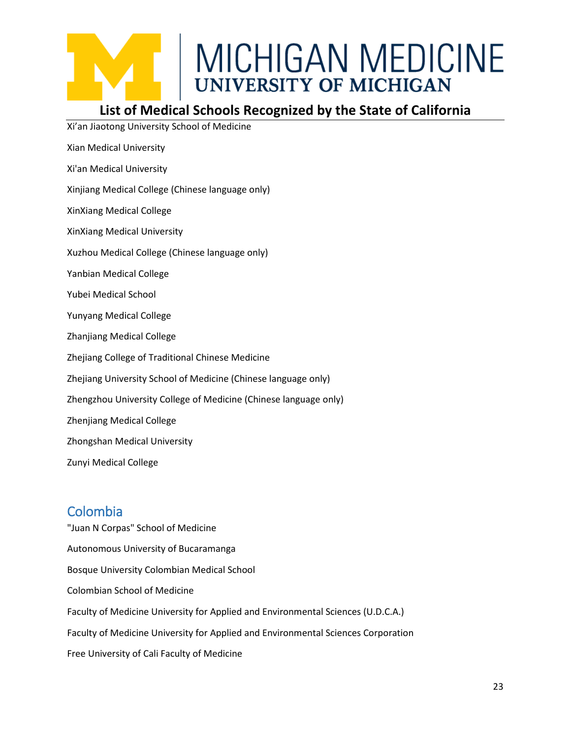Xi'an Jiaotong University School of Medicine

Xian Medical University

Xi'an Medical University

Xinjiang Medical College (Chinese language only)

XinXiang Medical College

XinXiang Medical University

Xuzhou Medical College (Chinese language only)

Yanbian Medical College

Yubei Medical School

Yunyang Medical College

Zhanjiang Medical College

Zhejiang College of Traditional Chinese Medicine

Zhejiang University School of Medicine (Chinese language only)

Zhengzhou University College of Medicine (Chinese language only)

Zhenjiang Medical College

Zhongshan Medical University

Zunyi Medical College

## Colombia

"Juan N Corpas" School of Medicine

Autonomous University of Bucaramanga

Bosque University Colombian Medical School

Colombian School of Medicine

Faculty of Medicine University for Applied and Environmental Sciences (U.D.C.A.)

Faculty of Medicine University for Applied and Environmental Sciences Corporation

Free University of Cali Faculty of Medicine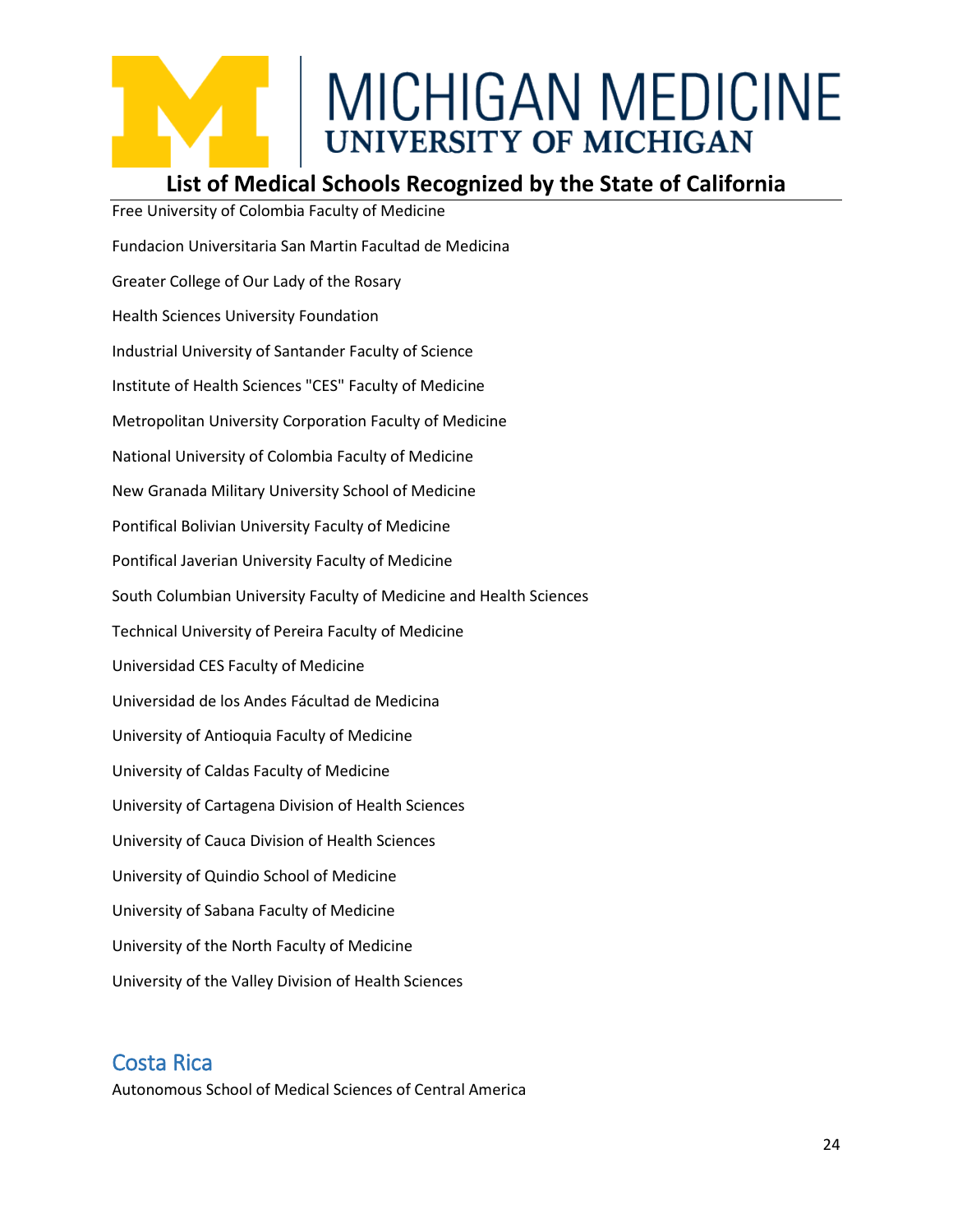Free University of Colombia Faculty of Medicine

Fundacion Universitaria San Martin Facultad de Medicina

Greater College of Our Lady of the Rosary

Health Sciences University Foundation

Industrial University of Santander Faculty of Science

Institute of Health Sciences "CES" Faculty of Medicine

Metropolitan University Corporation Faculty of Medicine

National University of Colombia Faculty of Medicine

New Granada Military University School of Medicine

Pontifical Bolivian University Faculty of Medicine

Pontifical Javerian University Faculty of Medicine

South Columbian University Faculty of Medicine and Health Sciences

Technical University of Pereira Faculty of Medicine

Universidad CES Faculty of Medicine

Universidad de los Andes Fácultad de Medicina

University of Antioquia Faculty of Medicine

University of Caldas Faculty of Medicine

University of Cartagena Division of Health Sciences

University of Cauca Division of Health Sciences

University of Quindio School of Medicine

University of Sabana Faculty of Medicine

University of the North Faculty of Medicine

University of the Valley Division of Health Sciences

## Costa Rica

Autonomous School of Medical Sciences of Central America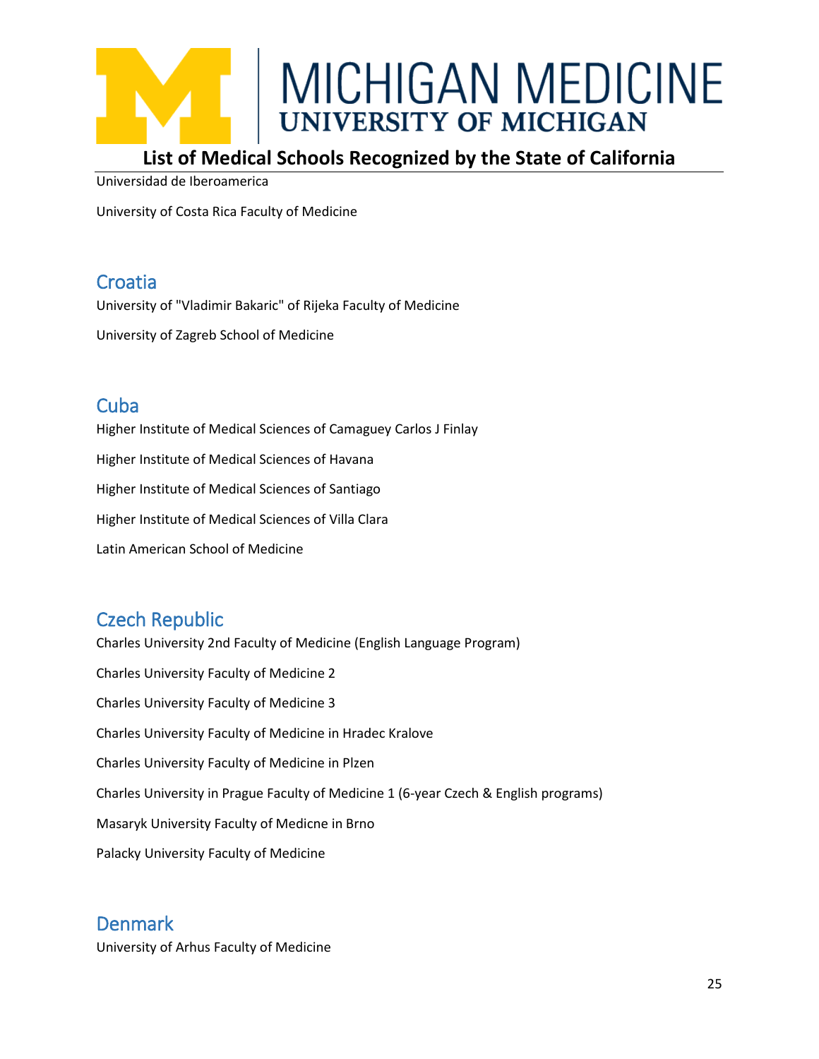Universidad de Iberoamerica

University of Costa Rica Faculty of Medicine

## Croatia

University of "Vladimir Bakaric" of Rijeka Faculty of Medicine

University of Zagreb School of Medicine

## Cuba

Higher Institute of Medical Sciences of Camaguey Carlos J Finlay

Higher Institute of Medical Sciences of Havana

Higher Institute of Medical Sciences of Santiago

Higher Institute of Medical Sciences of Villa Clara

Latin American School of Medicine

## Czech Republic

Charles University 2nd Faculty of Medicine (English Language Program)

Charles University Faculty of Medicine 2

Charles University Faculty of Medicine 3

Charles University Faculty of Medicine in Hradec Kralove

Charles University Faculty of Medicine in Plzen

Charles University in Prague Faculty of Medicine 1 (6-year Czech & English programs)

Masaryk University Faculty of Medicne in Brno

Palacky University Faculty of Medicine

## Denmark

University of Arhus Faculty of Medicine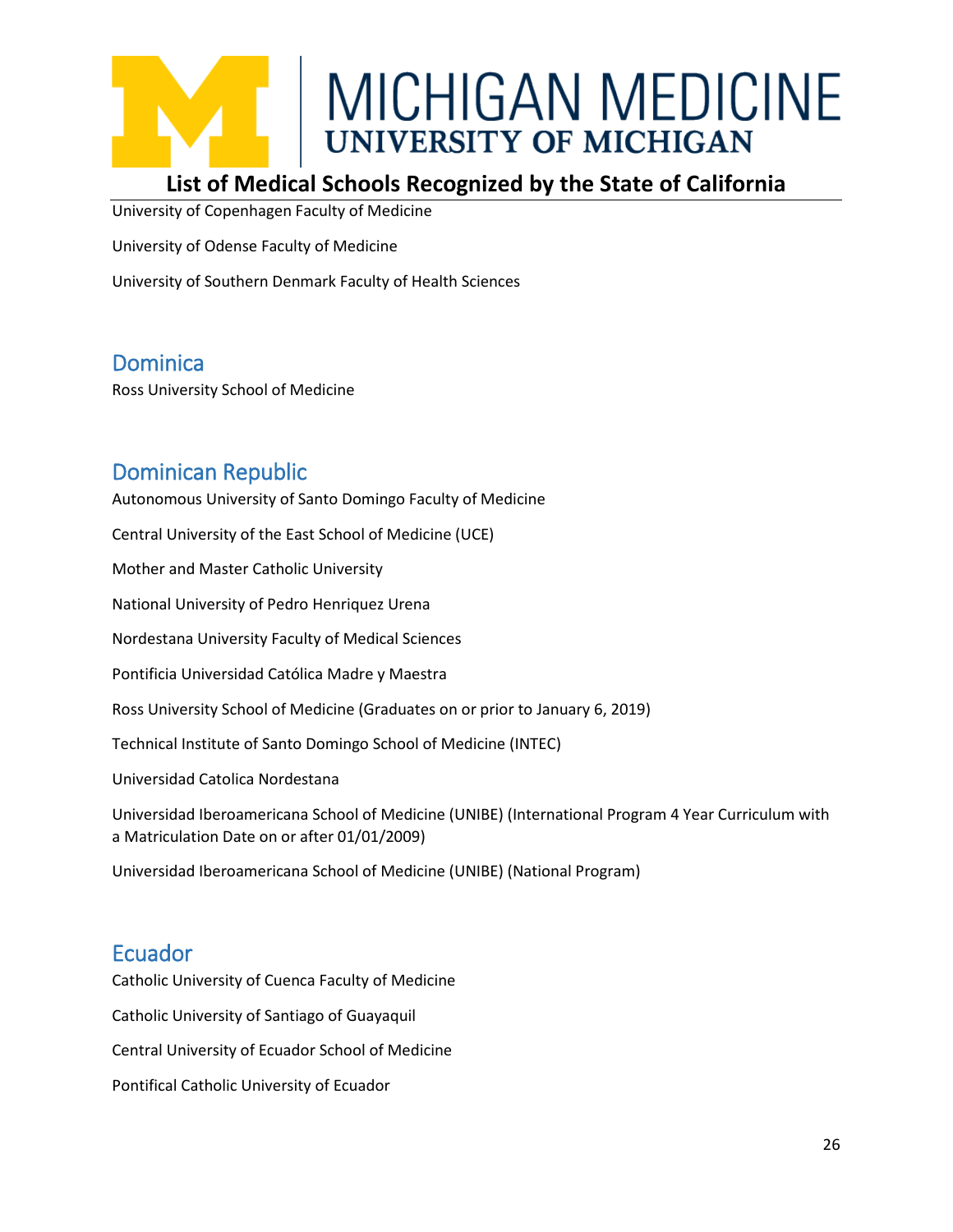University of Copenhagen Faculty of Medicine

University of Odense Faculty of Medicine

University of Southern Denmark Faculty of Health Sciences

## Dominica

Ross University School of Medicine

## Dominican Republic

Autonomous University of Santo Domingo Faculty of Medicine

Central University of the East School of Medicine (UCE)

Mother and Master Catholic University

National University of Pedro Henriquez Urena

Nordestana University Faculty of Medical Sciences

Pontificia Universidad Católica Madre y Maestra

Ross University School of Medicine (Graduates on or prior to January 6, 2019)

Technical Institute of Santo Domingo School of Medicine (INTEC)

Universidad Catolica Nordestana

Universidad Iberoamericana School of Medicine (UNIBE) (International Program 4 Year Curriculum with a Matriculation Date on or after 01/01/2009)

Universidad Iberoamericana School of Medicine (UNIBE) (National Program)

## Ecuador

Catholic University of Cuenca Faculty of Medicine

Catholic University of Santiago of Guayaquil

Central University of Ecuador School of Medicine

Pontifical Catholic University of Ecuador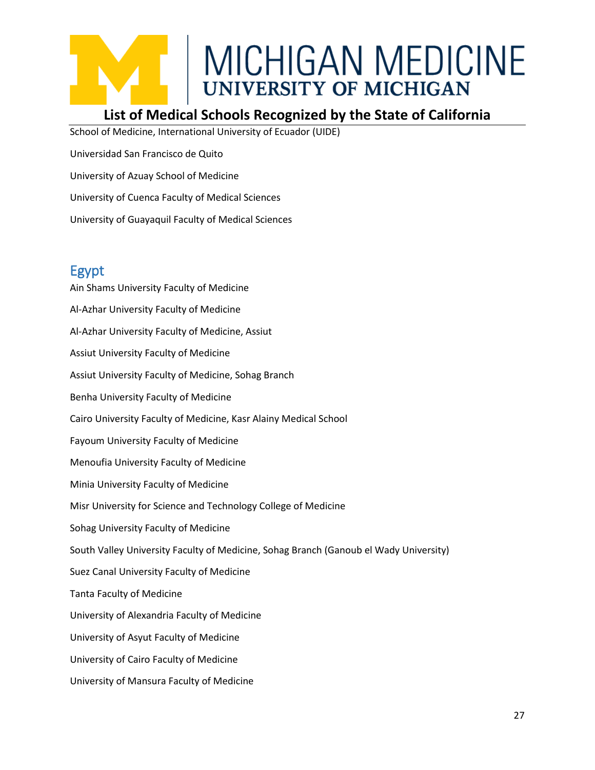School of Medicine, International University of Ecuador (UIDE)

Universidad San Francisco de Quito

University of Azuay School of Medicine

University of Cuenca Faculty of Medical Sciences

University of Guayaquil Faculty of Medical Sciences

## Egypt

Ain Shams University Faculty of Medicine

Al-Azhar University Faculty of Medicine

Al-Azhar University Faculty of Medicine, Assiut

Assiut University Faculty of Medicine

Assiut University Faculty of Medicine, Sohag Branch

Benha University Faculty of Medicine

Cairo University Faculty of Medicine, Kasr Alainy Medical School

Fayoum University Faculty of Medicine

Menoufia University Faculty of Medicine

Minia University Faculty of Medicine

Misr University for Science and Technology College of Medicine

Sohag University Faculty of Medicine

South Valley University Faculty of Medicine, Sohag Branch (Ganoub el Wady University)

Suez Canal University Faculty of Medicine

Tanta Faculty of Medicine

University of Alexandria Faculty of Medicine

University of Asyut Faculty of Medicine

University of Cairo Faculty of Medicine

University of Mansura Faculty of Medicine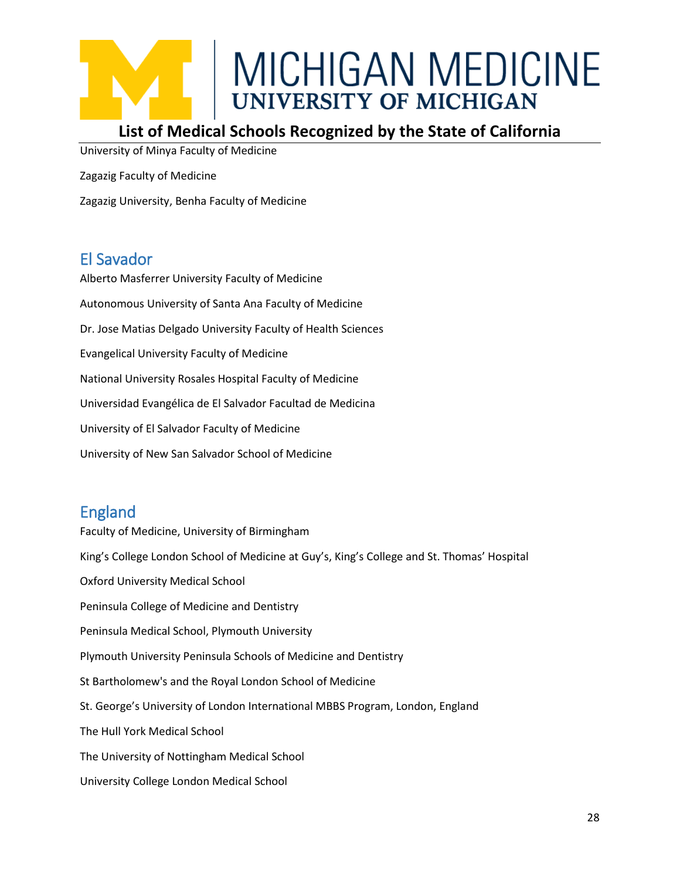University of Minya Faculty of Medicine

Zagazig Faculty of Medicine

Zagazig University, Benha Faculty of Medicine

## El Savador

Alberto Masferrer University Faculty of Medicine

Autonomous University of Santa Ana Faculty of Medicine

Dr. Jose Matias Delgado University Faculty of Health Sciences

Evangelical University Faculty of Medicine

National University Rosales Hospital Faculty of Medicine

Universidad Evangélica de El Salvador Facultad de Medicina

University of El Salvador Faculty of Medicine

University of New San Salvador School of Medicine

## England

Faculty of Medicine, University of Birmingham

King's College London School of Medicine at Guy's, King's College and St. Thomas' Hospital

Oxford University Medical School

Peninsula College of Medicine and Dentistry

Peninsula Medical School, Plymouth University

Plymouth University Peninsula Schools of Medicine and Dentistry

St Bartholomew's and the Royal London School of Medicine

St. George's University of London International MBBS Program, London, England

The Hull York Medical School

The University of Nottingham Medical School

University College London Medical School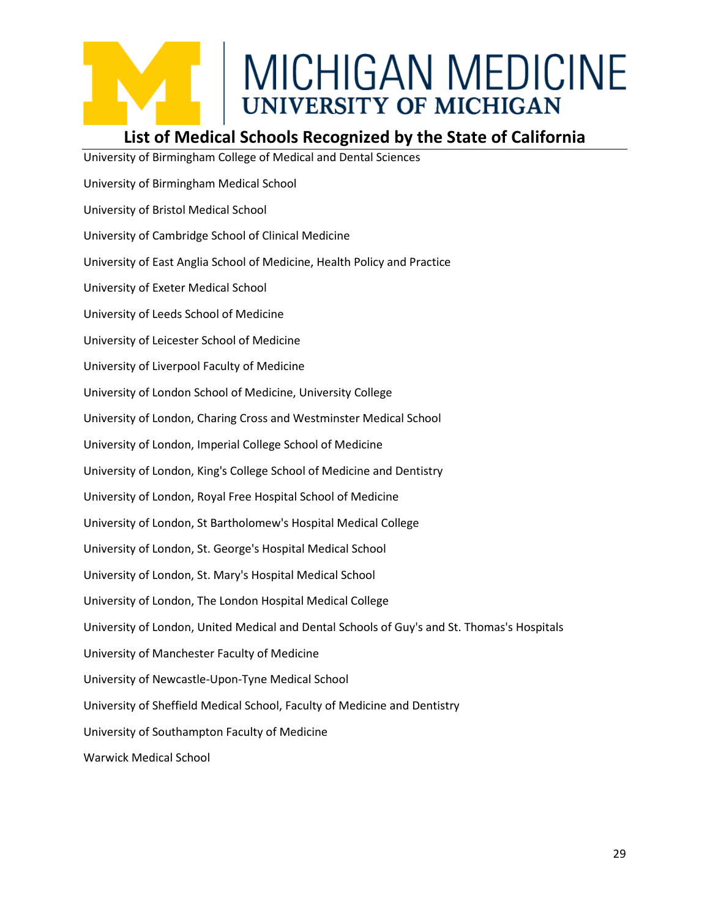## List of Medical Schools Recognized by the State of California

University of Birmingham College of Medical and Dental Sciences

University of Birmingham Medical School

University of Bristol Medical School

University of Cambridge School of Clinical Medicine

University of East Anglia School of Medicine, Health Policy and Practice

University of Exeter Medical School

University of Leeds School of Medicine

University of Leicester School of Medicine

University of Liverpool Faculty of Medicine

University of London School of Medicine, University College

University of London, Charing Cross and Westminster Medical School

University of London, Imperial College School of Medicine

University of London, King's College School of Medicine and Dentistry

University of London, Royal Free Hospital School of Medicine

University of London, St Bartholomew's Hospital Medical College

University of London, St. George's Hospital Medical School

University of London, St. Mary's Hospital Medical School

University of London, The London Hospital Medical College

University of London, United Medical and Dental Schools of Guy's and St. Thomas's Hospitals

University of Manchester Faculty of Medicine

University of Newcastle-Upon-Tyne Medical School

University of Sheffield Medical School, Faculty of Medicine and Dentistry

University of Southampton Faculty of Medicine

Warwick Medical School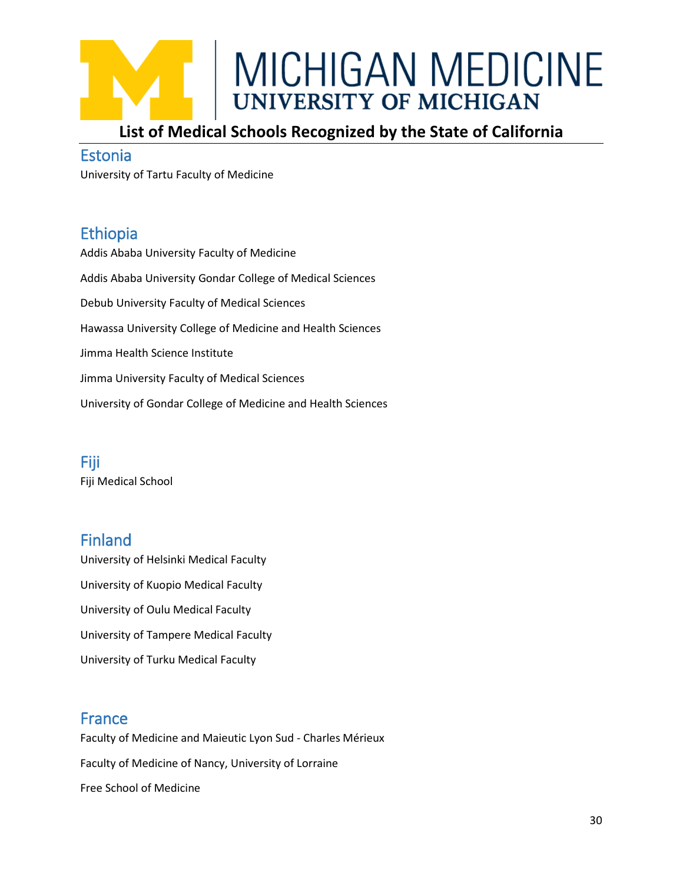# List of Medical Schools Recognized by the State of California

## Estonia

University of Tartu Faculty of Medicine

## Ethiopia

Addis Ababa University Faculty of Medicine

Addis Ababa University Gondar College of Medical Sciences

Debub University Faculty of Medical Sciences

Hawassa University College of Medicine and Health Sciences

Jimma Health Science Institute

Jimma University Faculty of Medical Sciences

University of Gondar College of Medicine and Health Sciences

## Fiji

Fiji Medical School

## Finland

University of Helsinki Medical Faculty

University of Kuopio Medical Faculty

University of Oulu Medical Faculty

University of Tampere Medical Faculty

University of Turku Medical Faculty

## France

Faculty of Medicine and Maieutic Lyon Sud - Charles Mérieux

Faculty of Medicine of Nancy, University of Lorraine

Free School of Medicine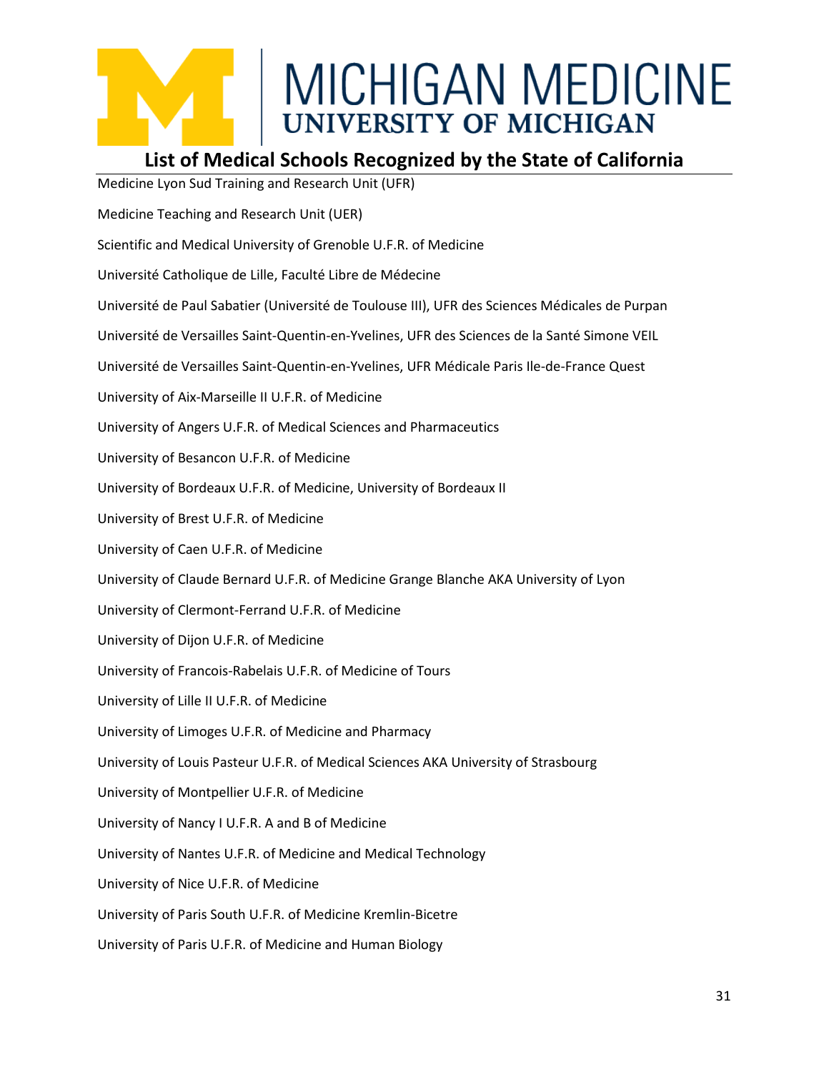## List of Medical Schools Recognized by the State of California

Medicine Lyon Sud Training and Research Unit (UFR)

Medicine Teaching and Research Unit (UER)

Scientific and Medical University of Grenoble U.F.R. of Medicine

Université Catholique de Lille, Faculté Libre de Médecine

Université de Paul Sabatier (Université de Toulouse III), UFR des Sciences Médicales de Purpan

Université de Versailles Saint-Quentin-en-Yvelines, UFR des Sciences de la Santé Simone VEIL

Université de Versailles Saint-Quentin-en-Yvelines, UFR Médicale Paris Ile-de-France Quest

University of Aix-Marseille II U.F.R. of Medicine

University of Angers U.F.R. of Medical Sciences and Pharmaceutics

University of Besancon U.F.R. of Medicine

University of Bordeaux U.F.R. of Medicine, University of Bordeaux II

University of Brest U.F.R. of Medicine

University of Caen U.F.R. of Medicine

University of Claude Bernard U.F.R. of Medicine Grange Blanche AKA University of Lyon

University of Clermont-Ferrand U.F.R. of Medicine

University of Dijon U.F.R. of Medicine

University of Francois-Rabelais U.F.R. of Medicine of Tours

University of Lille II U.F.R. of Medicine

University of Limoges U.F.R. of Medicine and Pharmacy

University of Louis Pasteur U.F.R. of Medical Sciences AKA University of Strasbourg

University of Montpellier U.F.R. of Medicine

University of Nancy I U.F.R. A and B of Medicine

University of Nantes U.F.R. of Medicine and Medical Technology

University of Nice U.F.R. of Medicine

University of Paris South U.F.R. of Medicine Kremlin-Bicetre

University of Paris U.F.R. of Medicine and Human Biology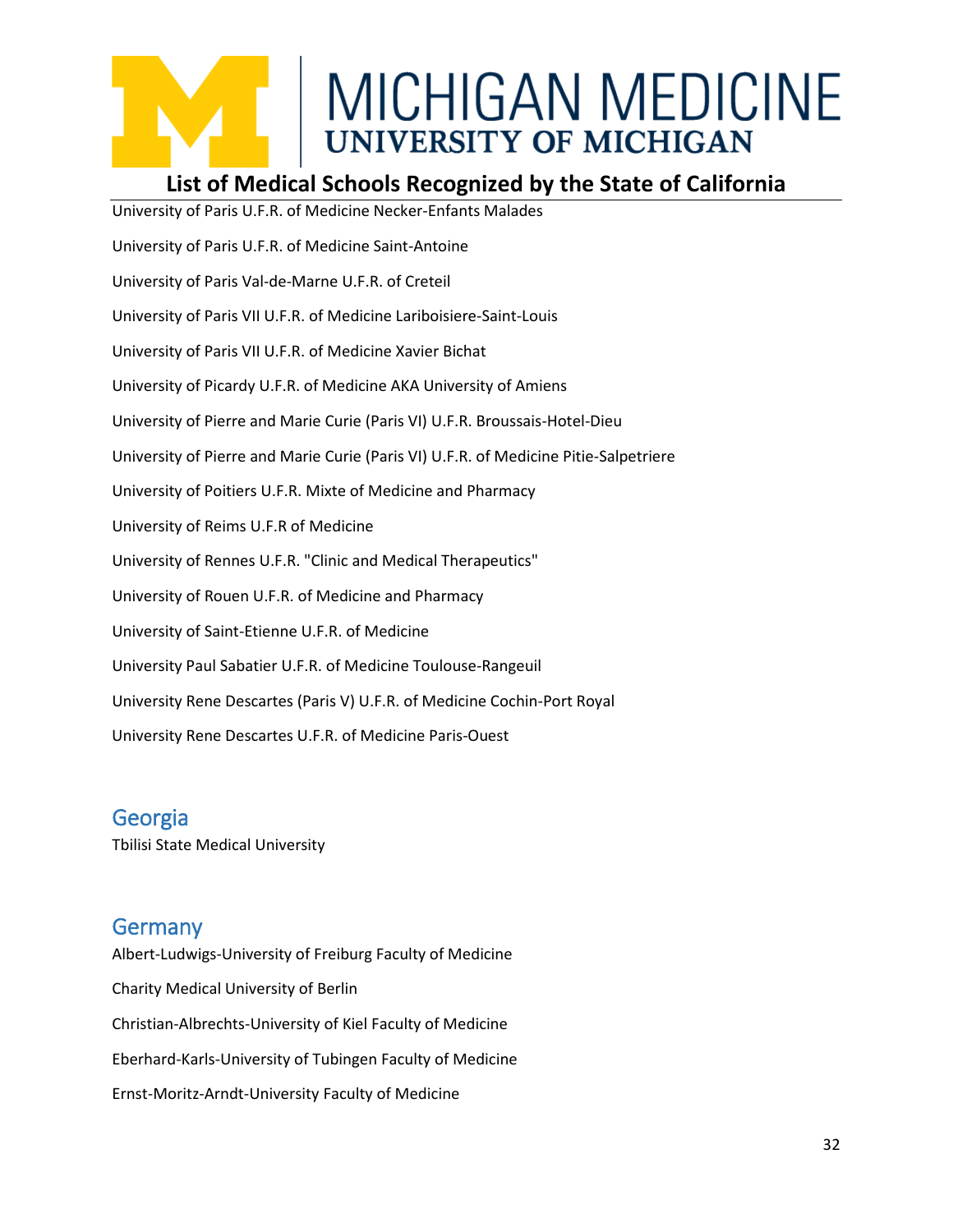University of Paris U.F.R. of Medicine Necker-Enfants Malades

University of Paris U.F.R. of Medicine Saint-Antoine

University of Paris Val-de-Marne U.F.R. of Creteil

University of Paris VII U.F.R. of Medicine Lariboisiere-Saint-Louis

University of Paris VII U.F.R. of Medicine Xavier Bichat

University of Picardy U.F.R. of Medicine AKA University of Amiens

University of Pierre and Marie Curie (Paris VI) U.F.R. Broussais-Hotel-Dieu

University of Pierre and Marie Curie (Paris VI) U.F.R. of Medicine Pitie-Salpetriere

University of Poitiers U.F.R. Mixte of Medicine and Pharmacy

University of Reims U.F.R of Medicine

University of Rennes U.F.R. "Clinic and Medical Therapeutics"

University of Rouen U.F.R. of Medicine and Pharmacy

University of Saint-Etienne U.F.R. of Medicine

University Paul Sabatier U.F.R. of Medicine Toulouse-Rangeuil

University Rene Descartes (Paris V) U.F.R. of Medicine Cochin-Port Royal

University Rene Descartes U.F.R. of Medicine Paris-Ouest

## Georgia

Tbilisi State Medical University

## Germany

Albert-Ludwigs-University of Freiburg Faculty of Medicine

Charity Medical University of Berlin

Christian-Albrechts-University of Kiel Faculty of Medicine

Eberhard-Karls-University of Tubingen Faculty of Medicine

Ernst-Moritz-Arndt-University Faculty of Medicine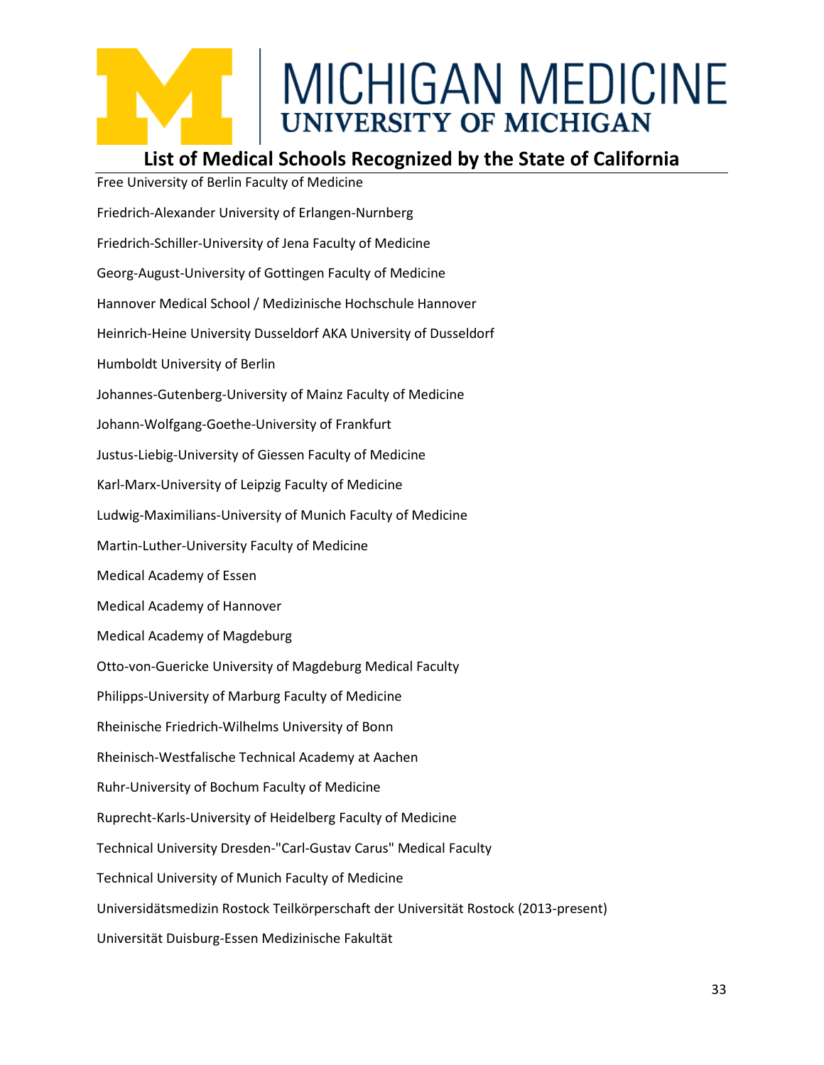# List of Medical Schools Recognized by the State of California

Free University of Berlin Faculty of Medicine

Friedrich-Alexander University of Erlangen-Nurnberg

Friedrich-Schiller-University of Jena Faculty of Medicine

Georg-August-University of Gottingen Faculty of Medicine

Hannover Medical School / Medizinische Hochschule Hannover

Heinrich-Heine University Dusseldorf AKA University of Dusseldorf

Humboldt University of Berlin

Johannes-Gutenberg-University of Mainz Faculty of Medicine

Johann-Wolfgang-Goethe-University of Frankfurt

Justus-Liebig-University of Giessen Faculty of Medicine

Karl-Marx-University of Leipzig Faculty of Medicine

Ludwig-Maximilians-University of Munich Faculty of Medicine

Martin-Luther-University Faculty of Medicine

Medical Academy of Essen

Medical Academy of Hannover

Medical Academy of Magdeburg

Otto-von-Guericke University of Magdeburg Medical Faculty

Philipps-University of Marburg Faculty of Medicine

Rheinische Friedrich-Wilhelms University of Bonn

Rheinisch-Westfalische Technical Academy at Aachen

Ruhr-University of Bochum Faculty of Medicine

Ruprecht-Karls-University of Heidelberg Faculty of Medicine

Technical University Dresden-"Carl-Gustav Carus" Medical Faculty

Technical University of Munich Faculty of Medicine

Universidätsmedizin Rostock Teilkörperschaft der Universität Rostock (2013-present)

Universität Duisburg-Essen Medizinische Fakultät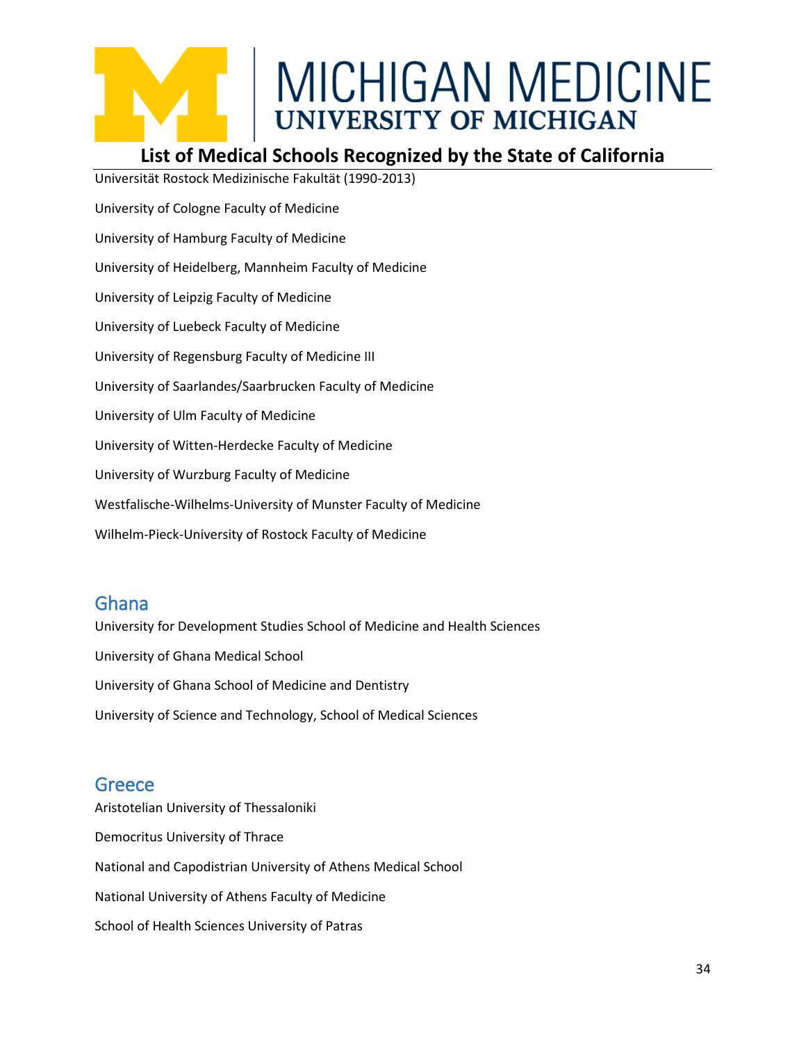Universität Rostock Medizinische Fakultät (1990-2013)

University of Cologne Faculty of Medicine

University of Hamburg Faculty of Medicine

University of Heidelberg, Mannheim Faculty of Medicine

University of Leipzig Faculty of Medicine

University of Luebeck Faculty of Medicine

University of Regensburg Faculty of Medicine III

University of Saarlandes/Saarbrucken Faculty of Medicine

University of Ulm Faculty of Medicine

University of Witten-Herdecke Faculty of Medicine

University of Wurzburg Faculty of Medicine

Westfalische-Wilhelms-University of Munster Faculty of Medicine

Wilhelm-Pieck-University of Rostock Faculty of Medicine

## Ghana

University for Development Studies School of Medicine and Health Sciences

University of Ghana Medical School

University of Ghana School of Medicine and Dentistry

University of Science and Technology, School of Medical Sciences

## Greece

Aristotelian University of Thessaloniki

Democritus University of Thrace

National and Capodistrian University of Athens Medical School

National University of Athens Faculty of Medicine

School of Health Sciences University of Patras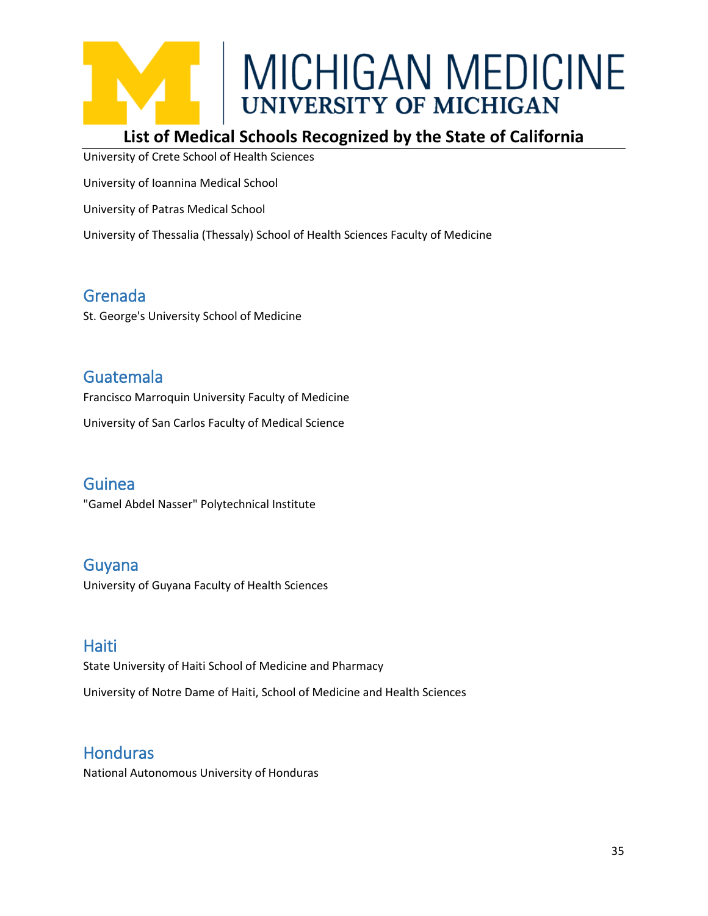University of Crete School of Health Sciences

University of Ioannina Medical School

University of Patras Medical School

University of Thessalia (Thessaly) School of Health Sciences Faculty of Medicine

## Grenada

St. George's University School of Medicine

## Guatemala

Francisco Marroquin University Faculty of Medicine

University of San Carlos Faculty of Medical Science

## Guinea

"Gamel Abdel Nasser" Polytechnical Institute

## Guyana

University of Guyana Faculty of Health Sciences

## Haiti

State University of Haiti School of Medicine and Pharmacy

University of Notre Dame of Haiti, School of Medicine and Health Sciences

## Honduras

National Autonomous University of Honduras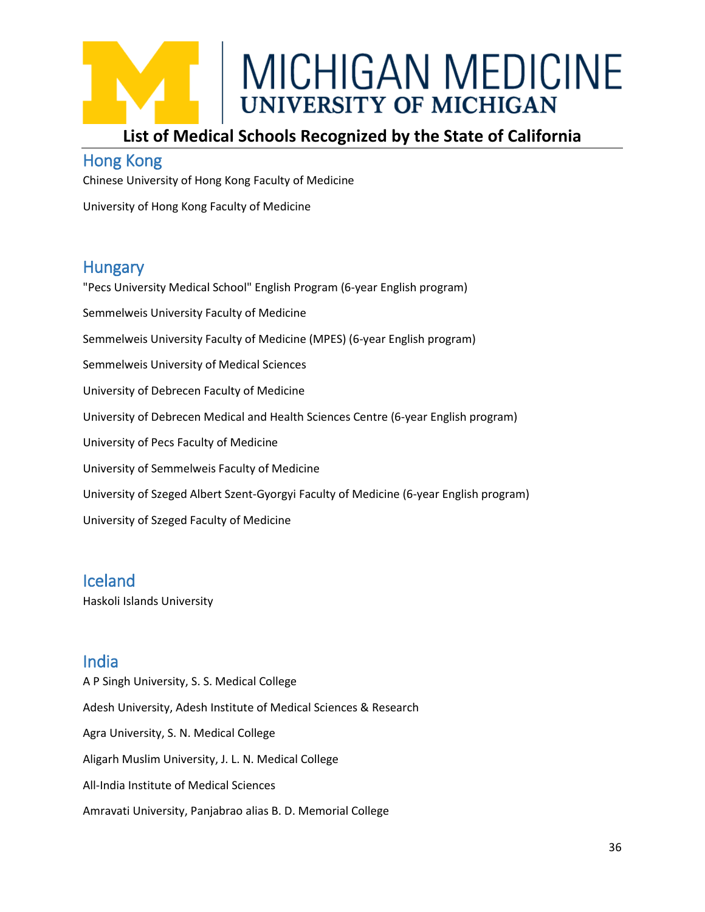# List of Medical Schools Recognized by the State of California

## Hong Kong

Chinese University of Hong Kong Faculty of Medicine

University of Hong Kong Faculty of Medicine

## Hungary

"Pecs University Medical School" English Program (6-year English program)

Semmelweis University Faculty of Medicine

Semmelweis University Faculty of Medicine (MPES) (6-year English program)

Semmelweis University of Medical Sciences

University of Debrecen Faculty of Medicine

University of Debrecen Medical and Health Sciences Centre (6-year English program)

University of Pecs Faculty of Medicine

University of Semmelweis Faculty of Medicine

University of Szeged Albert Szent-Gyorgyi Faculty of Medicine (6-year English program)

University of Szeged Faculty of Medicine

## Iceland

Haskoli Islands University

## India

A P Singh University, S. S. Medical College

Adesh University, Adesh Institute of Medical Sciences & Research

Agra University, S. N. Medical College

Aligarh Muslim University, J. L. N. Medical College

All-India Institute of Medical Sciences

Amravati University, Panjabrao alias B. D. Memorial College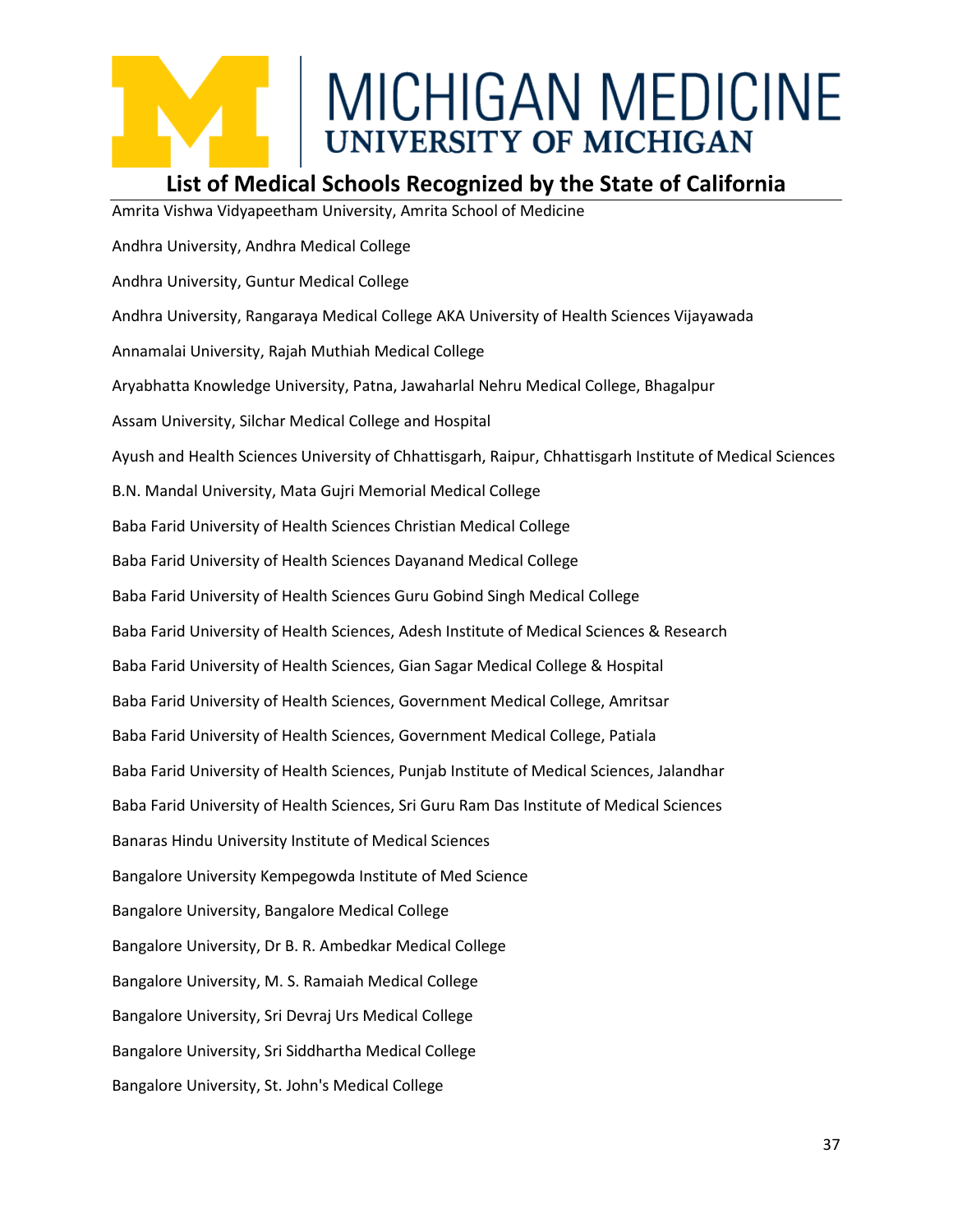## List of Medical Schools Recognized by the State of California

Amrita Vishwa Vidyapeetham University, Amrita School of Medicine

Andhra University, Andhra Medical College

Andhra University, Guntur Medical College

Andhra University, Rangaraya Medical College AKA University of Health Sciences Vijayawada

Annamalai University, Rajah Muthiah Medical College

Aryabhatta Knowledge University, Patna, Jawaharlal Nehru Medical College, Bhagalpur

Assam University, Silchar Medical College and Hospital

Ayush and Health Sciences University of Chhattisgarh, Raipur, Chhattisgarh Institute of Medical Sciences

B.N. Mandal University, Mata Gujri Memorial Medical College

Baba Farid University of Health Sciences Christian Medical College

Baba Farid University of Health Sciences Dayanand Medical College

Baba Farid University of Health Sciences Guru Gobind Singh Medical College

Baba Farid University of Health Sciences, Adesh Institute of Medical Sciences & Research

Baba Farid University of Health Sciences, Gian Sagar Medical College & Hospital

Baba Farid University of Health Sciences, Government Medical College, Amritsar

Baba Farid University of Health Sciences, Government Medical College, Patiala

Baba Farid University of Health Sciences, Punjab Institute of Medical Sciences, Jalandhar

Baba Farid University of Health Sciences, Sri Guru Ram Das Institute of Medical Sciences

Banaras Hindu University Institute of Medical Sciences

Bangalore University Kempegowda Institute of Med Science

Bangalore University, Bangalore Medical College

Bangalore University, Dr B. R. Ambedkar Medical College

Bangalore University, M. S. Ramaiah Medical College

Bangalore University, Sri Devraj Urs Medical College

Bangalore University, Sri Siddhartha Medical College

Bangalore University, St. John's Medical College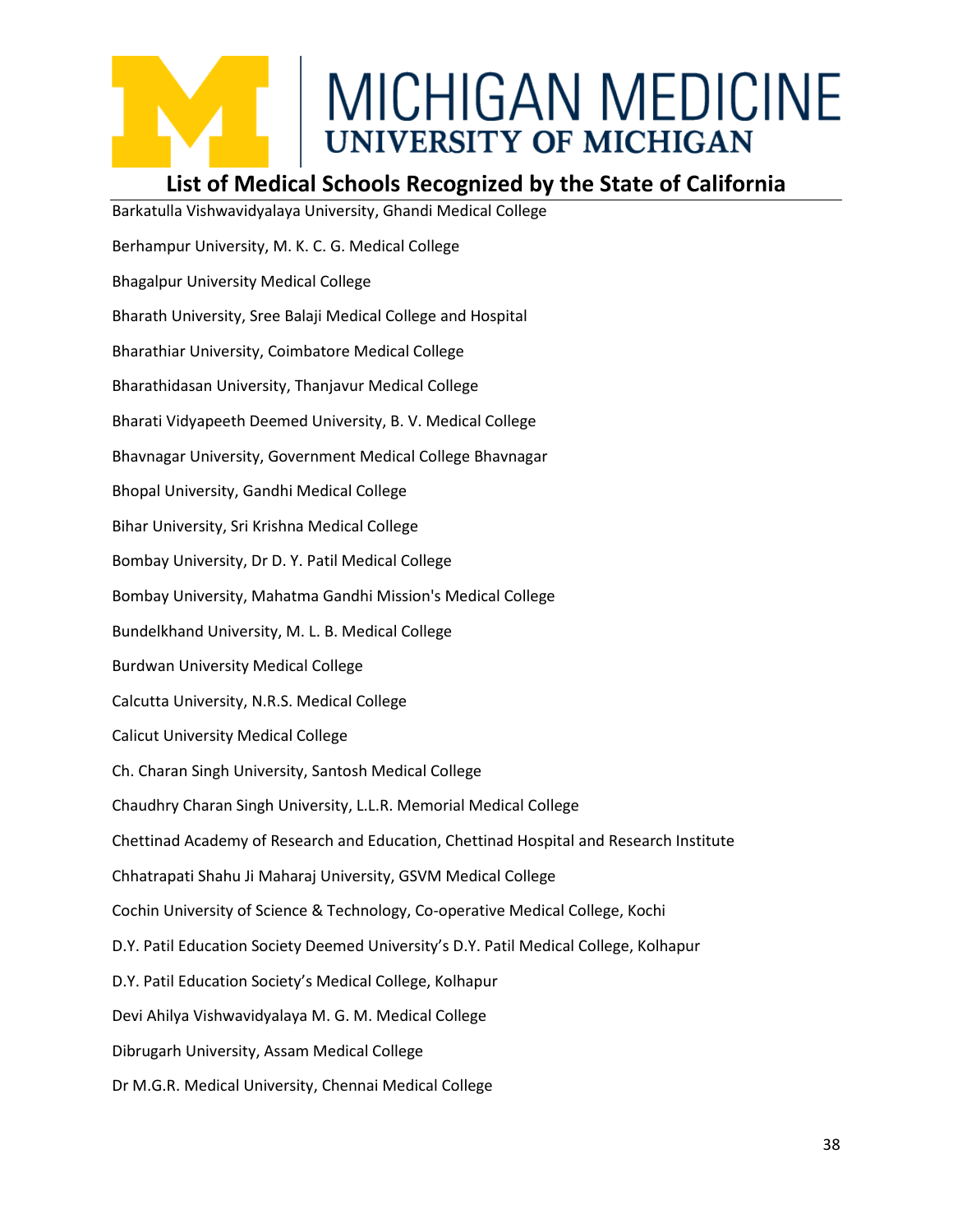## List of Medical Schools Recognized by the State of California

Barkatulla Vishwavidyalaya University, Ghandi Medical College

Berhampur University, M. K. C. G. Medical College

Bhagalpur University Medical College

Bharath University, Sree Balaji Medical College and Hospital

Bharathiar University, Coimbatore Medical College

Bharathidasan University, Thanjavur Medical College

Bharati Vidyapeeth Deemed University, B. V. Medical College

Bhavnagar University, Government Medical College Bhavnagar

Bhopal University, Gandhi Medical College

Bihar University, Sri Krishna Medical College

Bombay University, Dr D. Y. Patil Medical College

Bombay University, Mahatma Gandhi Mission's Medical College

Bundelkhand University, M. L. B. Medical College

Burdwan University Medical College

Calcutta University, N.R.S. Medical College

Calicut University Medical College

Ch. Charan Singh University, Santosh Medical College

Chaudhry Charan Singh University, L.L.R. Memorial Medical College

Chettinad Academy of Research and Education, Chettinad Hospital and Research Institute

Chhatrapati Shahu Ji Maharaj University, GSVM Medical College

Cochin University of Science & Technology, Co-operative Medical College, Kochi

D.Y. Patil Education Society Deemed University's D.Y. Patil Medical College, Kolhapur

D.Y. Patil Education Society's Medical College, Kolhapur

Devi Ahilya Vishwavidyalaya M. G. M. Medical College

Dibrugarh University, Assam Medical College

Dr M.G.R. Medical University, Chennai Medical College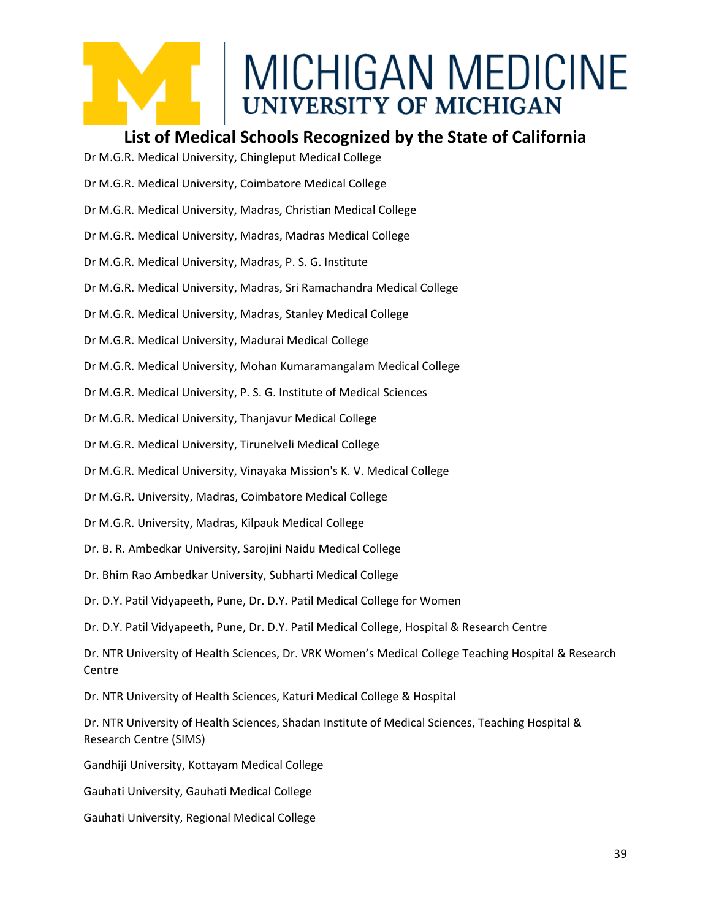## List of Medical Schools Recognized by the State of California

Dr M.G.R. Medical University, Chingleput Medical College

Dr M.G.R. Medical University, Coimbatore Medical College

Dr M.G.R. Medical University, Madras, Christian Medical College

Dr M.G.R. Medical University, Madras, Madras Medical College

Dr M.G.R. Medical University, Madras, P. S. G. Institute

Dr M.G.R. Medical University, Madras, Sri Ramachandra Medical College

Dr M.G.R. Medical University, Madras, Stanley Medical College

Dr M.G.R. Medical University, Madurai Medical College

Dr M.G.R. Medical University, Mohan Kumaramangalam Medical College

Dr M.G.R. Medical University, P. S. G. Institute of Medical Sciences

Dr M.G.R. Medical University, Thanjavur Medical College

Dr M.G.R. Medical University, Tirunelveli Medical College

Dr M.G.R. Medical University, Vinayaka Mission's K. V. Medical College

Dr M.G.R. University, Madras, Coimbatore Medical College

Dr M.G.R. University, Madras, Kilpauk Medical College

Dr. B. R. Ambedkar University, Sarojini Naidu Medical College

Dr. Bhim Rao Ambedkar University, Subharti Medical College

Dr. D.Y. Patil Vidyapeeth, Pune, Dr. D.Y. Patil Medical College for Women

Dr. D.Y. Patil Vidyapeeth, Pune, Dr. D.Y. Patil Medical College, Hospital & Research Centre

Dr. NTR University of Health Sciences, Dr. VRK Women's Medical College Teaching Hospital & Research Centre

Dr. NTR University of Health Sciences, Katuri Medical College & Hospital

Dr. NTR University of Health Sciences, Shadan Institute of Medical Sciences, Teaching Hospital & Research Centre (SIMS)

Gandhiji University, Kottayam Medical College

Gauhati University, Gauhati Medical College

Gauhati University, Regional Medical College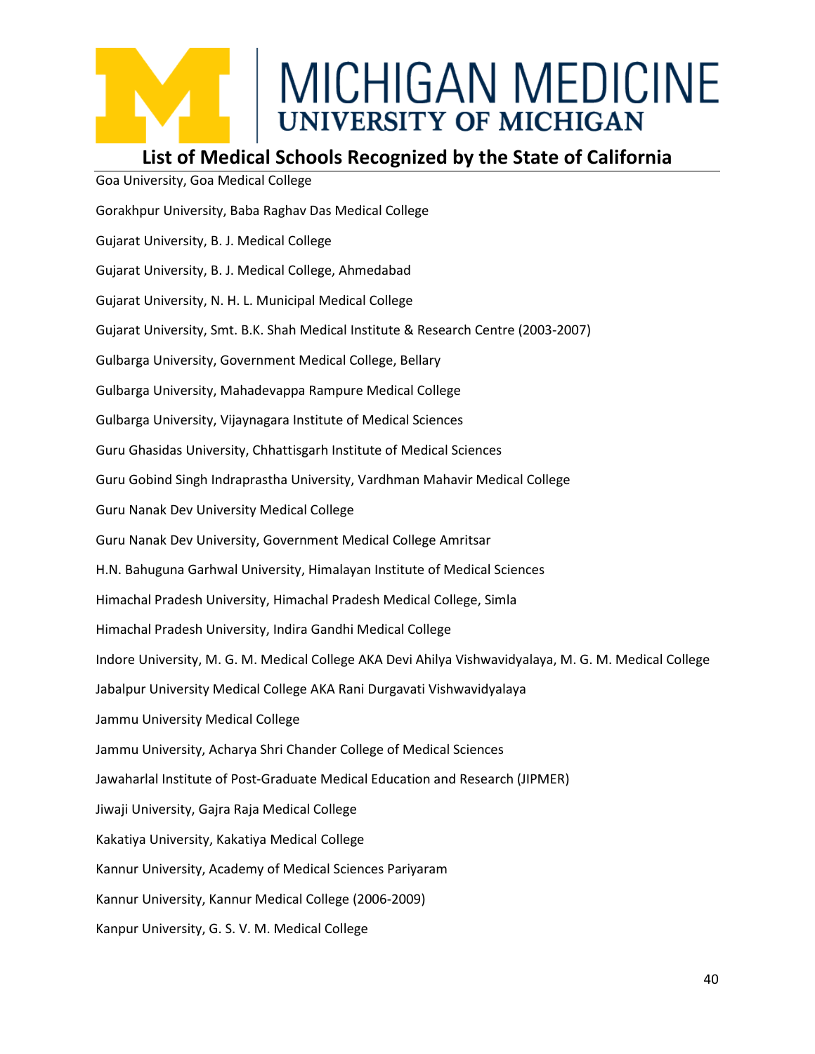## List of Medical Schools Recognized by the State of California

Goa University, Goa Medical College

Gorakhpur University, Baba Raghav Das Medical College

Gujarat University, B. J. Medical College

Gujarat University, B. J. Medical College, Ahmedabad

Gujarat University, N. H. L. Municipal Medical College

Gujarat University, Smt. B.K. Shah Medical Institute & Research Centre (2003-2007)

Gulbarga University, Government Medical College, Bellary

Gulbarga University, Mahadevappa Rampure Medical College

Gulbarga University, Vijaynagara Institute of Medical Sciences

Guru Ghasidas University, Chhattisgarh Institute of Medical Sciences

Guru Gobind Singh Indraprastha University, Vardhman Mahavir Medical College

Guru Nanak Dev University Medical College

Guru Nanak Dev University, Government Medical College Amritsar

H.N. Bahuguna Garhwal University, Himalayan Institute of Medical Sciences

Himachal Pradesh University, Himachal Pradesh Medical College, Simla

Himachal Pradesh University, Indira Gandhi Medical College

Indore University, M. G. M. Medical College AKA Devi Ahilya Vishwavidyalaya, M. G. M. Medical College

Jabalpur University Medical College AKA Rani Durgavati Vishwavidyalaya

Jammu University Medical College

Jammu University, Acharya Shri Chander College of Medical Sciences

Jawaharlal Institute of Post-Graduate Medical Education and Research (JIPMER)

Jiwaji University, Gajra Raja Medical College

Kakatiya University, Kakatiya Medical College

Kannur University, Academy of Medical Sciences Pariyaram

Kannur University, Kannur Medical College (2006-2009)

Kanpur University, G. S. V. M. Medical College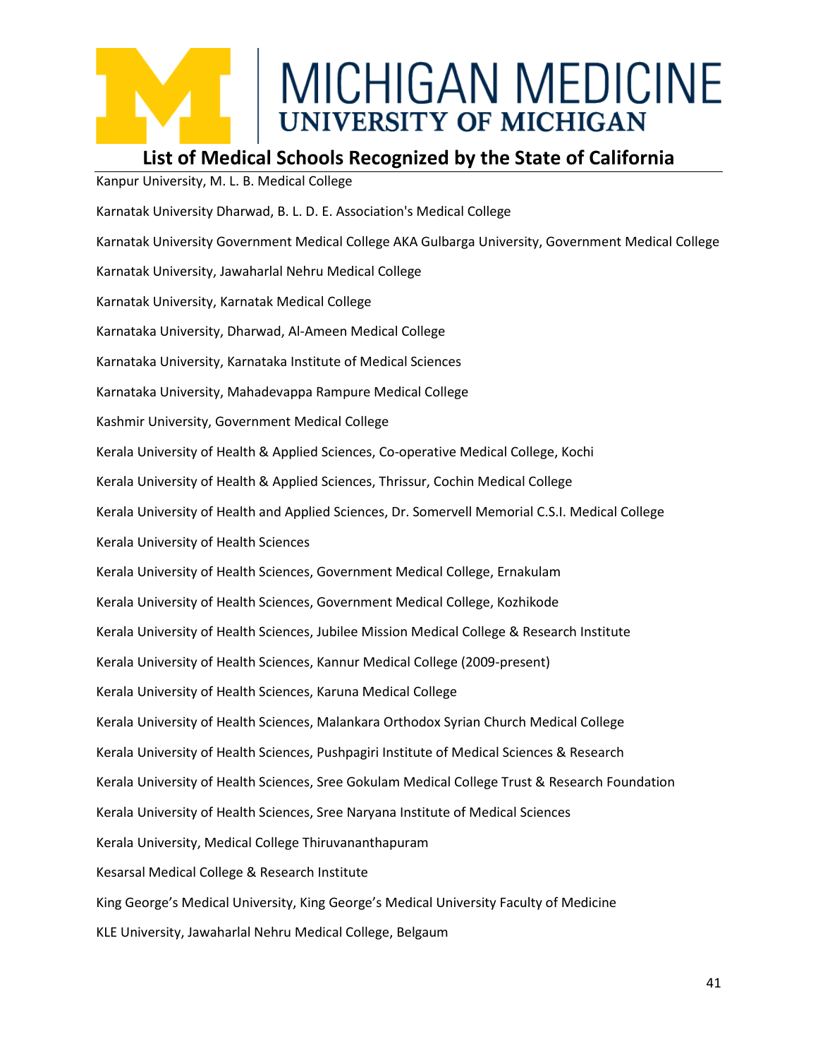## List of Medical Schools Recognized by the State of California

Kanpur University, M. L. B. Medical College

Karnatak University Dharwad, B. L. D. E. Association's Medical College

Karnatak University Government Medical College AKA Gulbarga University, Government Medical College

Karnatak University, Jawaharlal Nehru Medical College

Karnatak University, Karnatak Medical College

Karnataka University, Dharwad, Al-Ameen Medical College

Karnataka University, Karnataka Institute of Medical Sciences

Karnataka University, Mahadevappa Rampure Medical College

Kashmir University, Government Medical College

Kerala University of Health & Applied Sciences, Co-operative Medical College, Kochi

Kerala University of Health & Applied Sciences, Thrissur, Cochin Medical College

Kerala University of Health and Applied Sciences, Dr. Somervell Memorial C.S.I. Medical College

Kerala University of Health Sciences

Kerala University of Health Sciences, Government Medical College, Ernakulam

Kerala University of Health Sciences, Government Medical College, Kozhikode

Kerala University of Health Sciences, Jubilee Mission Medical College & Research Institute

Kerala University of Health Sciences, Kannur Medical College (2009-present)

Kerala University of Health Sciences, Karuna Medical College

Kerala University of Health Sciences, Malankara Orthodox Syrian Church Medical College

Kerala University of Health Sciences, Pushpagiri Institute of Medical Sciences & Research

Kerala University of Health Sciences, Sree Gokulam Medical College Trust & Research Foundation

Kerala University of Health Sciences, Sree Naryana Institute of Medical Sciences

Kerala University, Medical College Thiruvananthapuram

Kesarsal Medical College & Research Institute

King George's Medical University, King George's Medical University Faculty of Medicine

KLE University, Jawaharlal Nehru Medical College, Belgaum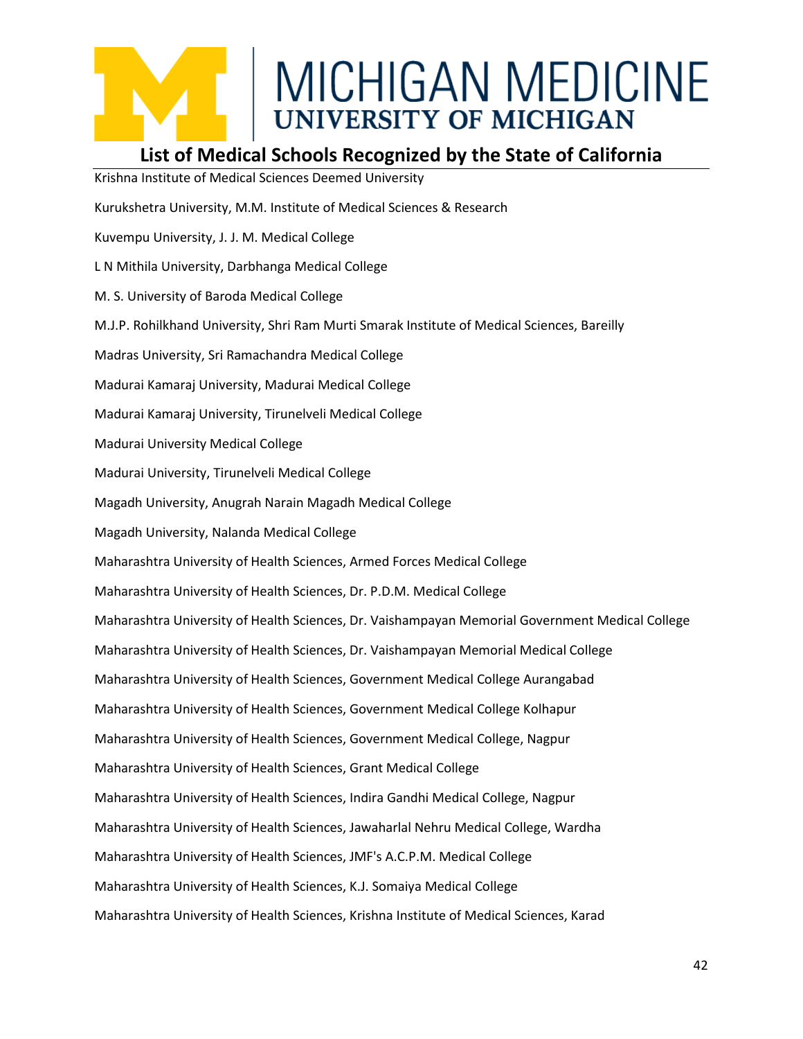# MICHIGAN MEDICINE
## UNIVERSITY OF MICHIGAN

## List of Medical Schools Recognized by the State of California

Krishna Institute of Medical Sciences Deemed University

Kurukshetra University, M.M. Institute of Medical Sciences & Research

Kuvempu University, J. J. M. Medical College

L N Mithila University, Darbhanga Medical College

M. S. University of Baroda Medical College

M.J.P. Rohilkhand University, Shri Ram Murti Smarak Institute of Medical Sciences, Bareilly

Madras University, Sri Ramachandra Medical College

Madurai Kamaraj University, Madurai Medical College

Madurai Kamaraj University, Tirunelveli Medical College

Madurai University Medical College

Madurai University, Tirunelveli Medical College

Magadh University, Anugrah Narain Magadh Medical College

Magadh University, Nalanda Medical College

Maharashtra University of Health Sciences, Armed Forces Medical College

Maharashtra University of Health Sciences, Dr. P.D.M. Medical College

Maharashtra University of Health Sciences, Dr. Vaishampayan Memorial Government Medical College

Maharashtra University of Health Sciences, Dr. Vaishampayan Memorial Medical College

Maharashtra University of Health Sciences, Government Medical College Aurangabad

Maharashtra University of Health Sciences, Government Medical College Kolhapur

Maharashtra University of Health Sciences, Government Medical College, Nagpur

Maharashtra University of Health Sciences, Grant Medical College

Maharashtra University of Health Sciences, Indira Gandhi Medical College, Nagpur

Maharashtra University of Health Sciences, Jawaharlal Nehru Medical College, Wardha

Maharashtra University of Health Sciences, JMF's A.C.P.M. Medical College

Maharashtra University of Health Sciences, K.J. Somaiya Medical College

Maharashtra University of Health Sciences, Krishna Institute of Medical Sciences, Karad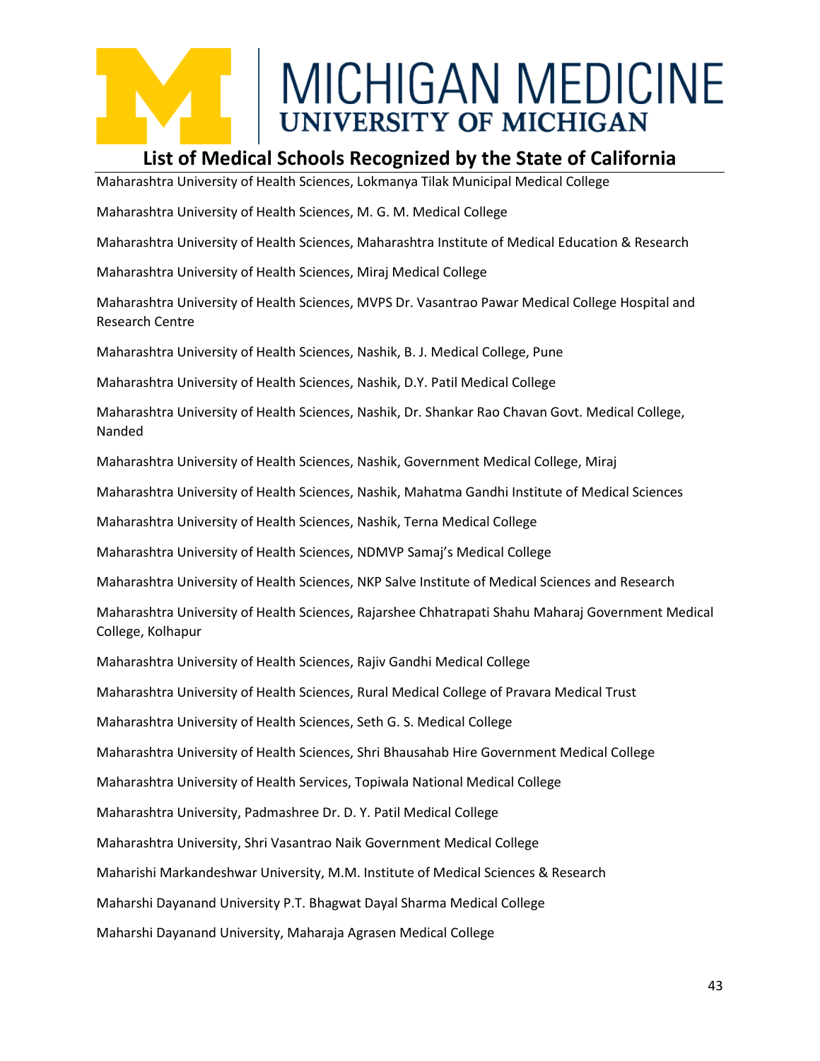## List of Medical Schools Recognized by the State of California

Maharashtra University of Health Sciences, Lokmanya Tilak Municipal Medical College

Maharashtra University of Health Sciences, M. G. M. Medical College

Maharashtra University of Health Sciences, Maharashtra Institute of Medical Education & Research

Maharashtra University of Health Sciences, Miraj Medical College

Maharashtra University of Health Sciences, MVPS Dr. Vasantrao Pawar Medical College Hospital and Research Centre

Maharashtra University of Health Sciences, Nashik, B. J. Medical College, Pune

Maharashtra University of Health Sciences, Nashik, D.Y. Patil Medical College

Maharashtra University of Health Sciences, Nashik, Dr. Shankar Rao Chavan Govt. Medical College, Nanded

Maharashtra University of Health Sciences, Nashik, Government Medical College, Miraj

Maharashtra University of Health Sciences, Nashik, Mahatma Gandhi Institute of Medical Sciences

Maharashtra University of Health Sciences, Nashik, Terna Medical College

Maharashtra University of Health Sciences, NDMVP Samaj's Medical College

Maharashtra University of Health Sciences, NKP Salve Institute of Medical Sciences and Research

Maharashtra University of Health Sciences, Rajarshee Chhatrapati Shahu Maharaj Government Medical College, Kolhapur

Maharashtra University of Health Sciences, Rajiv Gandhi Medical College

Maharashtra University of Health Sciences, Rural Medical College of Pravara Medical Trust

Maharashtra University of Health Sciences, Seth G. S. Medical College

Maharashtra University of Health Sciences, Shri Bhausahab Hire Government Medical College

Maharashtra University of Health Services, Topiwala National Medical College

Maharashtra University, Padmashree Dr. D. Y. Patil Medical College

Maharashtra University, Shri Vasantrao Naik Government Medical College

Maharishi Markandeshwar University, M.M. Institute of Medical Sciences & Research

Maharshi Dayanand University P.T. Bhagwat Dayal Sharma Medical College

Maharshi Dayanand University, Maharaja Agrasen Medical College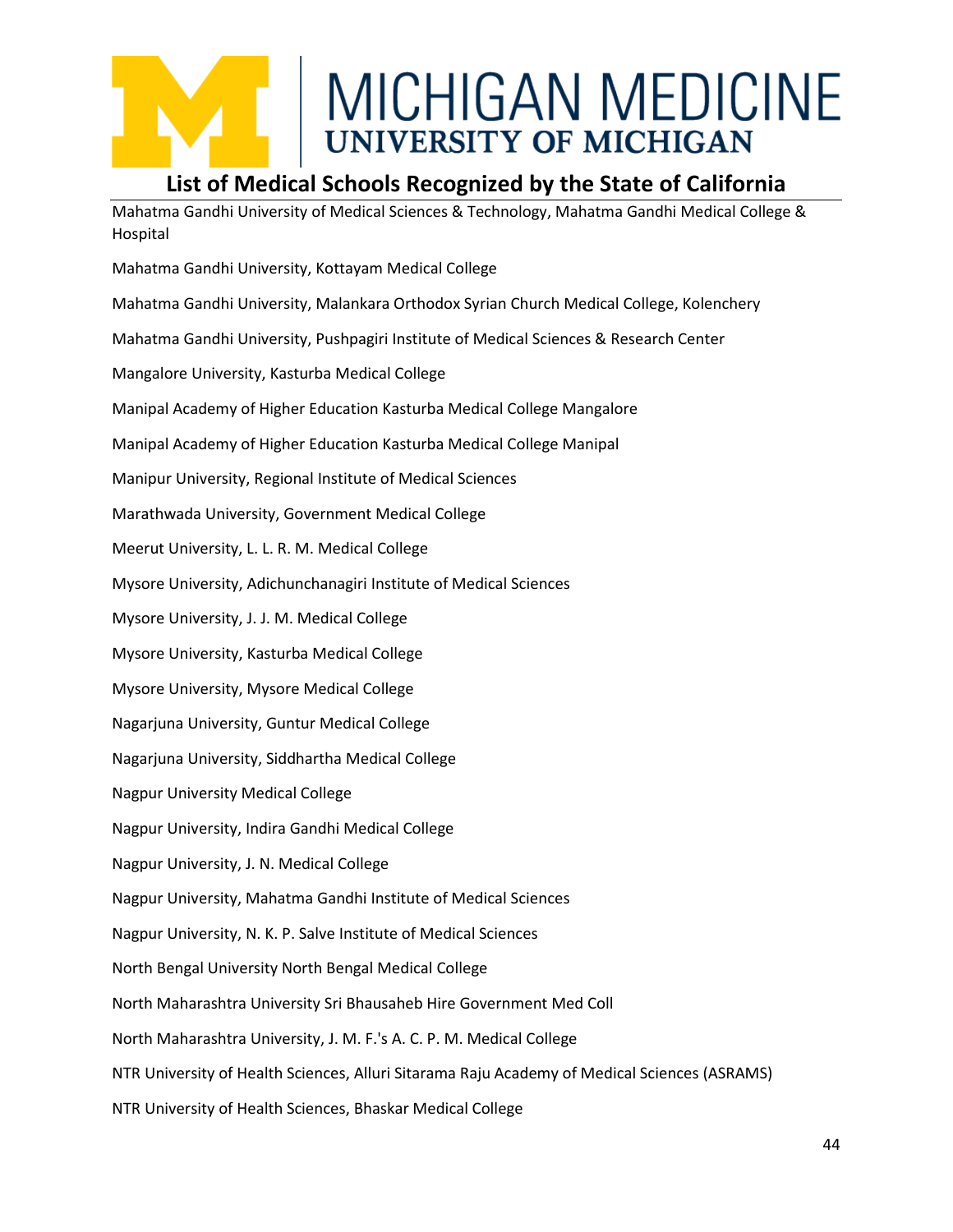## List of Medical Schools Recognized by the State of California

Mahatma Gandhi University of Medical Sciences & Technology, Mahatma Gandhi Medical College & Hospital

Mahatma Gandhi University, Kottayam Medical College

Mahatma Gandhi University, Malankara Orthodox Syrian Church Medical College, Kolenchery

Mahatma Gandhi University, Pushpagiri Institute of Medical Sciences & Research Center

Mangalore University, Kasturba Medical College

Manipal Academy of Higher Education Kasturba Medical College Mangalore

Manipal Academy of Higher Education Kasturba Medical College Manipal

Manipur University, Regional Institute of Medical Sciences

Marathwada University, Government Medical College

Meerut University, L. L. R. M. Medical College

Mysore University, Adichunchanagiri Institute of Medical Sciences

Mysore University, J. J. M. Medical College

Mysore University, Kasturba Medical College

Mysore University, Mysore Medical College

Nagarjuna University, Guntur Medical College

Nagarjuna University, Siddhartha Medical College

Nagpur University Medical College

Nagpur University, Indira Gandhi Medical College

Nagpur University, J. N. Medical College

Nagpur University, Mahatma Gandhi Institute of Medical Sciences

Nagpur University, N. K. P. Salve Institute of Medical Sciences

North Bengal University North Bengal Medical College

North Maharashtra University Sri Bhausaheb Hire Government Med Coll

North Maharashtra University, J. M. F.'s A. C. P. M. Medical College

NTR University of Health Sciences, Alluri Sitarama Raju Academy of Medical Sciences (ASRAMS)

NTR University of Health Sciences, Bhaskar Medical College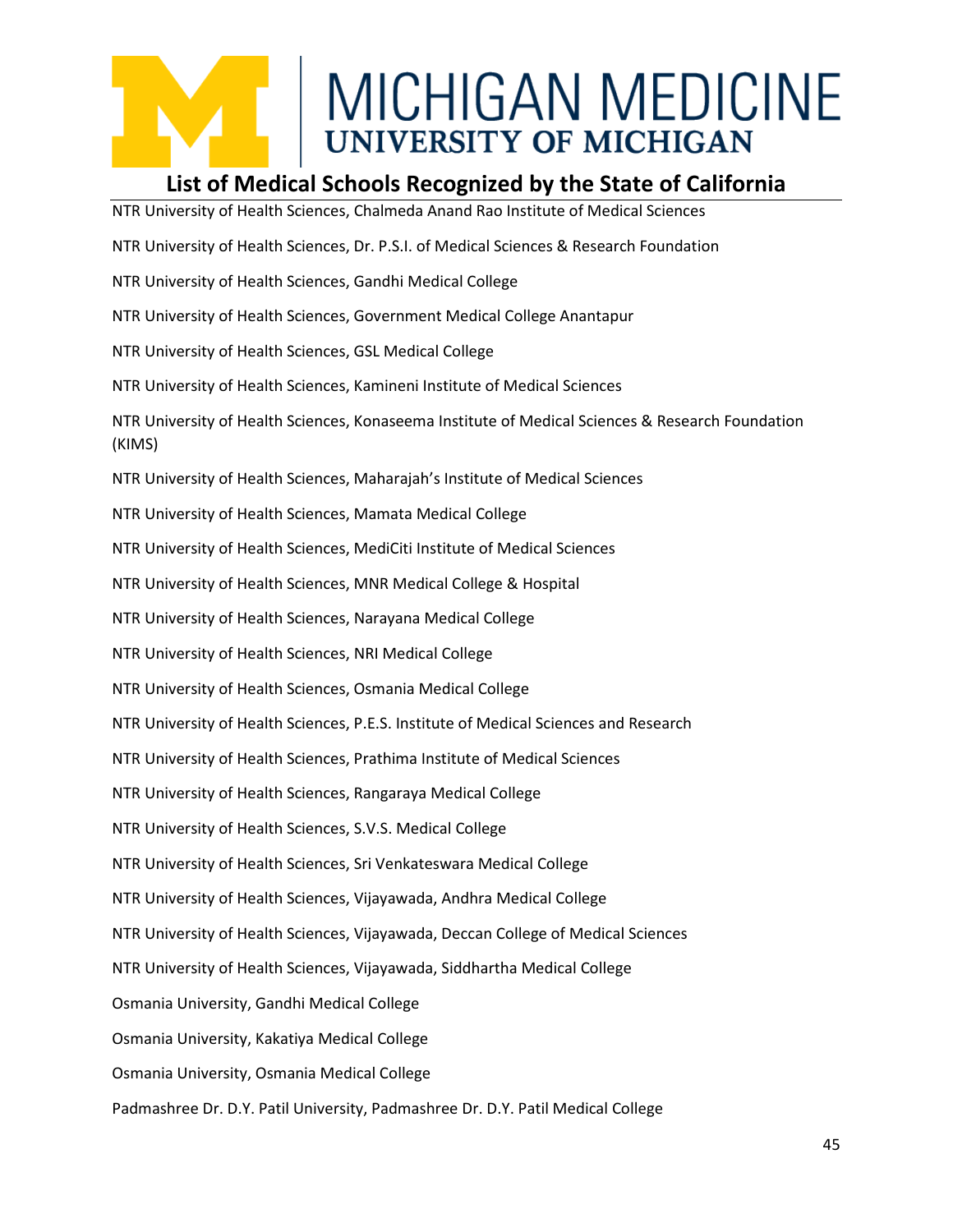## List of Medical Schools Recognized by the State of California

NTR University of Health Sciences, Chalmeda Anand Rao Institute of Medical Sciences

NTR University of Health Sciences, Dr. P.S.I. of Medical Sciences & Research Foundation

NTR University of Health Sciences, Gandhi Medical College

NTR University of Health Sciences, Government Medical College Anantapur

NTR University of Health Sciences, GSL Medical College

NTR University of Health Sciences, Kamineni Institute of Medical Sciences

NTR University of Health Sciences, Konaseema Institute of Medical Sciences & Research Foundation (KIMS)

NTR University of Health Sciences, Maharajah's Institute of Medical Sciences

NTR University of Health Sciences, Mamata Medical College

NTR University of Health Sciences, MediCiti Institute of Medical Sciences

NTR University of Health Sciences, MNR Medical College & Hospital

NTR University of Health Sciences, Narayana Medical College

NTR University of Health Sciences, NRI Medical College

NTR University of Health Sciences, Osmania Medical College

NTR University of Health Sciences, P.E.S. Institute of Medical Sciences and Research

NTR University of Health Sciences, Prathima Institute of Medical Sciences

NTR University of Health Sciences, Rangaraya Medical College

NTR University of Health Sciences, S.V.S. Medical College

NTR University of Health Sciences, Sri Venkateswara Medical College

NTR University of Health Sciences, Vijayawada, Andhra Medical College

NTR University of Health Sciences, Vijayawada, Deccan College of Medical Sciences

NTR University of Health Sciences, Vijayawada, Siddhartha Medical College

Osmania University, Gandhi Medical College

Osmania University, Kakatiya Medical College

Osmania University, Osmania Medical College

Padmashree Dr. D.Y. Patil University, Padmashree Dr. D.Y. Patil Medical College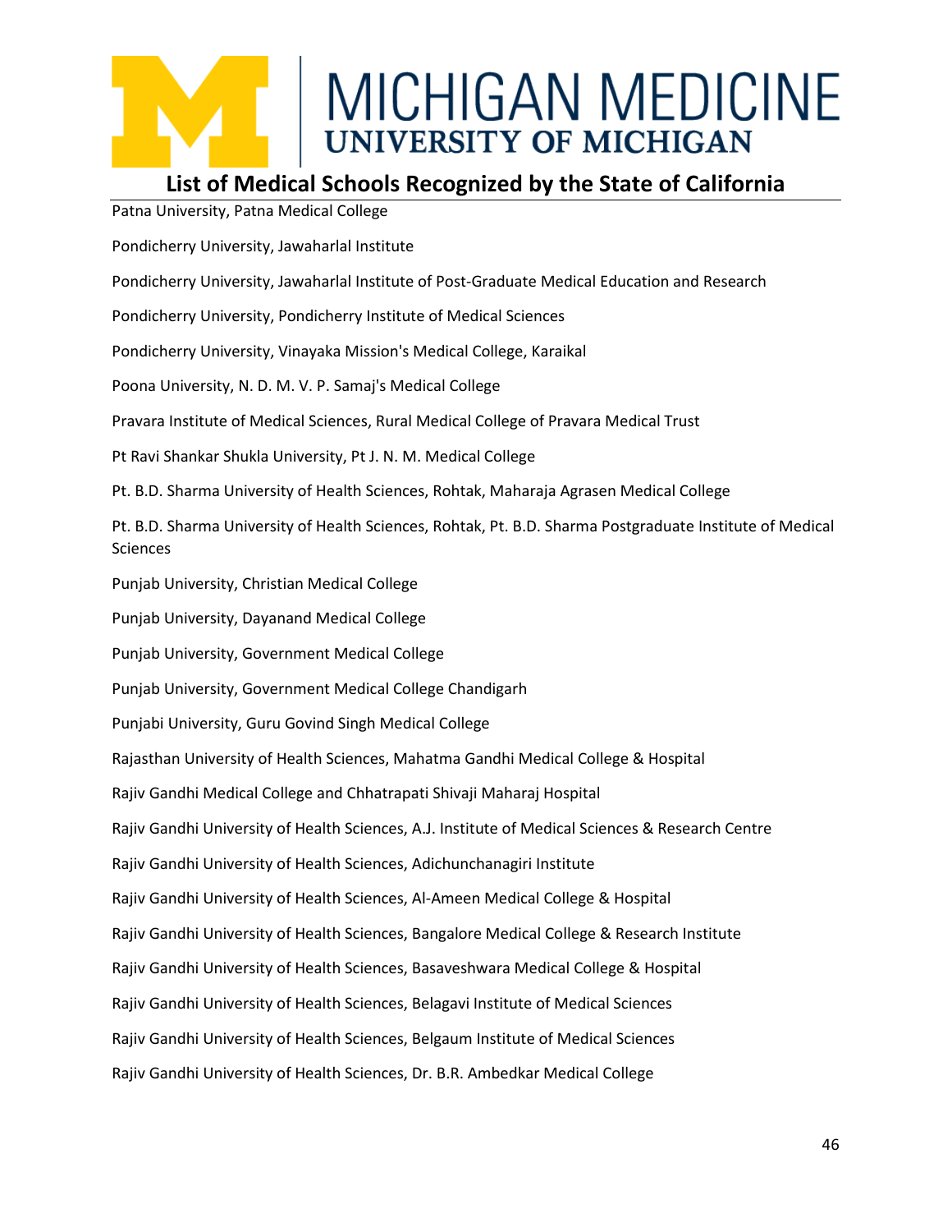## List of Medical Schools Recognized by the State of California

Patna University, Patna Medical College

Pondicherry University, Jawaharlal Institute

Pondicherry University, Jawaharlal Institute of Post-Graduate Medical Education and Research

Pondicherry University, Pondicherry Institute of Medical Sciences

Pondicherry University, Vinayaka Mission's Medical College, Karaikal

Poona University, N. D. M. V. P. Samaj's Medical College

Pravara Institute of Medical Sciences, Rural Medical College of Pravara Medical Trust

Pt Ravi Shankar Shukla University, Pt J. N. M. Medical College

Pt. B.D. Sharma University of Health Sciences, Rohtak, Maharaja Agrasen Medical College

Pt. B.D. Sharma University of Health Sciences, Rohtak, Pt. B.D. Sharma Postgraduate Institute of Medical Sciences

Punjab University, Christian Medical College

Punjab University, Dayanand Medical College

Punjab University, Government Medical College

Punjab University, Government Medical College Chandigarh

Punjabi University, Guru Govind Singh Medical College

Rajasthan University of Health Sciences, Mahatma Gandhi Medical College & Hospital

Rajiv Gandhi Medical College and Chhatrapati Shivaji Maharaj Hospital

Rajiv Gandhi University of Health Sciences, A.J. Institute of Medical Sciences & Research Centre

Rajiv Gandhi University of Health Sciences, Adichunchanagiri Institute

Rajiv Gandhi University of Health Sciences, Al-Ameen Medical College & Hospital

Rajiv Gandhi University of Health Sciences, Bangalore Medical College & Research Institute

Rajiv Gandhi University of Health Sciences, Basaveshwara Medical College & Hospital

Rajiv Gandhi University of Health Sciences, Belagavi Institute of Medical Sciences

Rajiv Gandhi University of Health Sciences, Belgaum Institute of Medical Sciences

Rajiv Gandhi University of Health Sciences, Dr. B.R. Ambedkar Medical College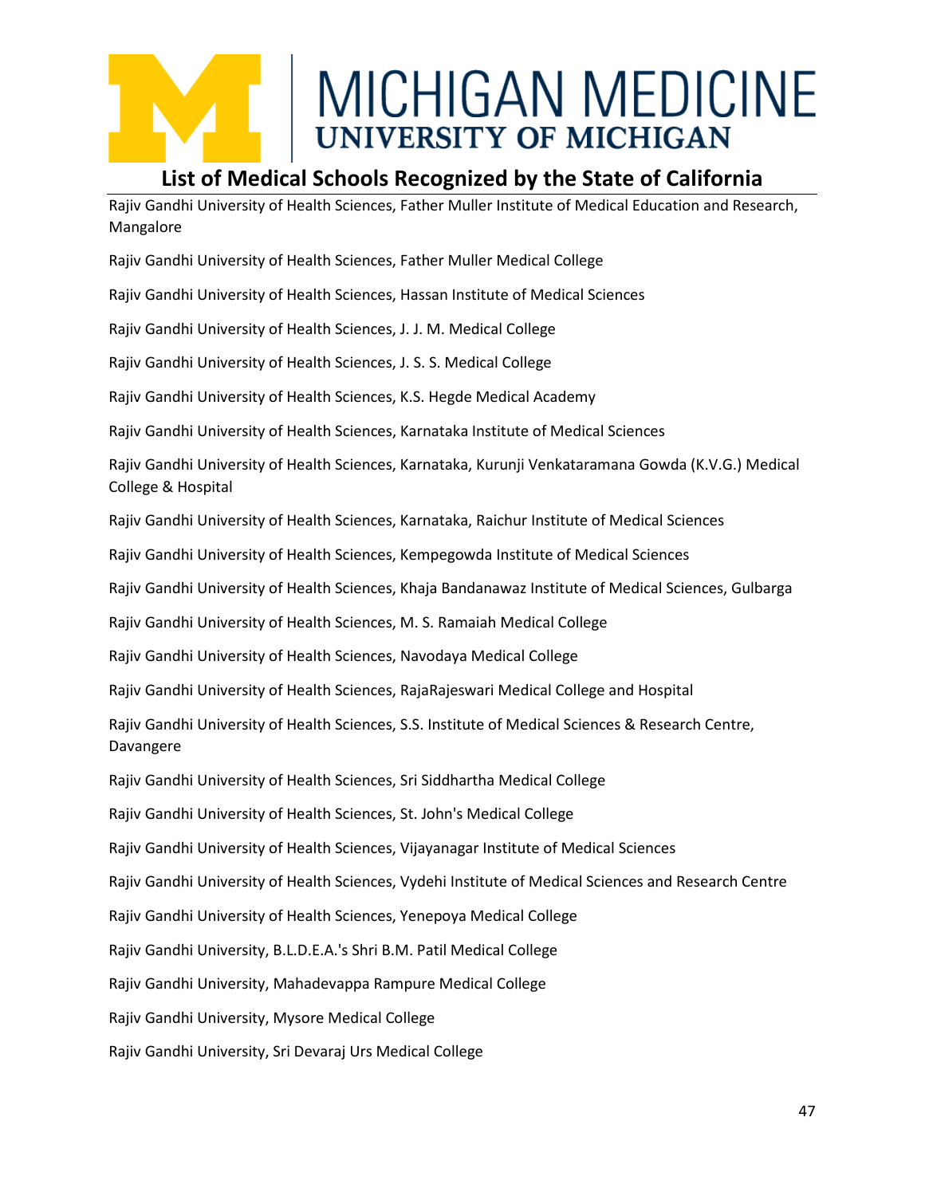## List of Medical Schools Recognized by the State of California

Rajiv Gandhi University of Health Sciences, Father Muller Institute of Medical Education and Research, Mangalore

Rajiv Gandhi University of Health Sciences, Father Muller Medical College

Rajiv Gandhi University of Health Sciences, Hassan Institute of Medical Sciences

Rajiv Gandhi University of Health Sciences, J. J. M. Medical College

Rajiv Gandhi University of Health Sciences, J. S. S. Medical College

Rajiv Gandhi University of Health Sciences, K.S. Hegde Medical Academy

Rajiv Gandhi University of Health Sciences, Karnataka Institute of Medical Sciences

Rajiv Gandhi University of Health Sciences, Karnataka, Kurunji Venkataramana Gowda (K.V.G.) Medical College & Hospital

Rajiv Gandhi University of Health Sciences, Karnataka, Raichur Institute of Medical Sciences

Rajiv Gandhi University of Health Sciences, Kempegowda Institute of Medical Sciences

Rajiv Gandhi University of Health Sciences, Khaja Bandanawaz Institute of Medical Sciences, Gulbarga

Rajiv Gandhi University of Health Sciences, M. S. Ramaiah Medical College

Rajiv Gandhi University of Health Sciences, Navodaya Medical College

Rajiv Gandhi University of Health Sciences, RajaRajeswari Medical College and Hospital

Rajiv Gandhi University of Health Sciences, S.S. Institute of Medical Sciences & Research Centre, Davangere

Rajiv Gandhi University of Health Sciences, Sri Siddhartha Medical College

Rajiv Gandhi University of Health Sciences, St. John's Medical College

Rajiv Gandhi University of Health Sciences, Vijayanagar Institute of Medical Sciences

Rajiv Gandhi University of Health Sciences, Vydehi Institute of Medical Sciences and Research Centre

Rajiv Gandhi University of Health Sciences, Yenepoya Medical College

Rajiv Gandhi University, B.L.D.E.A.'s Shri B.M. Patil Medical College

Rajiv Gandhi University, Mahadevappa Rampure Medical College

Rajiv Gandhi University, Mysore Medical College

Rajiv Gandhi University, Sri Devaraj Urs Medical College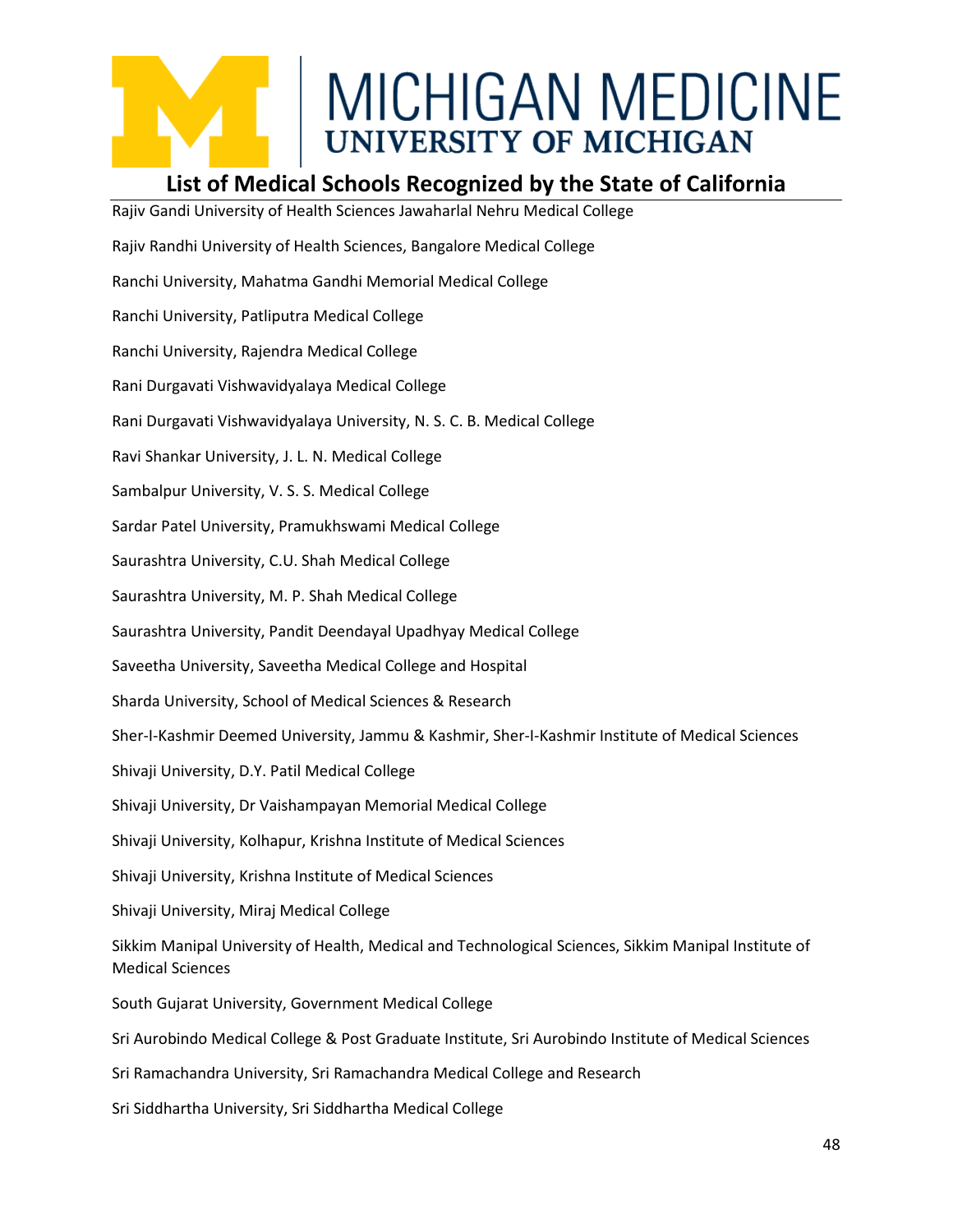# List of Medical Schools Recognized by the State of California

Rajiv Gandi University of Health Sciences Jawaharlal Nehru Medical College

Rajiv Randhi University of Health Sciences, Bangalore Medical College

Ranchi University, Mahatma Gandhi Memorial Medical College

Ranchi University, Patliputra Medical College

Ranchi University, Rajendra Medical College

Rani Durgavati Vishwavidyalaya Medical College

Rani Durgavati Vishwavidyalaya University, N. S. C. B. Medical College

Ravi Shankar University, J. L. N. Medical College

Sambalpur University, V. S. S. Medical College

Sardar Patel University, Pramukhswami Medical College

Saurashtra University, C.U. Shah Medical College

Saurashtra University, M. P. Shah Medical College

Saurashtra University, Pandit Deendayal Upadhyay Medical College

Saveetha University, Saveetha Medical College and Hospital

Sharda University, School of Medical Sciences & Research

Sher-I-Kashmir Deemed University, Jammu & Kashmir, Sher-I-Kashmir Institute of Medical Sciences

Shivaji University, D.Y. Patil Medical College

Shivaji University, Dr Vaishampayan Memorial Medical College

Shivaji University, Kolhapur, Krishna Institute of Medical Sciences

Shivaji University, Krishna Institute of Medical Sciences

Shivaji University, Miraj Medical College

Sikkim Manipal University of Health, Medical and Technological Sciences, Sikkim Manipal Institute of Medical Sciences

South Gujarat University, Government Medical College

Sri Aurobindo Medical College & Post Graduate Institute, Sri Aurobindo Institute of Medical Sciences

Sri Ramachandra University, Sri Ramachandra Medical College and Research

Sri Siddhartha University, Sri Siddhartha Medical College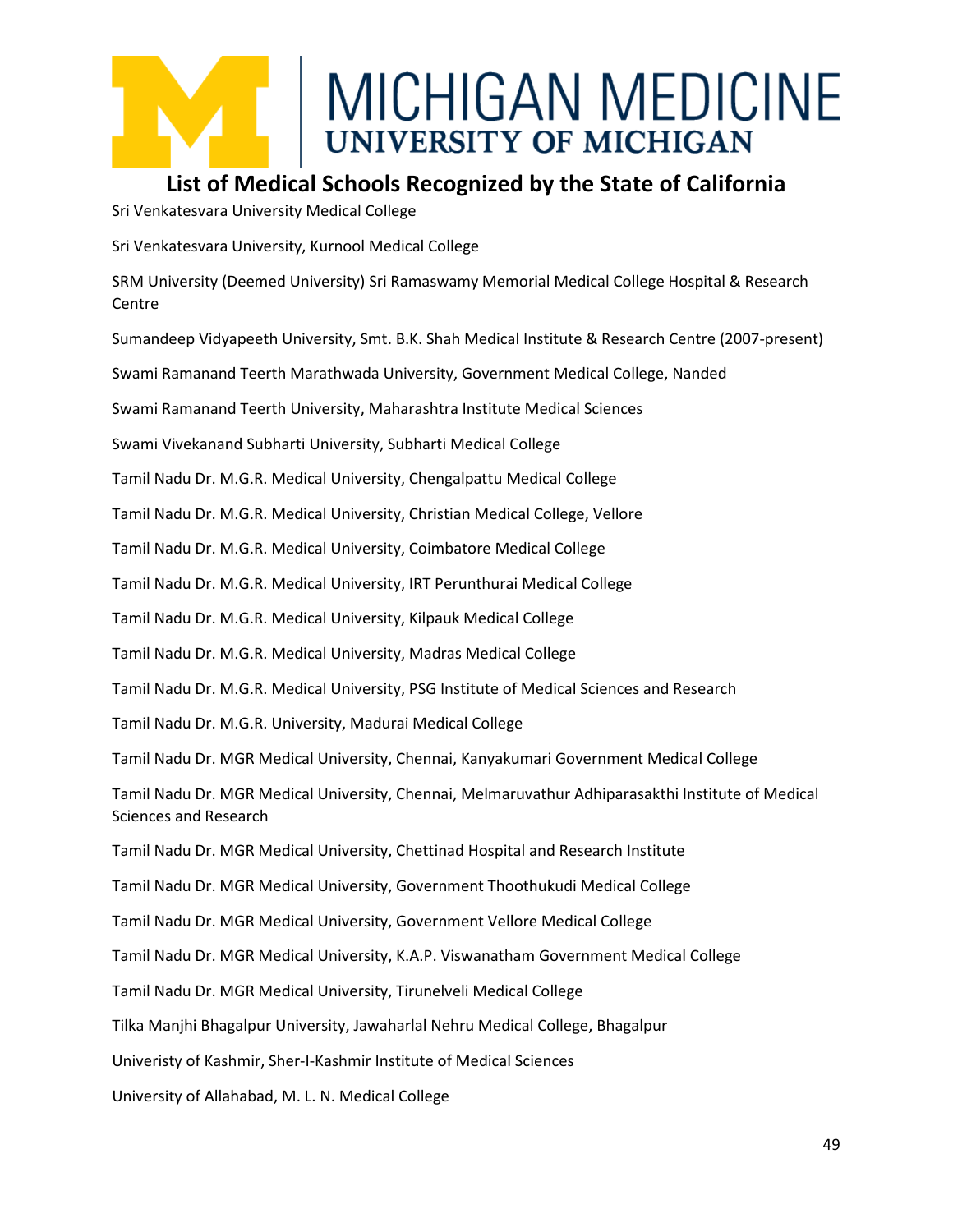## List of Medical Schools Recognized by the State of California

Sri Venkatesvara University Medical College

Sri Venkatesvara University, Kurnool Medical College

SRM University (Deemed University) Sri Ramaswamy Memorial Medical College Hospital & Research Centre

Sumandeep Vidyapeeth University, Smt. B.K. Shah Medical Institute & Research Centre (2007-present)

Swami Ramanand Teerth Marathwada University, Government Medical College, Nanded

Swami Ramanand Teerth University, Maharashtra Institute Medical Sciences

Swami Vivekanand Subharti University, Subharti Medical College

Tamil Nadu Dr. M.G.R. Medical University, Chengalpattu Medical College

Tamil Nadu Dr. M.G.R. Medical University, Christian Medical College, Vellore

Tamil Nadu Dr. M.G.R. Medical University, Coimbatore Medical College

Tamil Nadu Dr. M.G.R. Medical University, IRT Perunthurai Medical College

Tamil Nadu Dr. M.G.R. Medical University, Kilpauk Medical College

Tamil Nadu Dr. M.G.R. Medical University, Madras Medical College

Tamil Nadu Dr. M.G.R. Medical University, PSG Institute of Medical Sciences and Research

Tamil Nadu Dr. M.G.R. University, Madurai Medical College

Tamil Nadu Dr. MGR Medical University, Chennai, Kanyakumari Government Medical College

Tamil Nadu Dr. MGR Medical University, Chennai, Melmaruvathur Adhiparasakthi Institute of Medical Sciences and Research

Tamil Nadu Dr. MGR Medical University, Chettinad Hospital and Research Institute

Tamil Nadu Dr. MGR Medical University, Government Thoothukudi Medical College

Tamil Nadu Dr. MGR Medical University, Government Vellore Medical College

Tamil Nadu Dr. MGR Medical University, K.A.P. Viswanatham Government Medical College

Tamil Nadu Dr. MGR Medical University, Tirunelveli Medical College

Tilka Manjhi Bhagalpur University, Jawaharlal Nehru Medical College, Bhagalpur

Univeristy of Kashmir, Sher-I-Kashmir Institute of Medical Sciences

University of Allahabad, M. L. N. Medical College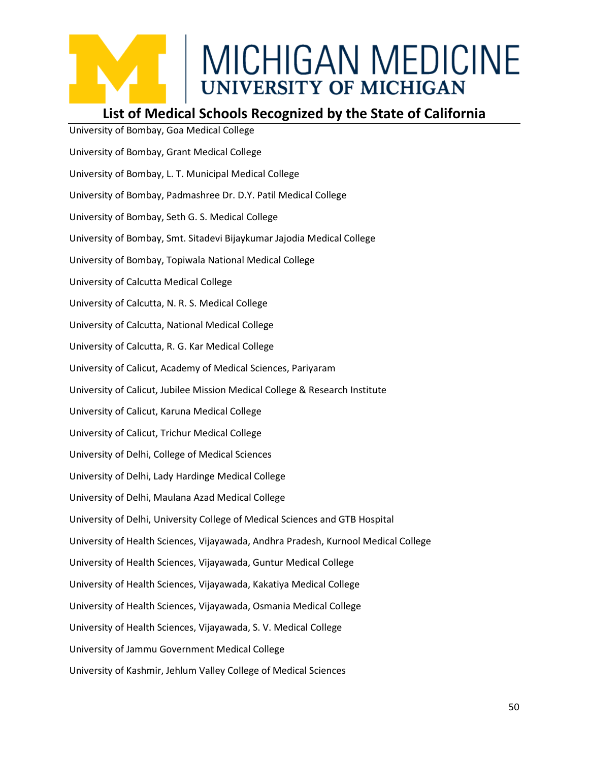# MICHIGAN MEDICINE
## UNIVERSITY OF MICHIGAN

## List of Medical Schools Recognized by the State of California

University of Bombay, Goa Medical College

University of Bombay, Grant Medical College

University of Bombay, L. T. Municipal Medical College

University of Bombay, Padmashree Dr. D.Y. Patil Medical College

University of Bombay, Seth G. S. Medical College

University of Bombay, Smt. Sitadevi Bijaykumar Jajodia Medical College

University of Bombay, Topiwala National Medical College

University of Calcutta Medical College

University of Calcutta, N. R. S. Medical College

University of Calcutta, National Medical College

University of Calcutta, R. G. Kar Medical College

University of Calicut, Academy of Medical Sciences, Pariyaram

University of Calicut, Jubilee Mission Medical College & Research Institute

University of Calicut, Karuna Medical College

University of Calicut, Trichur Medical College

University of Delhi, College of Medical Sciences

University of Delhi, Lady Hardinge Medical College

University of Delhi, Maulana Azad Medical College

University of Delhi, University College of Medical Sciences and GTB Hospital

University of Health Sciences, Vijayawada, Andhra Pradesh, Kurnool Medical College

University of Health Sciences, Vijayawada, Guntur Medical College

University of Health Sciences, Vijayawada, Kakatiya Medical College

University of Health Sciences, Vijayawada, Osmania Medical College

University of Health Sciences, Vijayawada, S. V. Medical College

University of Jammu Government Medical College

University of Kashmir, Jehlum Valley College of Medical Sciences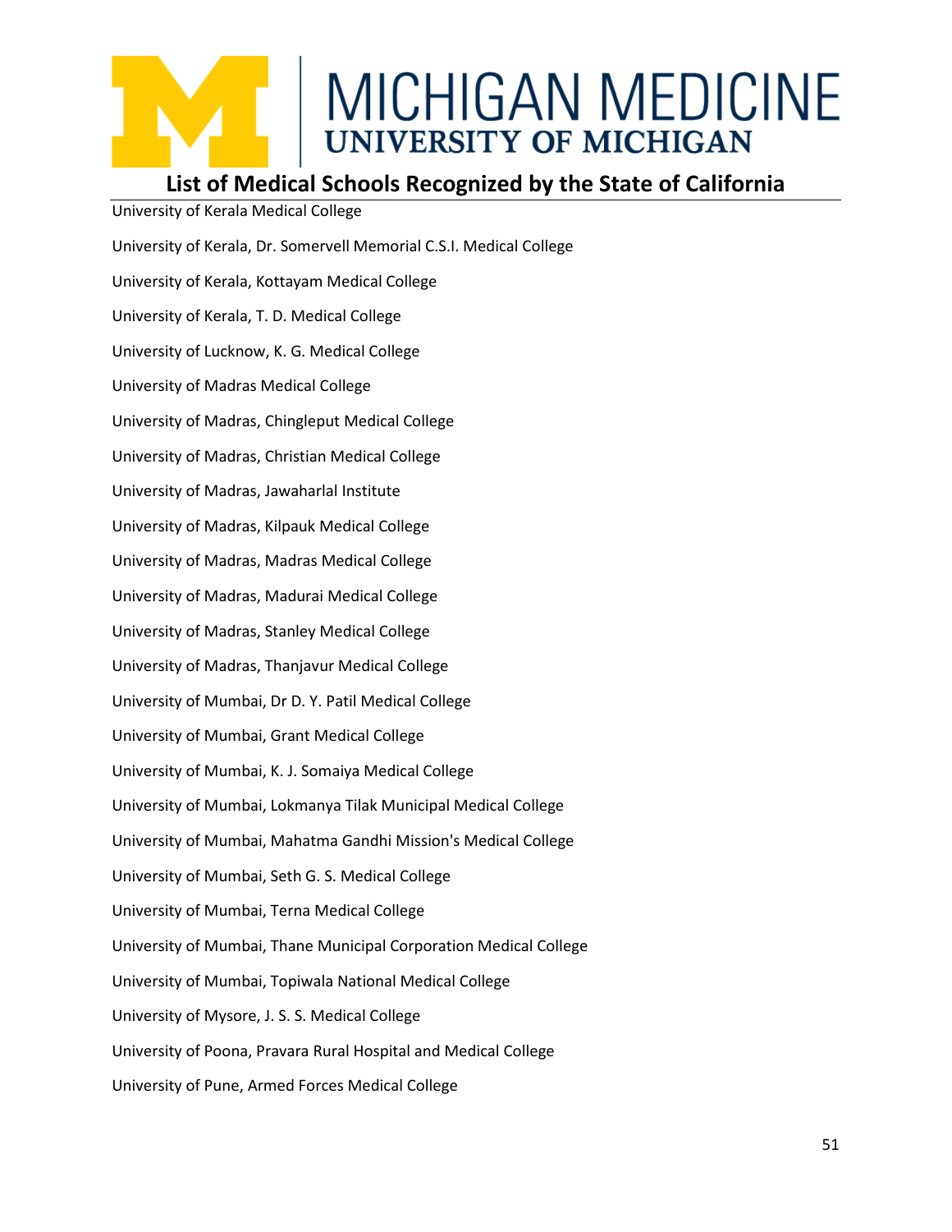## List of Medical Schools Recognized by the State of California

University of Kerala Medical College

University of Kerala, Dr. Somervell Memorial C.S.I. Medical College

University of Kerala, Kottayam Medical College

University of Kerala, T. D. Medical College

University of Lucknow, K. G. Medical College

University of Madras Medical College

University of Madras, Chingleput Medical College

University of Madras, Christian Medical College

University of Madras, Jawaharlal Institute

University of Madras, Kilpauk Medical College

University of Madras, Madras Medical College

University of Madras, Madurai Medical College

University of Madras, Stanley Medical College

University of Madras, Thanjavur Medical College

University of Mumbai, Dr D. Y. Patil Medical College

University of Mumbai, Grant Medical College

University of Mumbai, K. J. Somaiya Medical College

University of Mumbai, Lokmanya Tilak Municipal Medical College

University of Mumbai, Mahatma Gandhi Mission's Medical College

University of Mumbai, Seth G. S. Medical College

University of Mumbai, Terna Medical College

University of Mumbai, Thane Municipal Corporation Medical College

University of Mumbai, Topiwala National Medical College

University of Mysore, J. S. S. Medical College

University of Poona, Pravara Rural Hospital and Medical College

University of Pune, Armed Forces Medical College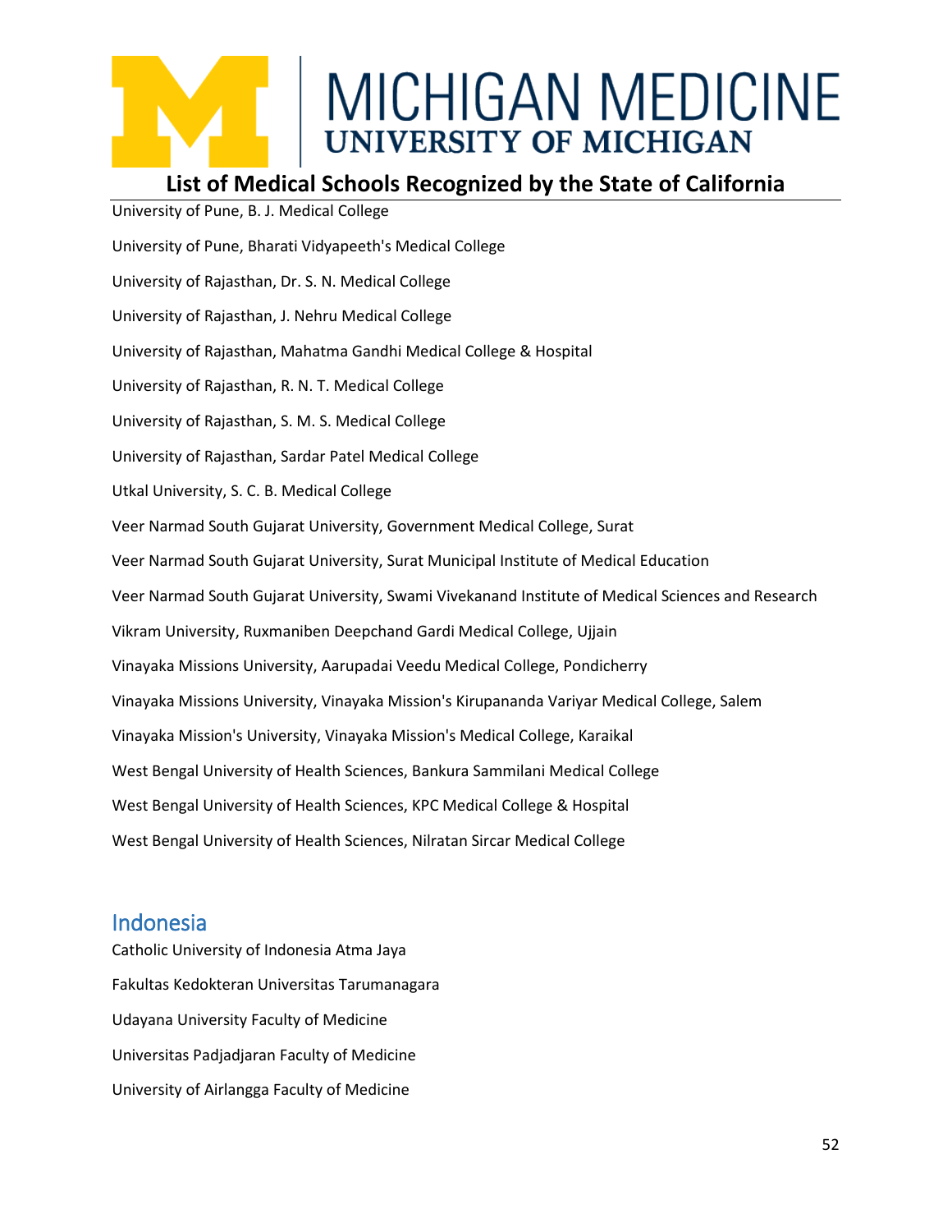University of Pune, B. J. Medical College

University of Pune, Bharati Vidyapeeth's Medical College

University of Rajasthan, Dr. S. N. Medical College

University of Rajasthan, J. Nehru Medical College

University of Rajasthan, Mahatma Gandhi Medical College & Hospital

University of Rajasthan, R. N. T. Medical College

University of Rajasthan, S. M. S. Medical College

University of Rajasthan, Sardar Patel Medical College

Utkal University, S. C. B. Medical College

Veer Narmad South Gujarat University, Government Medical College, Surat

Veer Narmad South Gujarat University, Surat Municipal Institute of Medical Education

Veer Narmad South Gujarat University, Swami Vivekanand Institute of Medical Sciences and Research

Vikram University, Ruxmaniben Deepchand Gardi Medical College, Ujjain

Vinayaka Missions University, Aarupadai Veedu Medical College, Pondicherry

Vinayaka Missions University, Vinayaka Mission's Kirupananda Variyar Medical College, Salem

Vinayaka Mission's University, Vinayaka Mission's Medical College, Karaikal

West Bengal University of Health Sciences, Bankura Sammilani Medical College

West Bengal University of Health Sciences, KPC Medical College & Hospital

West Bengal University of Health Sciences, Nilratan Sircar Medical College

## Indonesia

Catholic University of Indonesia Atma Jaya

Fakultas Kedokteran Universitas Tarumanagara

Udayana University Faculty of Medicine

Universitas Padjadjaran Faculty of Medicine

University of Airlangga Faculty of Medicine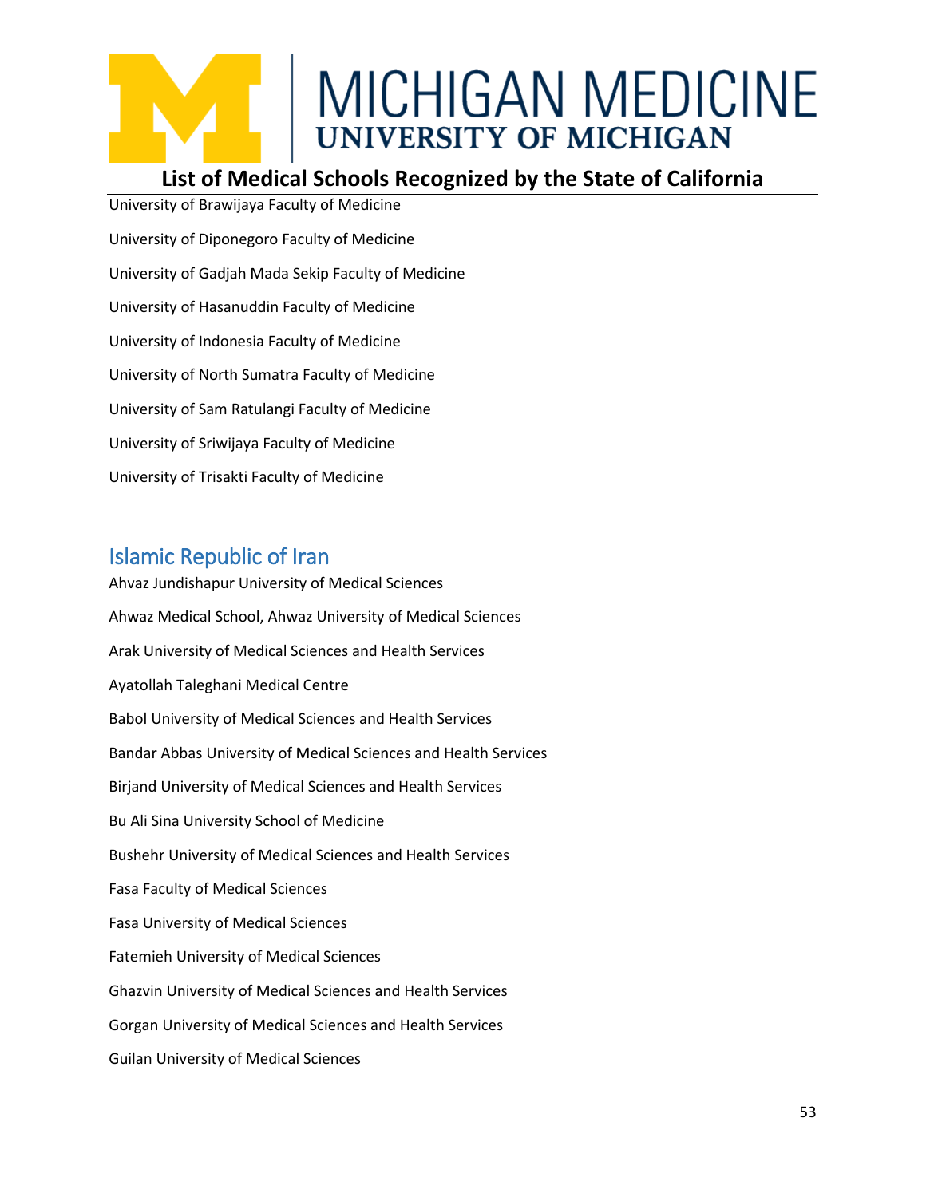University of Brawijaya Faculty of Medicine

University of Diponegoro Faculty of Medicine

University of Gadjah Mada Sekip Faculty of Medicine

University of Hasanuddin Faculty of Medicine

University of Indonesia Faculty of Medicine

University of North Sumatra Faculty of Medicine

University of Sam Ratulangi Faculty of Medicine

University of Sriwijaya Faculty of Medicine

University of Trisakti Faculty of Medicine

## Islamic Republic of Iran

Ahvaz Jundishapur University of Medical Sciences

Ahwaz Medical School, Ahwaz University of Medical Sciences

Arak University of Medical Sciences and Health Services

Ayatollah Taleghani Medical Centre

Babol University of Medical Sciences and Health Services

Bandar Abbas University of Medical Sciences and Health Services

Birjand University of Medical Sciences and Health Services

Bu Ali Sina University School of Medicine

Bushehr University of Medical Sciences and Health Services

Fasa Faculty of Medical Sciences

Fasa University of Medical Sciences

Fatemieh University of Medical Sciences

Ghazvin University of Medical Sciences and Health Services

Gorgan University of Medical Sciences and Health Services

Guilan University of Medical Sciences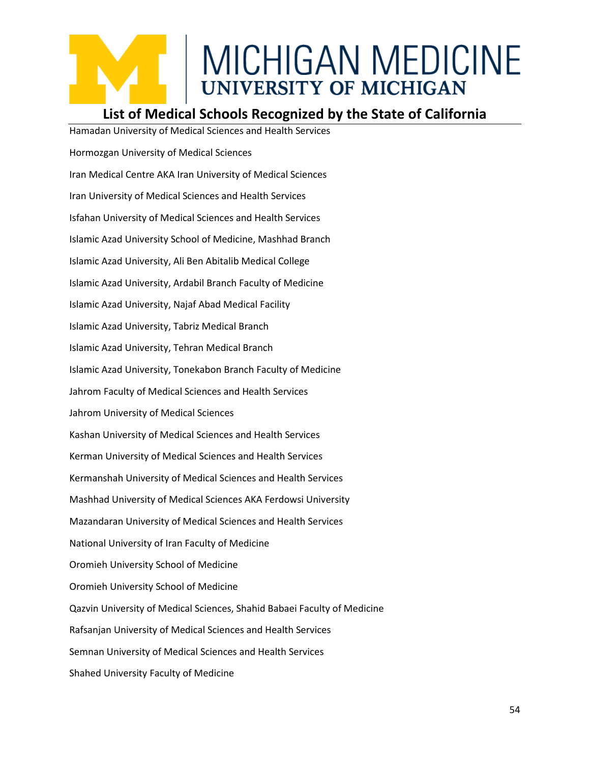## List of Medical Schools Recognized by the State of California

Hamadan University of Medical Sciences and Health Services

Hormozgan University of Medical Sciences

Iran Medical Centre AKA Iran University of Medical Sciences

Iran University of Medical Sciences and Health Services

Isfahan University of Medical Sciences and Health Services

Islamic Azad University School of Medicine, Mashhad Branch

Islamic Azad University, Ali Ben Abitalib Medical College

Islamic Azad University, Ardabil Branch Faculty of Medicine

Islamic Azad University, Najaf Abad Medical Facility

Islamic Azad University, Tabriz Medical Branch

Islamic Azad University, Tehran Medical Branch

Islamic Azad University, Tonekabon Branch Faculty of Medicine

Jahrom Faculty of Medical Sciences and Health Services

Jahrom University of Medical Sciences

Kashan University of Medical Sciences and Health Services

Kerman University of Medical Sciences and Health Services

Kermanshah University of Medical Sciences and Health Services

Mashhad University of Medical Sciences AKA Ferdowsi University

Mazandaran University of Medical Sciences and Health Services

National University of Iran Faculty of Medicine

Oromieh University School of Medicine

Oromieh University School of Medicine

Qazvin University of Medical Sciences, Shahid Babaei Faculty of Medicine

Rafsanjan University of Medical Sciences and Health Services

Semnan University of Medical Sciences and Health Services

Shahed University Faculty of Medicine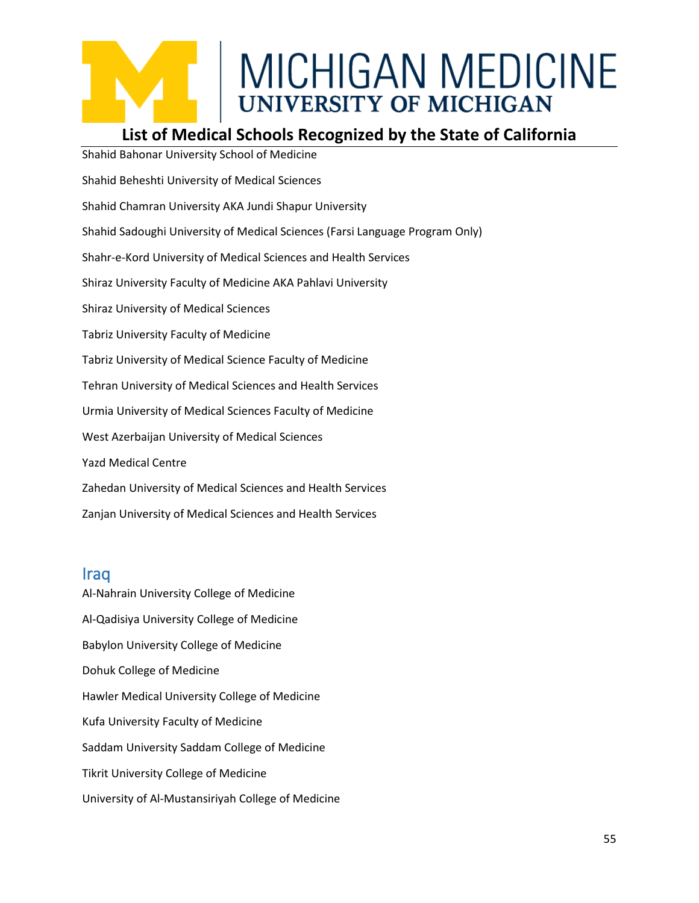Shahid Bahonar University School of Medicine

Shahid Beheshti University of Medical Sciences

Shahid Chamran University AKA Jundi Shapur University

Shahid Sadoughi University of Medical Sciences (Farsi Language Program Only)

Shahr-e-Kord University of Medical Sciences and Health Services

Shiraz University Faculty of Medicine AKA Pahlavi University

Shiraz University of Medical Sciences

Tabriz University Faculty of Medicine

Tabriz University of Medical Science Faculty of Medicine

Tehran University of Medical Sciences and Health Services

Urmia University of Medical Sciences Faculty of Medicine

West Azerbaijan University of Medical Sciences

Yazd Medical Centre

Zahedan University of Medical Sciences and Health Services

Zanjan University of Medical Sciences and Health Services

## Iraq

Al-Nahrain University College of Medicine

Al-Qadisiya University College of Medicine

Babylon University College of Medicine

Dohuk College of Medicine

Hawler Medical University College of Medicine

Kufa University Faculty of Medicine

Saddam University Saddam College of Medicine

Tikrit University College of Medicine

University of Al-Mustansiriyah College of Medicine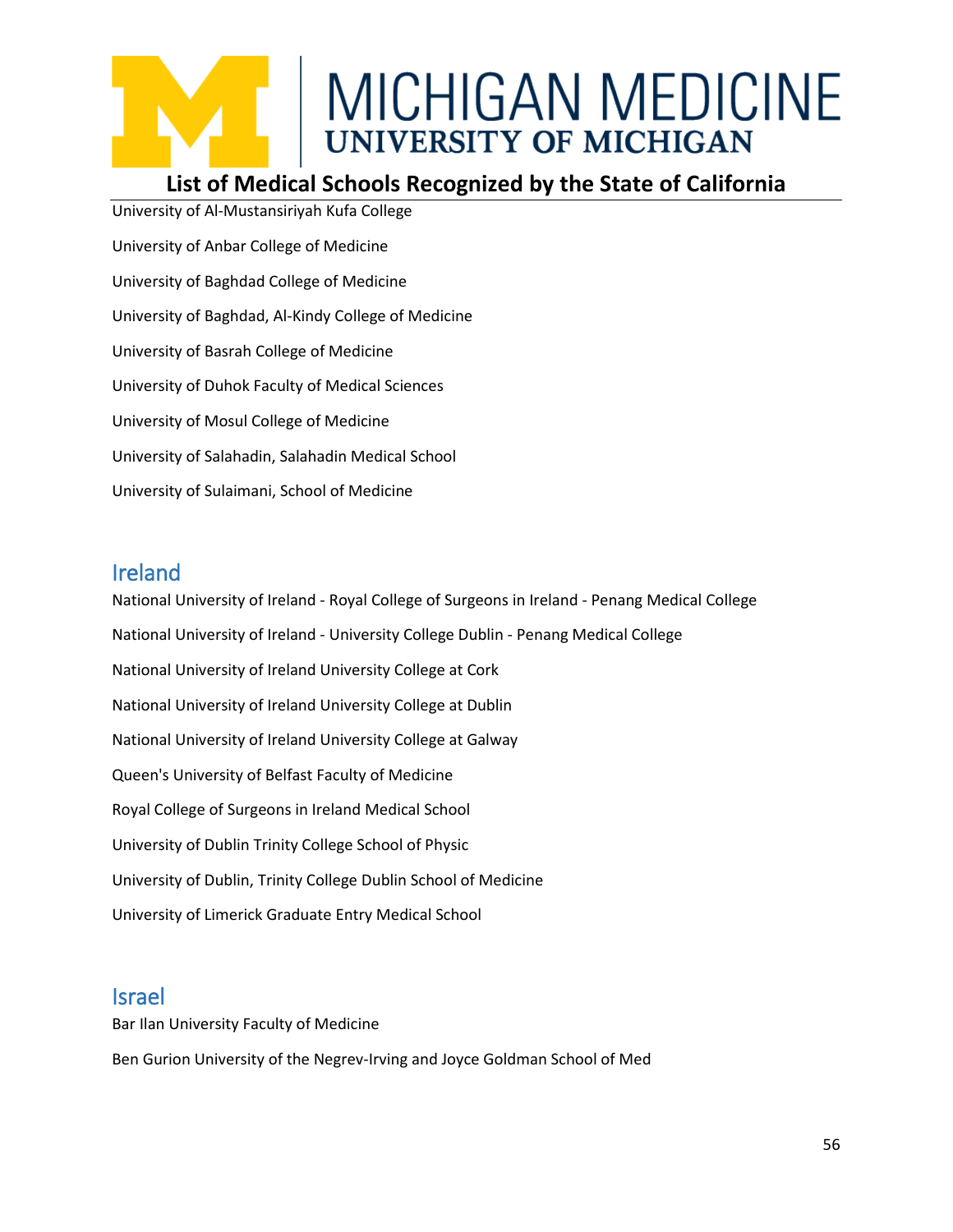University of Al-Mustansiriyah Kufa College

University of Anbar College of Medicine

University of Baghdad College of Medicine

University of Baghdad, Al-Kindy College of Medicine

University of Basrah College of Medicine

University of Duhok Faculty of Medical Sciences

University of Mosul College of Medicine

University of Salahadin, Salahadin Medical School

University of Sulaimani, School of Medicine

## Ireland

National University of Ireland - Royal College of Surgeons in Ireland - Penang Medical College

National University of Ireland - University College Dublin - Penang Medical College

National University of Ireland University College at Cork

National University of Ireland University College at Dublin

National University of Ireland University College at Galway

Queen's University of Belfast Faculty of Medicine

Royal College of Surgeons in Ireland Medical School

University of Dublin Trinity College School of Physic

University of Dublin, Trinity College Dublin School of Medicine

University of Limerick Graduate Entry Medical School

## Israel

Bar Ilan University Faculty of Medicine

Ben Gurion University of the Negrev-Irving and Joyce Goldman School of Med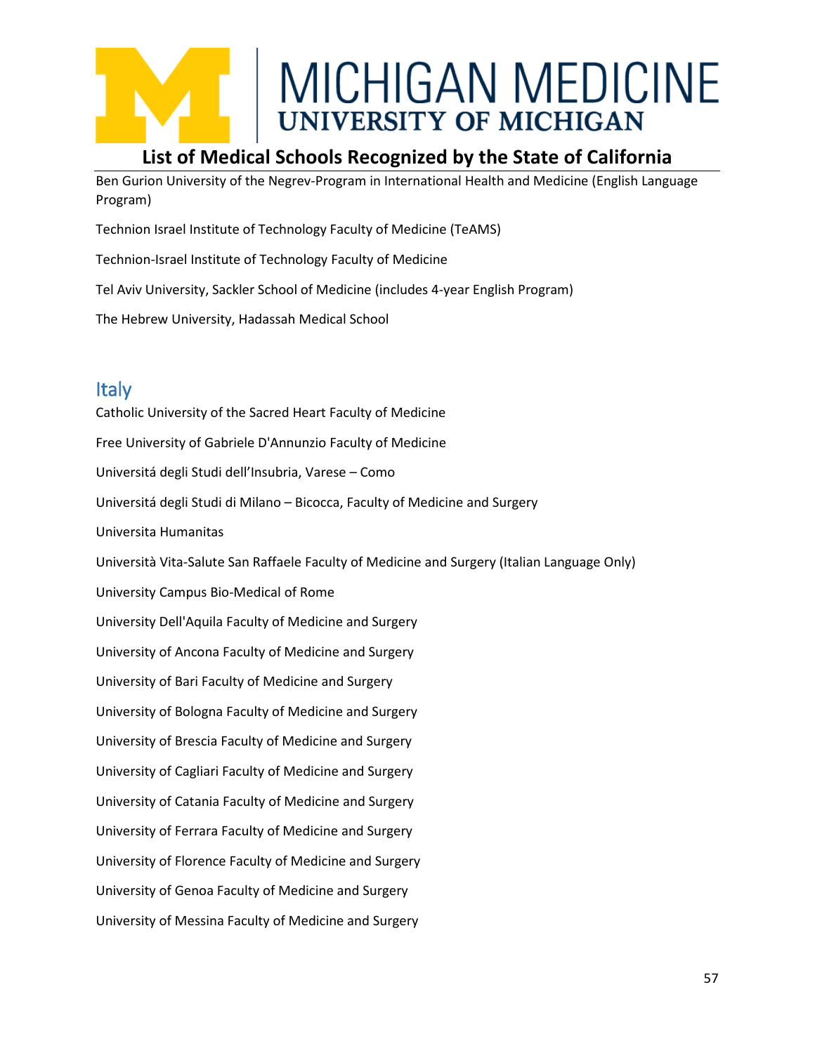Ben Gurion University of the Negrev-Program in International Health and Medicine (English Language Program)

Technion Israel Institute of Technology Faculty of Medicine (TeAMS)

Technion-Israel Institute of Technology Faculty of Medicine

Tel Aviv University, Sackler School of Medicine (includes 4-year English Program)

The Hebrew University, Hadassah Medical School

## Italy

Catholic University of the Sacred Heart Faculty of Medicine

Free University of Gabriele D'Annunzio Faculty of Medicine

Universitá degli Studi dell'Insubria, Varese – Como

Universitá degli Studi di Milano – Bicocca, Faculty of Medicine and Surgery

Universita Humanitas

Università Vita-Salute San Raffaele Faculty of Medicine and Surgery (Italian Language Only)

University Campus Bio-Medical of Rome

University Dell'Aquila Faculty of Medicine and Surgery

University of Ancona Faculty of Medicine and Surgery

University of Bari Faculty of Medicine and Surgery

University of Bologna Faculty of Medicine and Surgery

University of Brescia Faculty of Medicine and Surgery

University of Cagliari Faculty of Medicine and Surgery

University of Catania Faculty of Medicine and Surgery

University of Ferrara Faculty of Medicine and Surgery

University of Florence Faculty of Medicine and Surgery

University of Genoa Faculty of Medicine and Surgery

University of Messina Faculty of Medicine and Surgery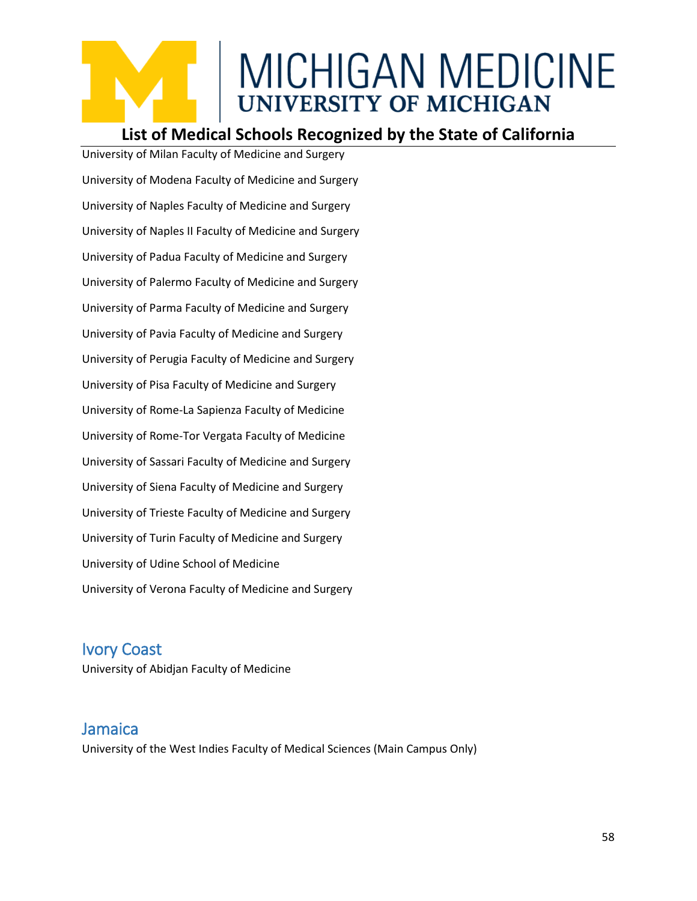University of Milan Faculty of Medicine and Surgery

University of Modena Faculty of Medicine and Surgery

University of Naples Faculty of Medicine and Surgery

University of Naples II Faculty of Medicine and Surgery

University of Padua Faculty of Medicine and Surgery

University of Palermo Faculty of Medicine and Surgery

University of Parma Faculty of Medicine and Surgery

University of Pavia Faculty of Medicine and Surgery

University of Perugia Faculty of Medicine and Surgery

University of Pisa Faculty of Medicine and Surgery

University of Rome-La Sapienza Faculty of Medicine

University of Rome-Tor Vergata Faculty of Medicine

University of Sassari Faculty of Medicine and Surgery

University of Siena Faculty of Medicine and Surgery

University of Trieste Faculty of Medicine and Surgery

University of Turin Faculty of Medicine and Surgery

University of Udine School of Medicine

University of Verona Faculty of Medicine and Surgery

## Ivory Coast

University of Abidjan Faculty of Medicine

## Jamaica

University of the West Indies Faculty of Medical Sciences (Main Campus Only)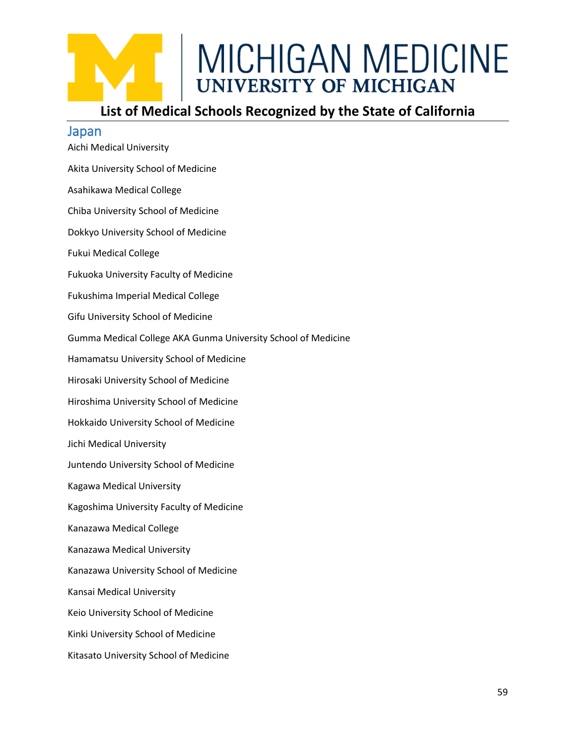## Japan

Aichi Medical University

Akita University School of Medicine

Asahikawa Medical College

Chiba University School of Medicine

Dokkyo University School of Medicine

Fukui Medical College

Fukuoka University Faculty of Medicine

Fukushima Imperial Medical College

Gifu University School of Medicine

Gumma Medical College AKA Gunma University School of Medicine

Hamamatsu University School of Medicine

Hirosaki University School of Medicine

Hiroshima University School of Medicine

Hokkaido University School of Medicine

Jichi Medical University

Juntendo University School of Medicine

Kagawa Medical University

Kagoshima University Faculty of Medicine

Kanazawa Medical College

Kanazawa Medical University

Kanazawa University School of Medicine

Kansai Medical University

Keio University School of Medicine

Kinki University School of Medicine

Kitasato University School of Medicine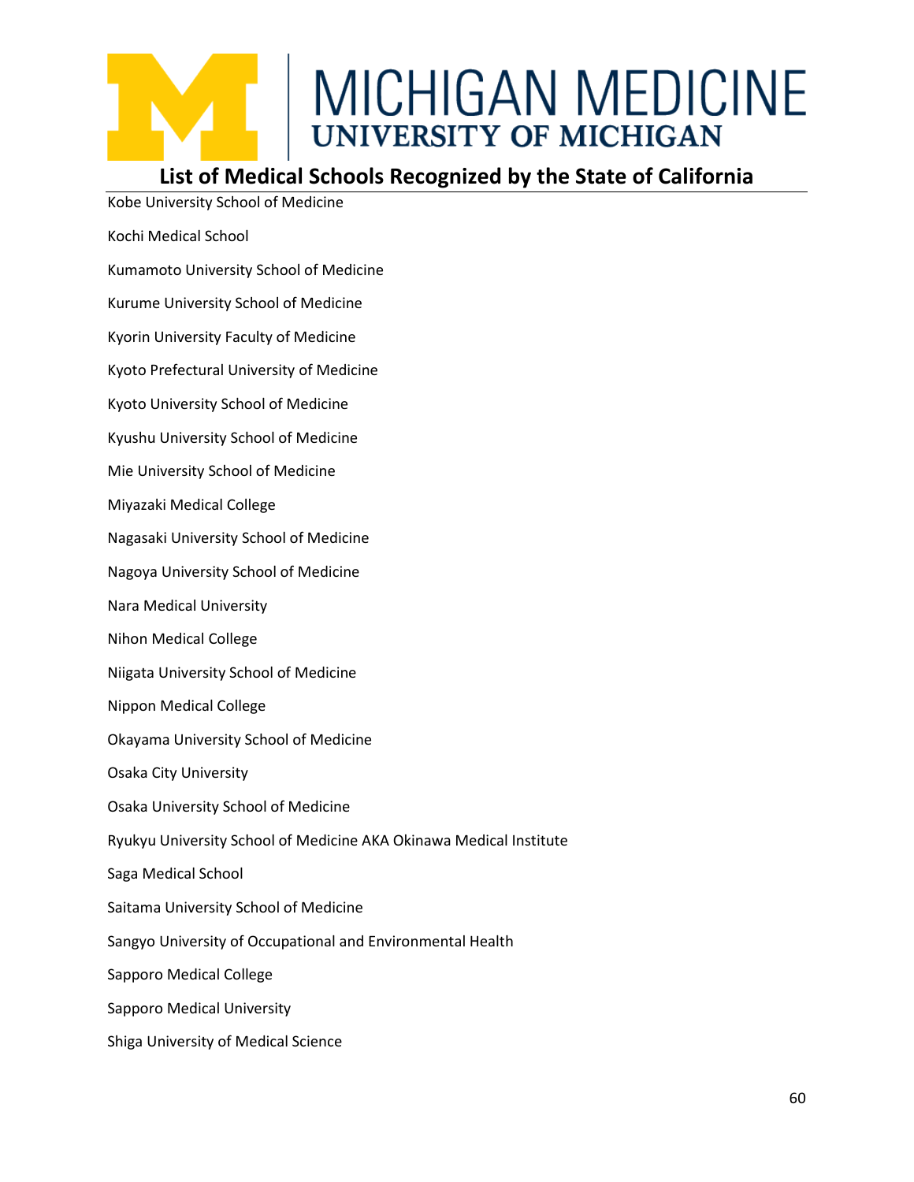## List of Medical Schools Recognized by the State of California

Kobe University School of Medicine

Kochi Medical School

Kumamoto University School of Medicine

Kurume University School of Medicine

Kyorin University Faculty of Medicine

Kyoto Prefectural University of Medicine

Kyoto University School of Medicine

Kyushu University School of Medicine

Mie University School of Medicine

Miyazaki Medical College

Nagasaki University School of Medicine

Nagoya University School of Medicine

Nara Medical University

Nihon Medical College

Niigata University School of Medicine

Nippon Medical College

Okayama University School of Medicine

Osaka City University

Osaka University School of Medicine

Ryukyu University School of Medicine AKA Okinawa Medical Institute

Saga Medical School

Saitama University School of Medicine

Sangyo University of Occupational and Environmental Health

Sapporo Medical College

Sapporo Medical University

Shiga University of Medical Science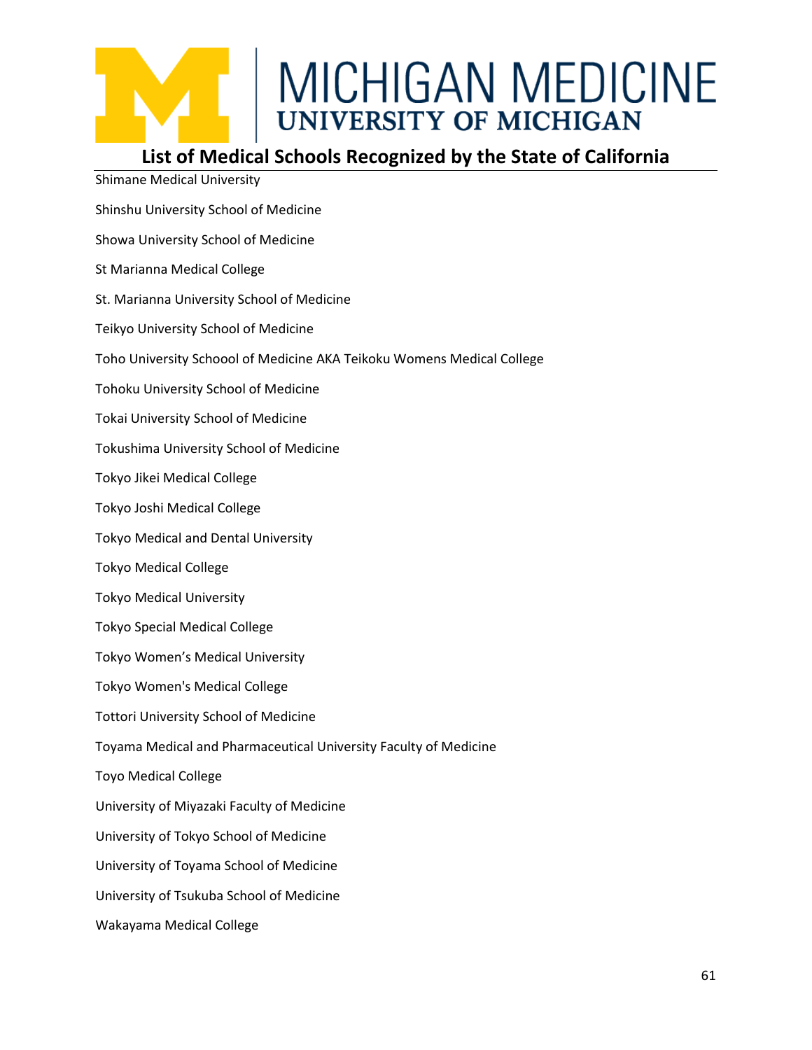# MICHIGAN MEDICINE
## UNIVERSITY OF MICHIGAN

## List of Medical Schools Recognized by the State of California

Shimane Medical University

Shinshu University School of Medicine

Showa University School of Medicine

St Marianna Medical College

St. Marianna University School of Medicine

Teikyo University School of Medicine

Toho University Schoool of Medicine AKA Teikoku Womens Medical College

Tohoku University School of Medicine

Tokai University School of Medicine

Tokushima University School of Medicine

Tokyo Jikei Medical College

Tokyo Joshi Medical College

Tokyo Medical and Dental University

Tokyo Medical College

Tokyo Medical University

Tokyo Special Medical College

Tokyo Women's Medical University

Tokyo Women's Medical College

Tottori University School of Medicine

Toyama Medical and Pharmaceutical University Faculty of Medicine

Toyo Medical College

University of Miyazaki Faculty of Medicine

University of Tokyo School of Medicine

University of Toyama School of Medicine

University of Tsukuba School of Medicine

Wakayama Medical College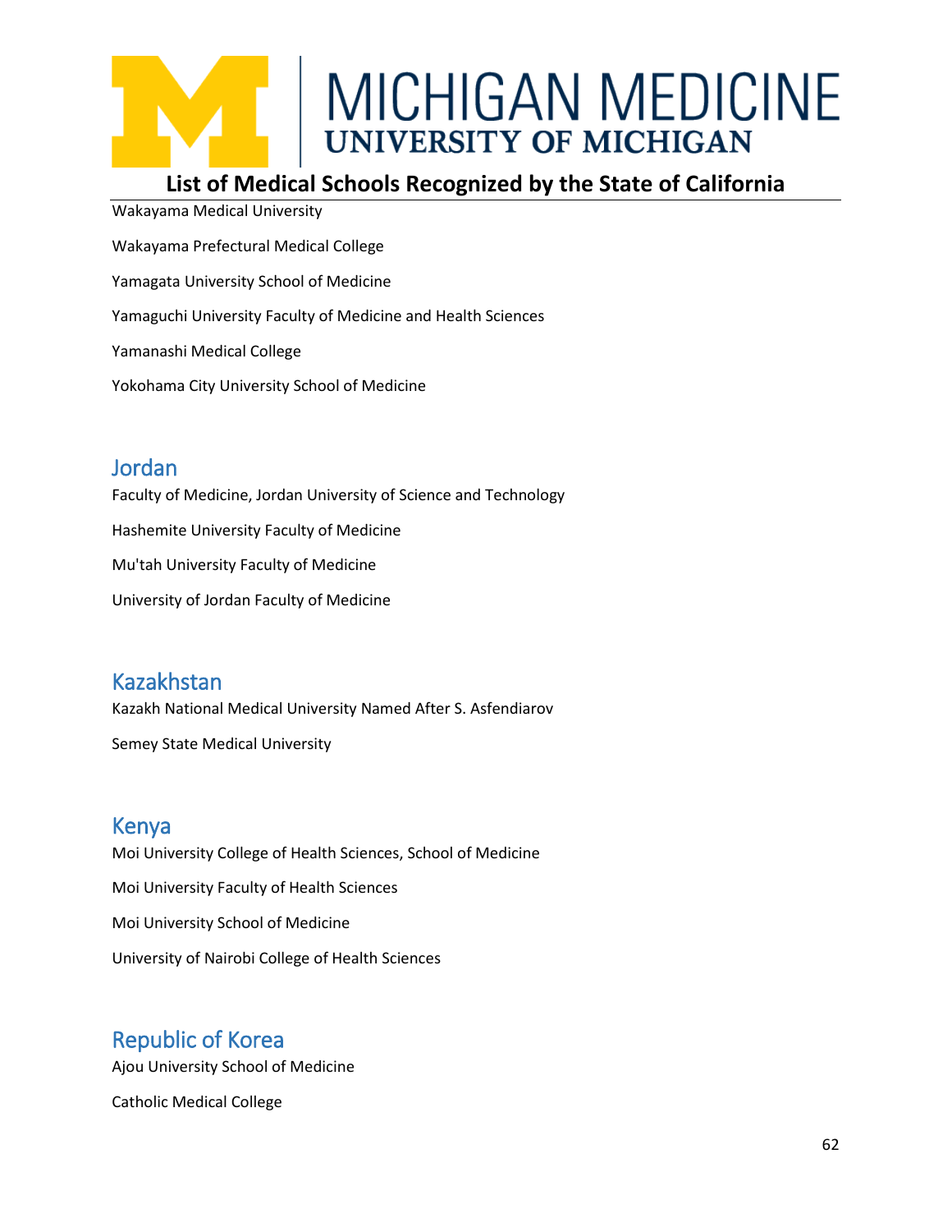Wakayama Medical University

Wakayama Prefectural Medical College

Yamagata University School of Medicine

Yamaguchi University Faculty of Medicine and Health Sciences

Yamanashi Medical College

Yokohama City University School of Medicine

## Jordan

Faculty of Medicine, Jordan University of Science and Technology

Hashemite University Faculty of Medicine

Mu'tah University Faculty of Medicine

University of Jordan Faculty of Medicine

## Kazakhstan

Kazakh National Medical University Named After S. Asfendiarov

Semey State Medical University

## Kenya

Moi University College of Health Sciences, School of Medicine

Moi University Faculty of Health Sciences

Moi University School of Medicine

University of Nairobi College of Health Sciences

## Republic of Korea

Ajou University School of Medicine

Catholic Medical College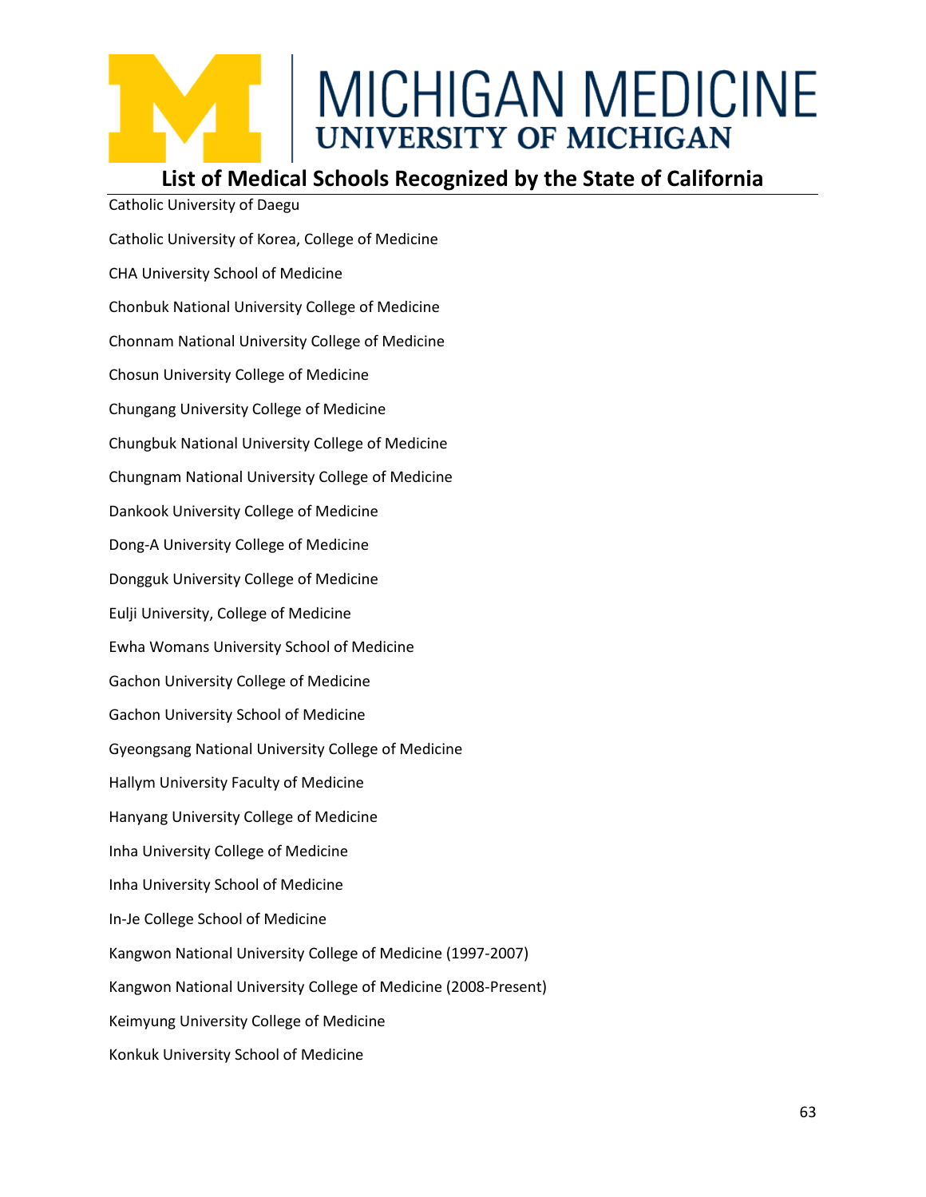## List of Medical Schools Recognized by the State of California

Catholic University of Daegu

Catholic University of Korea, College of Medicine

CHA University School of Medicine

Chonbuk National University College of Medicine

Chonnam National University College of Medicine

Chosun University College of Medicine

Chungang University College of Medicine

Chungbuk National University College of Medicine

Chungnam National University College of Medicine

Dankook University College of Medicine

Dong-A University College of Medicine

Dongguk University College of Medicine

Eulji University, College of Medicine

Ewha Womans University School of Medicine

Gachon University College of Medicine

Gachon University School of Medicine

Gyeongsang National University College of Medicine

Hallym University Faculty of Medicine

Hanyang University College of Medicine

Inha University College of Medicine

Inha University School of Medicine

In-Je College School of Medicine

Kangwon National University College of Medicine (1997-2007)

Kangwon National University College of Medicine (2008-Present)

Keimyung University College of Medicine

Konkuk University School of Medicine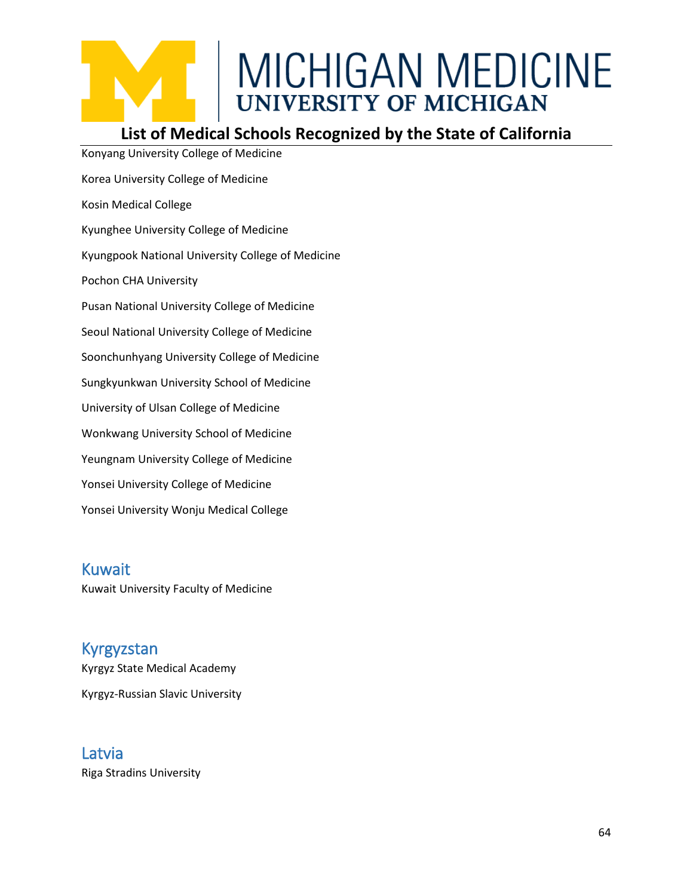Konyang University College of Medicine

Korea University College of Medicine

Kosin Medical College

Kyunghee University College of Medicine

Kyungpook National University College of Medicine

Pochon CHA University

Pusan National University College of Medicine

Seoul National University College of Medicine

Soonchunhyang University College of Medicine

Sungkyunkwan University School of Medicine

University of Ulsan College of Medicine

Wonkwang University School of Medicine

Yeungnam University College of Medicine

Yonsei University College of Medicine

Yonsei University Wonju Medical College

## Kuwait

Kuwait University Faculty of Medicine

## Kyrgyzstan

Kyrgyz State Medical Academy

Kyrgyz-Russian Slavic University

## Latvia

Riga Stradins University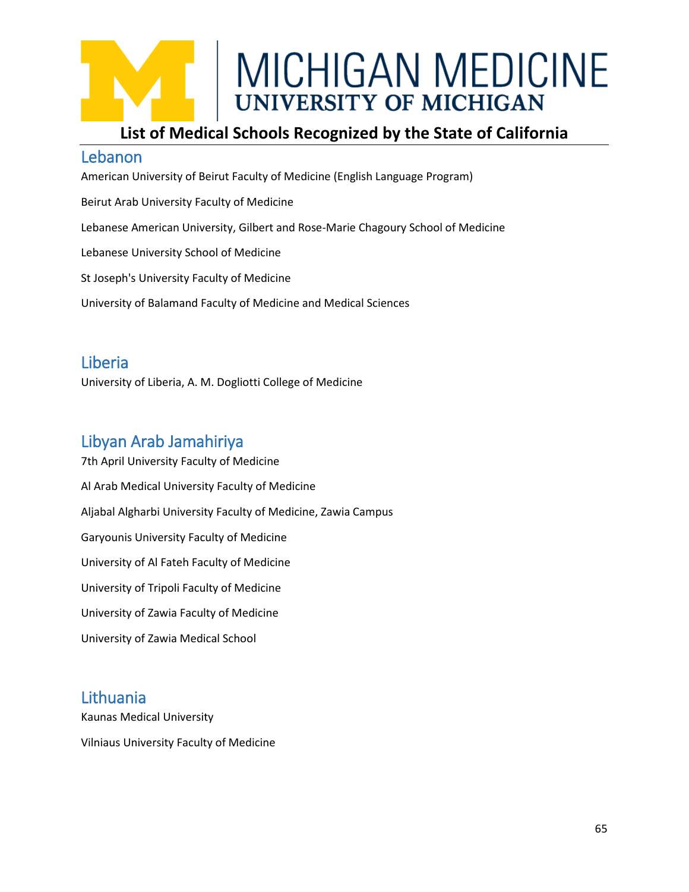## Lebanon

American University of Beirut Faculty of Medicine (English Language Program)

Beirut Arab University Faculty of Medicine

Lebanese American University, Gilbert and Rose-Marie Chagoury School of Medicine

Lebanese University School of Medicine

St Joseph's University Faculty of Medicine

University of Balamand Faculty of Medicine and Medical Sciences

## Liberia

University of Liberia, A. M. Dogliotti College of Medicine

## Libyan Arab Jamahiriya

7th April University Faculty of Medicine

Al Arab Medical University Faculty of Medicine

Aljabal Algharbi University Faculty of Medicine, Zawia Campus

Garyounis University Faculty of Medicine

University of Al Fateh Faculty of Medicine

University of Tripoli Faculty of Medicine

University of Zawia Faculty of Medicine

University of Zawia Medical School

## Lithuania

Kaunas Medical University

Vilniaus University Faculty of Medicine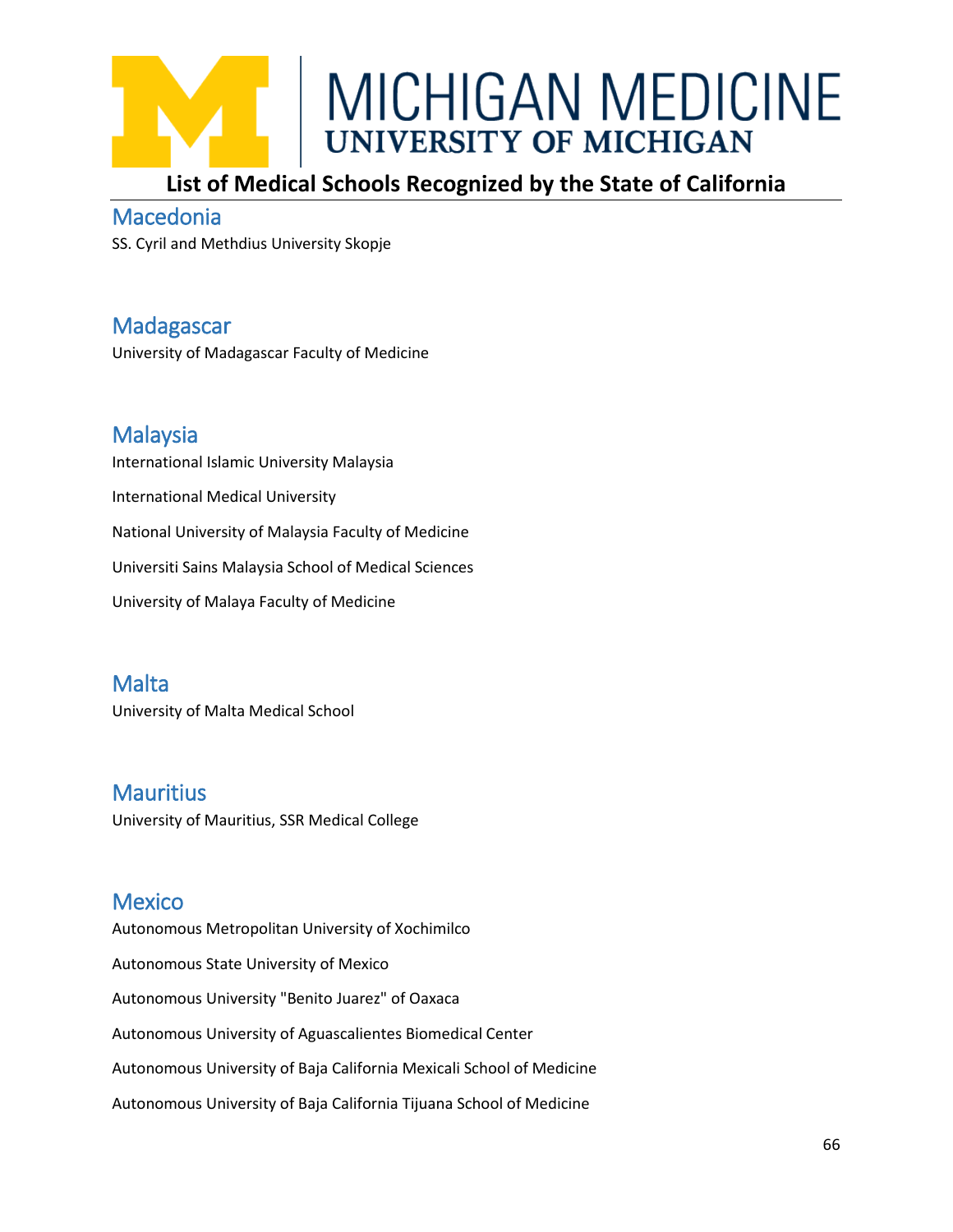## Macedonia

SS. Cyril and Methdius University Skopje

## Madagascar

University of Madagascar Faculty of Medicine

## Malaysia

International Islamic University Malaysia

International Medical University

National University of Malaysia Faculty of Medicine

Universiti Sains Malaysia School of Medical Sciences

University of Malaya Faculty of Medicine

## Malta

University of Malta Medical School

## Mauritius

University of Mauritius, SSR Medical College

## Mexico

Autonomous Metropolitan University of Xochimilco

Autonomous State University of Mexico

Autonomous University "Benito Juarez" of Oaxaca

Autonomous University of Aguascalientes Biomedical Center

Autonomous University of Baja California Mexicali School of Medicine

Autonomous University of Baja California Tijuana School of Medicine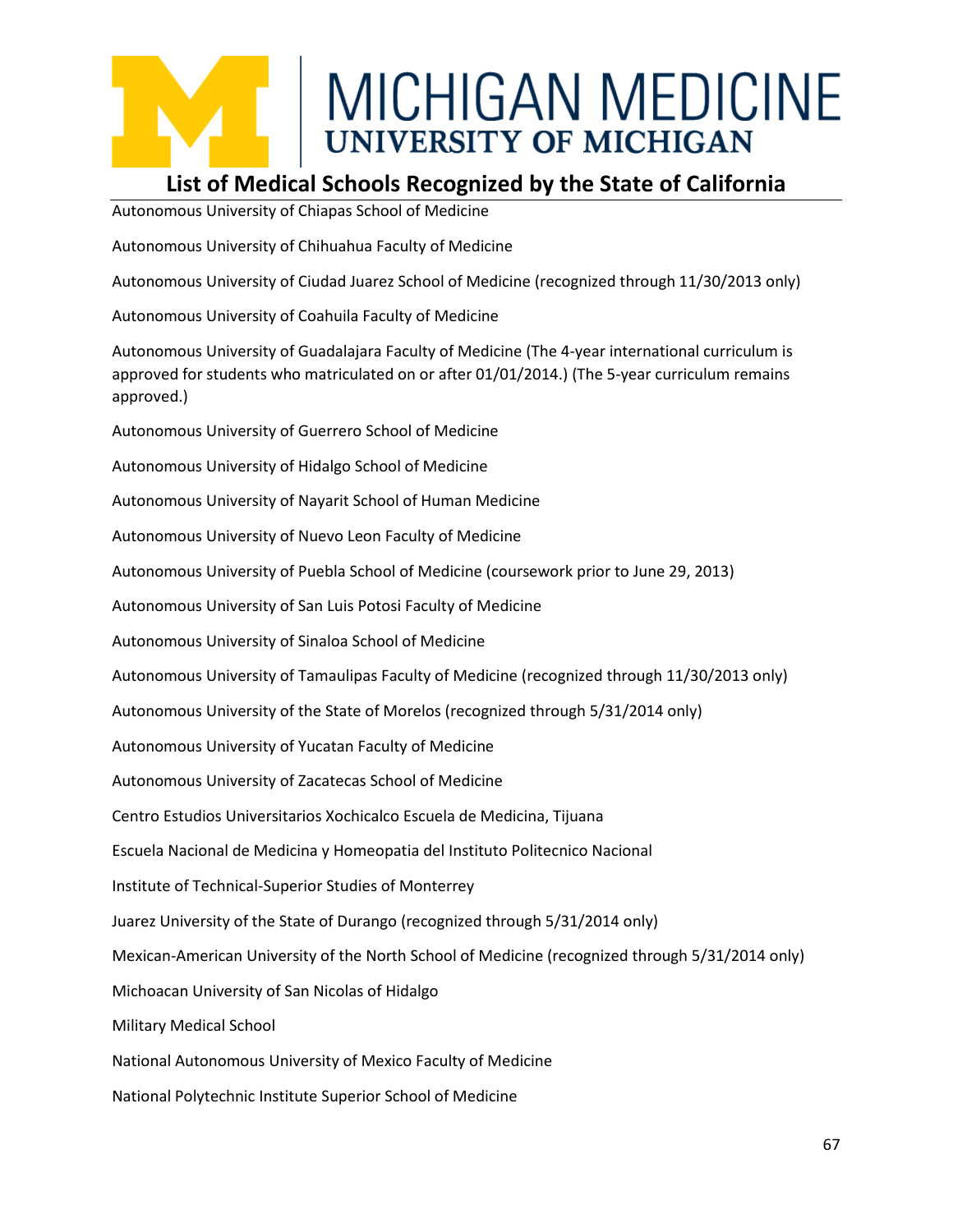MICHIGAN MEDICINE
UNIVERSITY OF MICHIGAN

## List of Medical Schools Recognized by the State of California

Autonomous University of Chiapas School of Medicine

Autonomous University of Chihuahua Faculty of Medicine

Autonomous University of Ciudad Juarez School of Medicine (recognized through 11/30/2013 only)

Autonomous University of Coahuila Faculty of Medicine

Autonomous University of Guadalajara Faculty of Medicine (The 4-year international curriculum is approved for students who matriculated on or after 01/01/2014.) (The 5-year curriculum remains approved.)

Autonomous University of Guerrero School of Medicine

Autonomous University of Hidalgo School of Medicine

Autonomous University of Nayarit School of Human Medicine

Autonomous University of Nuevo Leon Faculty of Medicine

Autonomous University of Puebla School of Medicine (coursework prior to June 29, 2013)

Autonomous University of San Luis Potosi Faculty of Medicine

Autonomous University of Sinaloa School of Medicine

Autonomous University of Tamaulipas Faculty of Medicine (recognized through 11/30/2013 only)

Autonomous University of the State of Morelos (recognized through 5/31/2014 only)

Autonomous University of Yucatan Faculty of Medicine

Autonomous University of Zacatecas School of Medicine

Centro Estudios Universitarios Xochicalco Escuela de Medicina, Tijuana

Escuela Nacional de Medicina y Homeopatia del Instituto Politecnico Nacional

Institute of Technical-Superior Studies of Monterrey

Juarez University of the State of Durango (recognized through 5/31/2014 only)

Mexican-American University of the North School of Medicine (recognized through 5/31/2014 only)

Michoacan University of San Nicolas of Hidalgo

Military Medical School

National Autonomous University of Mexico Faculty of Medicine

National Polytechnic Institute Superior School of Medicine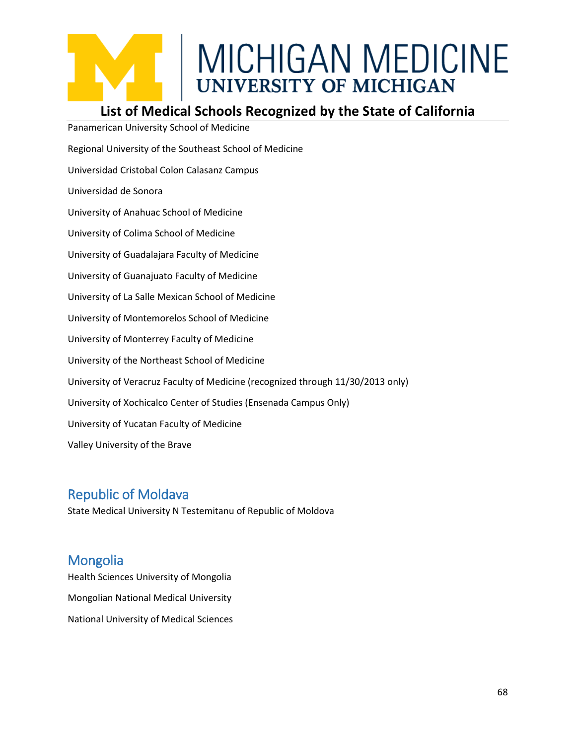Panamerican University School of Medicine

Regional University of the Southeast School of Medicine

Universidad Cristobal Colon Calasanz Campus

Universidad de Sonora

University of Anahuac School of Medicine

University of Colima School of Medicine

University of Guadalajara Faculty of Medicine

University of Guanajuato Faculty of Medicine

University of La Salle Mexican School of Medicine

University of Montemorelos School of Medicine

University of Monterrey Faculty of Medicine

University of the Northeast School of Medicine

University of Veracruz Faculty of Medicine (recognized through 11/30/2013 only)

University of Xochicalco Center of Studies (Ensenada Campus Only)

University of Yucatan Faculty of Medicine

Valley University of the Brave

## Republic of Moldava

State Medical University N Testemitanu of Republic of Moldova

## Mongolia

Health Sciences University of Mongolia

Mongolian National Medical University

National University of Medical Sciences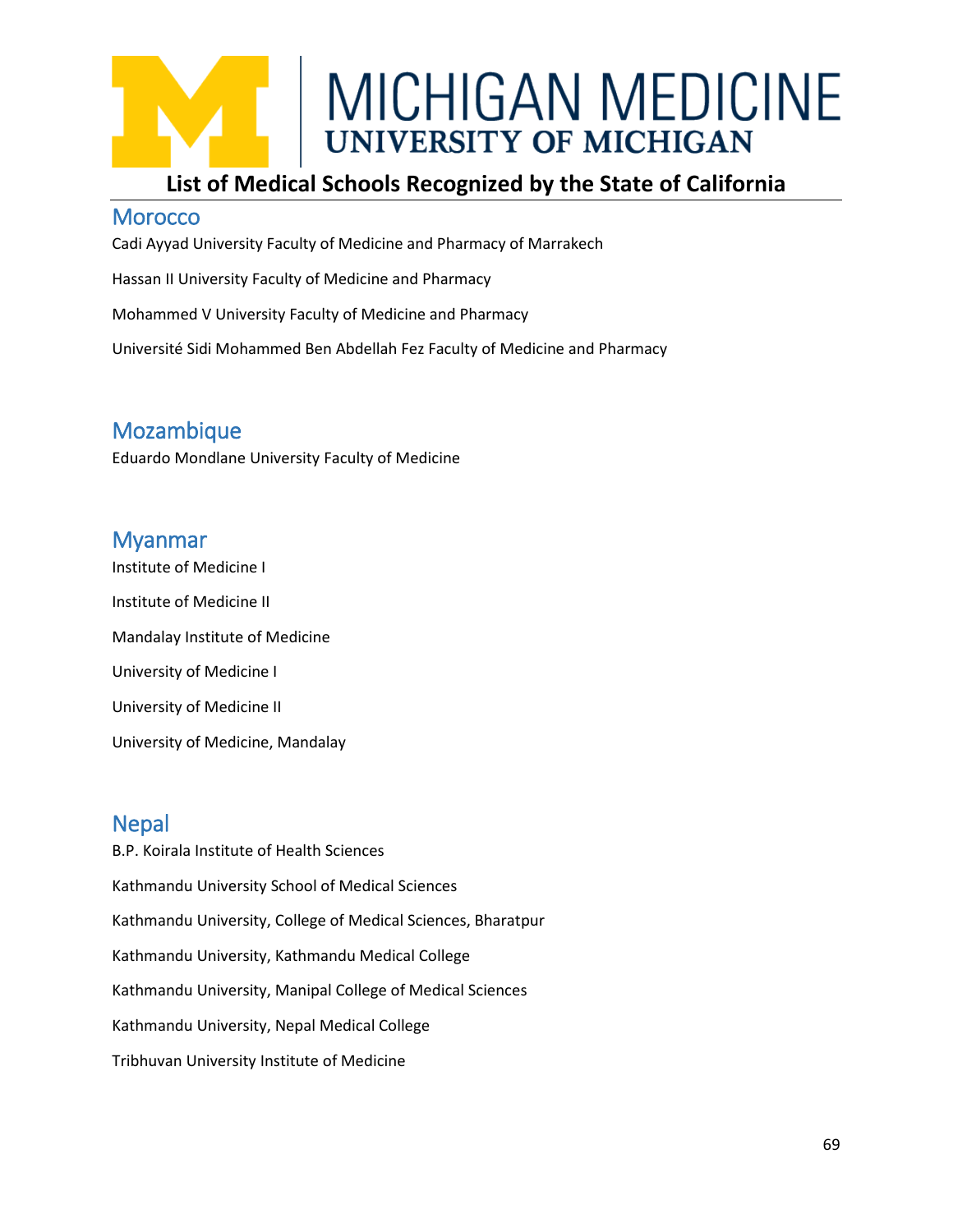# List of Medical Schools Recognized by the State of California

## Morocco

Cadi Ayyad University Faculty of Medicine and Pharmacy of Marrakech

Hassan II University Faculty of Medicine and Pharmacy

Mohammed V University Faculty of Medicine and Pharmacy

Université Sidi Mohammed Ben Abdellah Fez Faculty of Medicine and Pharmacy

## Mozambique

Eduardo Mondlane University Faculty of Medicine

## Myanmar

Institute of Medicine I

Institute of Medicine II

Mandalay Institute of Medicine

University of Medicine I

University of Medicine II

University of Medicine, Mandalay

## Nepal

B.P. Koirala Institute of Health Sciences

Kathmandu University School of Medical Sciences

Kathmandu University, College of Medical Sciences, Bharatpur

Kathmandu University, Kathmandu Medical College

Kathmandu University, Manipal College of Medical Sciences

Kathmandu University, Nepal Medical College

Tribhuvan University Institute of Medicine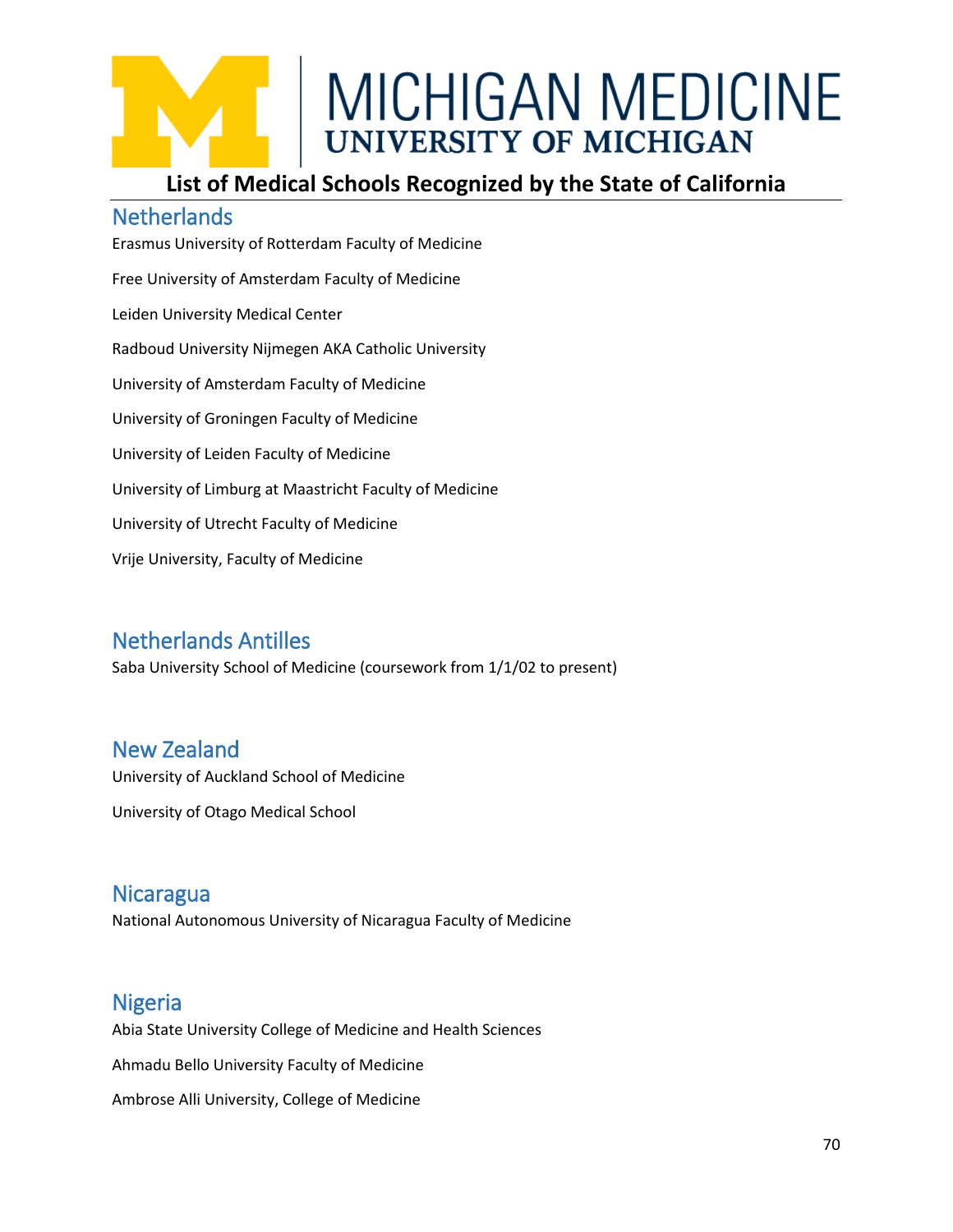## Netherlands

Erasmus University of Rotterdam Faculty of Medicine

Free University of Amsterdam Faculty of Medicine

Leiden University Medical Center

Radboud University Nijmegen AKA Catholic University

University of Amsterdam Faculty of Medicine

University of Groningen Faculty of Medicine

University of Leiden Faculty of Medicine

University of Limburg at Maastricht Faculty of Medicine

University of Utrecht Faculty of Medicine

Vrije University, Faculty of Medicine

## Netherlands Antilles

Saba University School of Medicine (coursework from 1/1/02 to present)

## New Zealand

University of Auckland School of Medicine

University of Otago Medical School

## Nicaragua

National Autonomous University of Nicaragua Faculty of Medicine

## Nigeria

Abia State University College of Medicine and Health Sciences

Ahmadu Bello University Faculty of Medicine

Ambrose Alli University, College of Medicine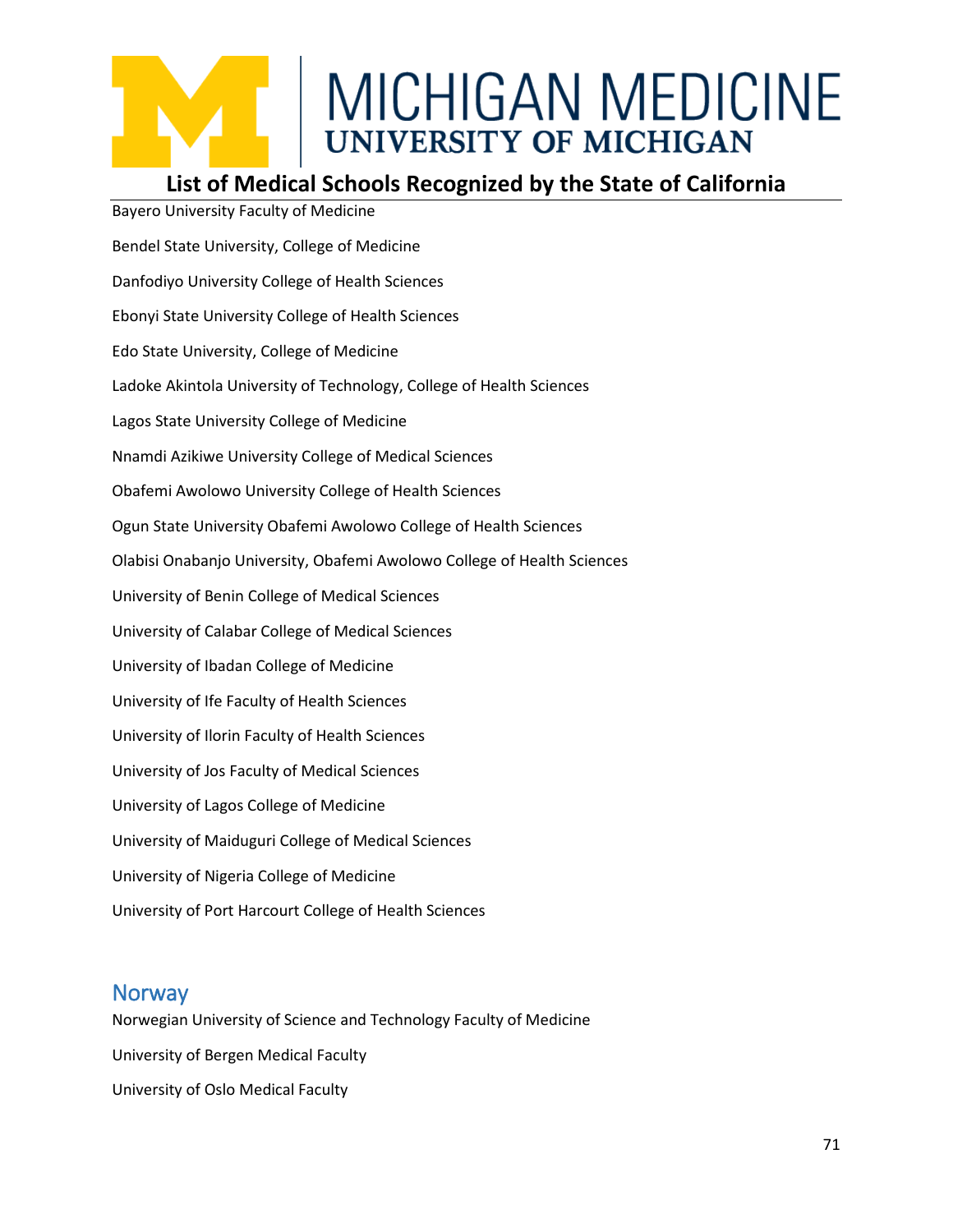Bayero University Faculty of Medicine

Bendel State University, College of Medicine

Danfodiyo University College of Health Sciences

Ebonyi State University College of Health Sciences

Edo State University, College of Medicine

Ladoke Akintola University of Technology, College of Health Sciences

Lagos State University College of Medicine

Nnamdi Azikiwe University College of Medical Sciences

Obafemi Awolowo University College of Health Sciences

Ogun State University Obafemi Awolowo College of Health Sciences

Olabisi Onabanjo University, Obafemi Awolowo College of Health Sciences

University of Benin College of Medical Sciences

University of Calabar College of Medical Sciences

University of Ibadan College of Medicine

University of Ife Faculty of Health Sciences

University of Ilorin Faculty of Health Sciences

University of Jos Faculty of Medical Sciences

University of Lagos College of Medicine

University of Maiduguri College of Medical Sciences

University of Nigeria College of Medicine

University of Port Harcourt College of Health Sciences

## Norway

Norwegian University of Science and Technology Faculty of Medicine

University of Bergen Medical Faculty

University of Oslo Medical Faculty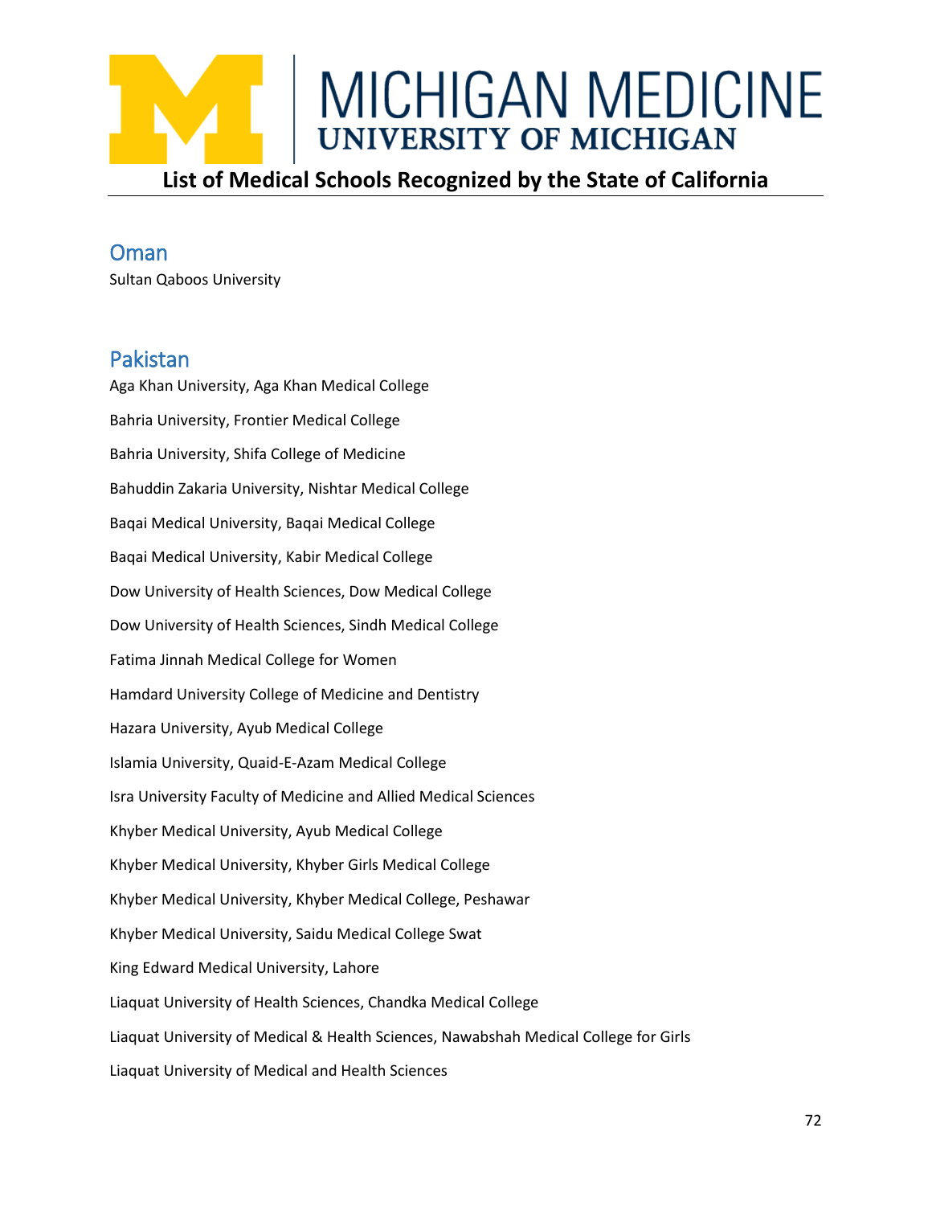# List of Medical Schools Recognized by the State of California

## Oman

Sultan Qaboos University

## Pakistan

Aga Khan University, Aga Khan Medical College

Bahria University, Frontier Medical College

Bahria University, Shifa College of Medicine

Bahuddin Zakaria University, Nishtar Medical College

Baqai Medical University, Baqai Medical College

Baqai Medical University, Kabir Medical College

Dow University of Health Sciences, Dow Medical College

Dow University of Health Sciences, Sindh Medical College

Fatima Jinnah Medical College for Women

Hamdard University College of Medicine and Dentistry

Hazara University, Ayub Medical College

Islamia University, Quaid-E-Azam Medical College

Isra University Faculty of Medicine and Allied Medical Sciences

Khyber Medical University, Ayub Medical College

Khyber Medical University, Khyber Girls Medical College

Khyber Medical University, Khyber Medical College, Peshawar

Khyber Medical University, Saidu Medical College Swat

King Edward Medical University, Lahore

Liaquat University of Health Sciences, Chandka Medical College

Liaquat University of Medical & Health Sciences, Nawabshah Medical College for Girls

Liaquat University of Medical and Health Sciences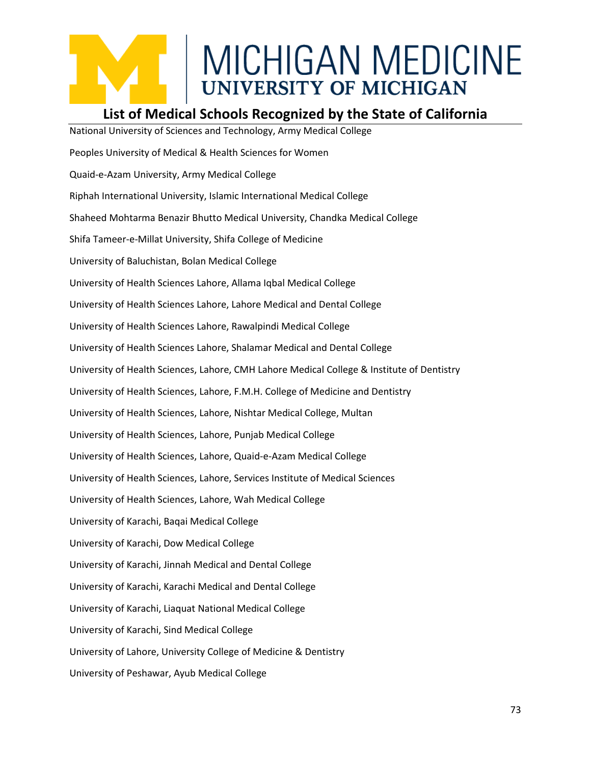## List of Medical Schools Recognized by the State of California

National University of Sciences and Technology, Army Medical College

Peoples University of Medical & Health Sciences for Women

Quaid-e-Azam University, Army Medical College

Riphah International University, Islamic International Medical College

Shaheed Mohtarma Benazir Bhutto Medical University, Chandka Medical College

Shifa Tameer-e-Millat University, Shifa College of Medicine

University of Baluchistan, Bolan Medical College

University of Health Sciences Lahore, Allama Iqbal Medical College

University of Health Sciences Lahore, Lahore Medical and Dental College

University of Health Sciences Lahore, Rawalpindi Medical College

University of Health Sciences Lahore, Shalamar Medical and Dental College

University of Health Sciences, Lahore, CMH Lahore Medical College & Institute of Dentistry

University of Health Sciences, Lahore, F.M.H. College of Medicine and Dentistry

University of Health Sciences, Lahore, Nishtar Medical College, Multan

University of Health Sciences, Lahore, Punjab Medical College

University of Health Sciences, Lahore, Quaid-e-Azam Medical College

University of Health Sciences, Lahore, Services Institute of Medical Sciences

University of Health Sciences, Lahore, Wah Medical College

University of Karachi, Baqai Medical College

University of Karachi, Dow Medical College

University of Karachi, Jinnah Medical and Dental College

University of Karachi, Karachi Medical and Dental College

University of Karachi, Liaquat National Medical College

University of Karachi, Sind Medical College

University of Lahore, University College of Medicine & Dentistry

University of Peshawar, Ayub Medical College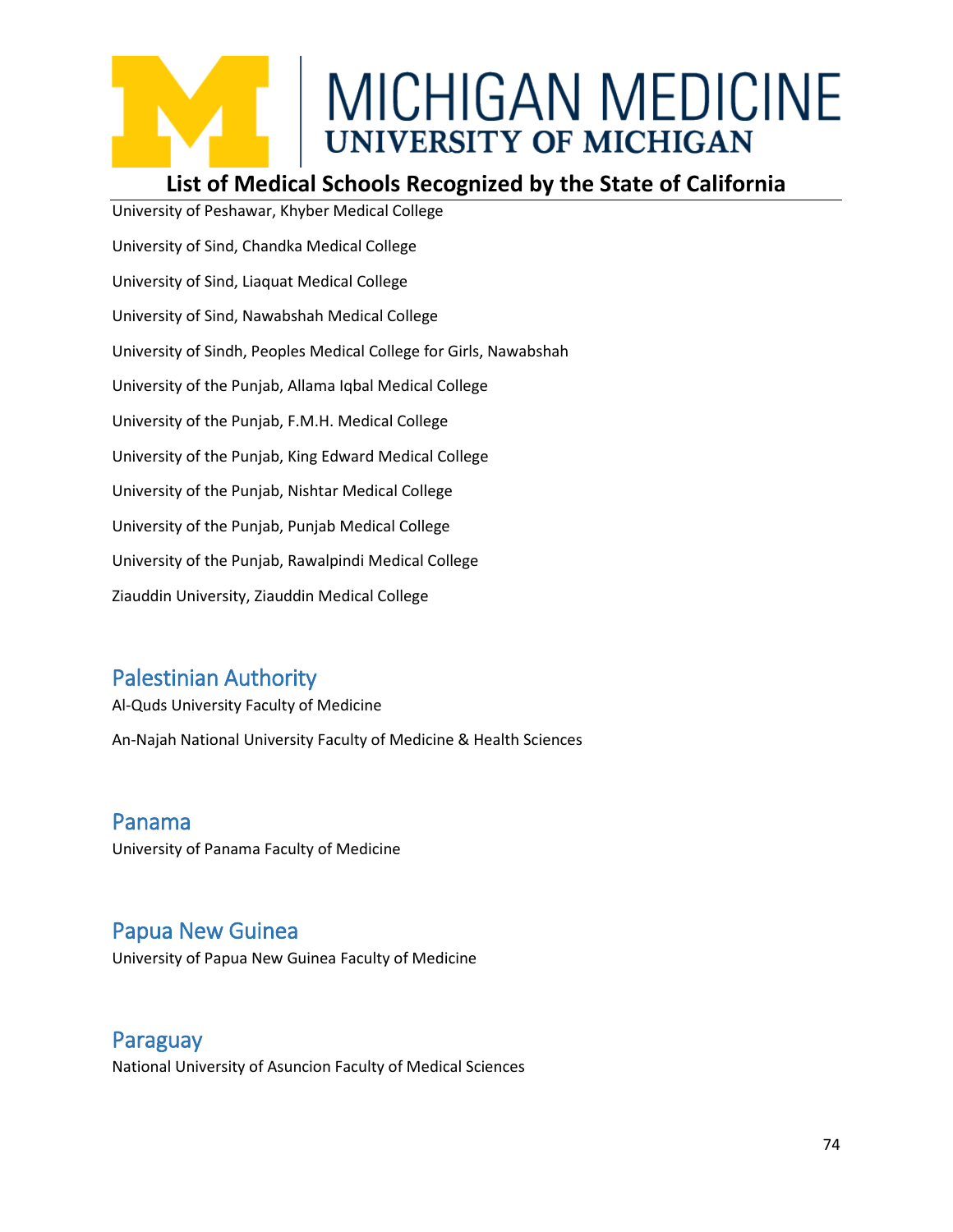University of Peshawar, Khyber Medical College

University of Sind, Chandka Medical College

University of Sind, Liaquat Medical College

University of Sind, Nawabshah Medical College

University of Sindh, Peoples Medical College for Girls, Nawabshah

University of the Punjab, Allama Iqbal Medical College

University of the Punjab, F.M.H. Medical College

University of the Punjab, King Edward Medical College

University of the Punjab, Nishtar Medical College

University of the Punjab, Punjab Medical College

University of the Punjab, Rawalpindi Medical College

Ziauddin University, Ziauddin Medical College

## Palestinian Authority

Al-Quds University Faculty of Medicine

An-Najah National University Faculty of Medicine & Health Sciences

## Panama

University of Panama Faculty of Medicine

## Papua New Guinea

University of Papua New Guinea Faculty of Medicine

## Paraguay

National University of Asuncion Faculty of Medical Sciences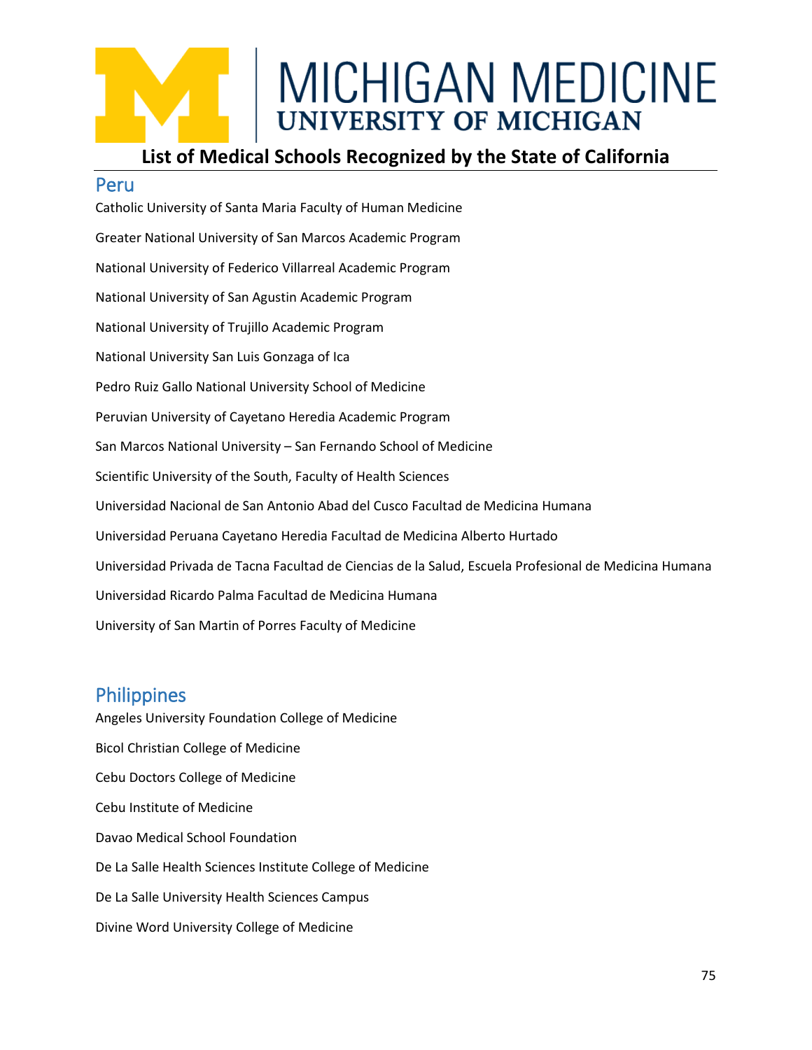# List of Medical Schools Recognized by the State of California

## Peru

Catholic University of Santa Maria Faculty of Human Medicine

Greater National University of San Marcos Academic Program

National University of Federico Villarreal Academic Program

National University of San Agustin Academic Program

National University of Trujillo Academic Program

National University San Luis Gonzaga of Ica

Pedro Ruiz Gallo National University School of Medicine

Peruvian University of Cayetano Heredia Academic Program

San Marcos National University – San Fernando School of Medicine

Scientific University of the South, Faculty of Health Sciences

Universidad Nacional de San Antonio Abad del Cusco Facultad de Medicina Humana

Universidad Peruana Cayetano Heredia Facultad de Medicina Alberto Hurtado

Universidad Privada de Tacna Facultad de Ciencias de la Salud, Escuela Profesional de Medicina Humana

Universidad Ricardo Palma Facultad de Medicina Humana

University of San Martin of Porres Faculty of Medicine

## Philippines

Angeles University Foundation College of Medicine

Bicol Christian College of Medicine

Cebu Doctors College of Medicine

Cebu Institute of Medicine

Davao Medical School Foundation

De La Salle Health Sciences Institute College of Medicine

De La Salle University Health Sciences Campus

Divine Word University College of Medicine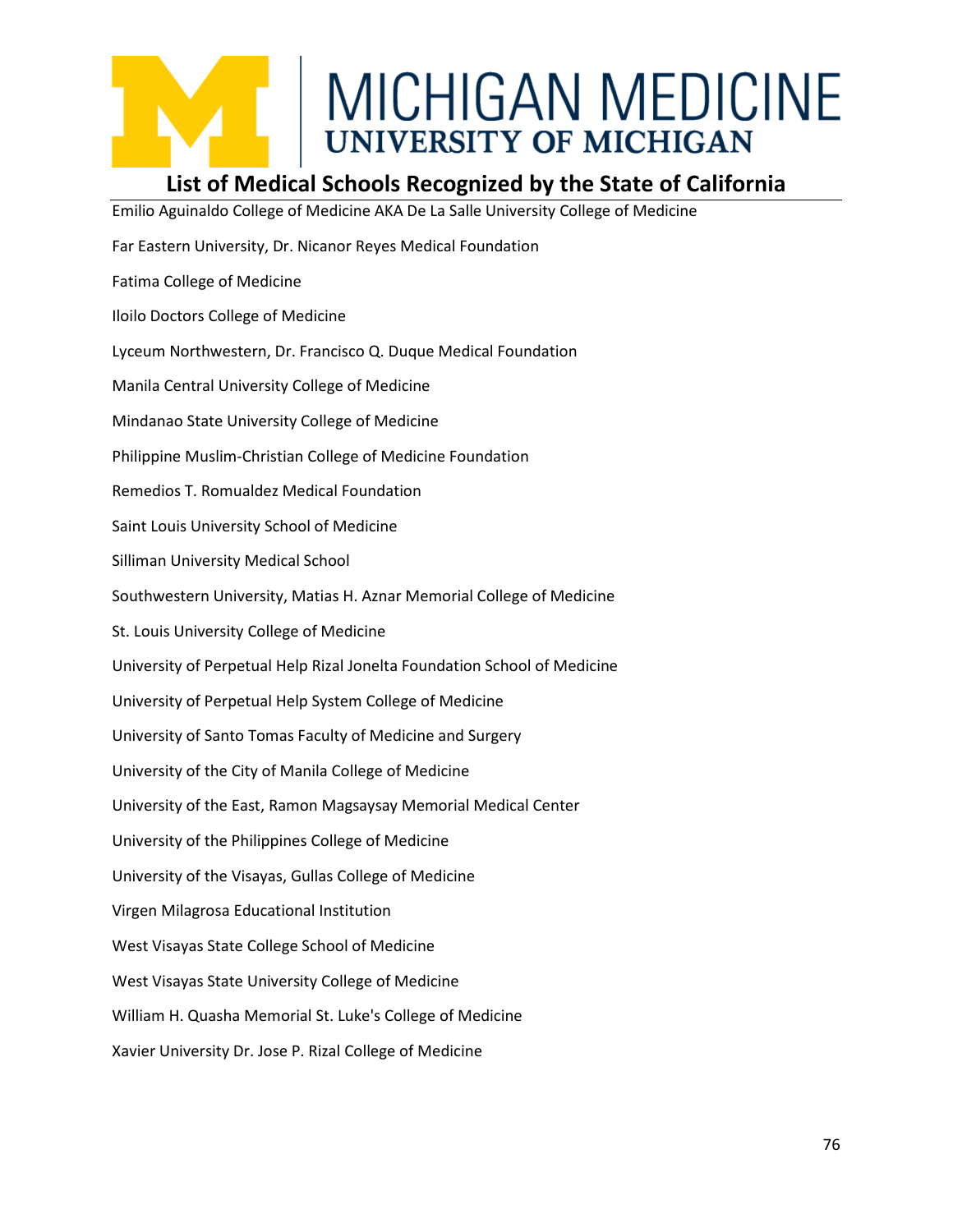## List of Medical Schools Recognized by the State of California

Emilio Aguinaldo College of Medicine AKA De La Salle University College of Medicine

Far Eastern University, Dr. Nicanor Reyes Medical Foundation

Fatima College of Medicine

Iloilo Doctors College of Medicine

Lyceum Northwestern, Dr. Francisco Q. Duque Medical Foundation

Manila Central University College of Medicine

Mindanao State University College of Medicine

Philippine Muslim-Christian College of Medicine Foundation

Remedios T. Romualdez Medical Foundation

Saint Louis University School of Medicine

Silliman University Medical School

Southwestern University, Matias H. Aznar Memorial College of Medicine

St. Louis University College of Medicine

University of Perpetual Help Rizal Jonelta Foundation School of Medicine

University of Perpetual Help System College of Medicine

University of Santo Tomas Faculty of Medicine and Surgery

University of the City of Manila College of Medicine

University of the East, Ramon Magsaysay Memorial Medical Center

University of the Philippines College of Medicine

University of the Visayas, Gullas College of Medicine

Virgen Milagrosa Educational Institution

West Visayas State College School of Medicine

West Visayas State University College of Medicine

William H. Quasha Memorial St. Luke's College of Medicine

Xavier University Dr. Jose P. Rizal College of Medicine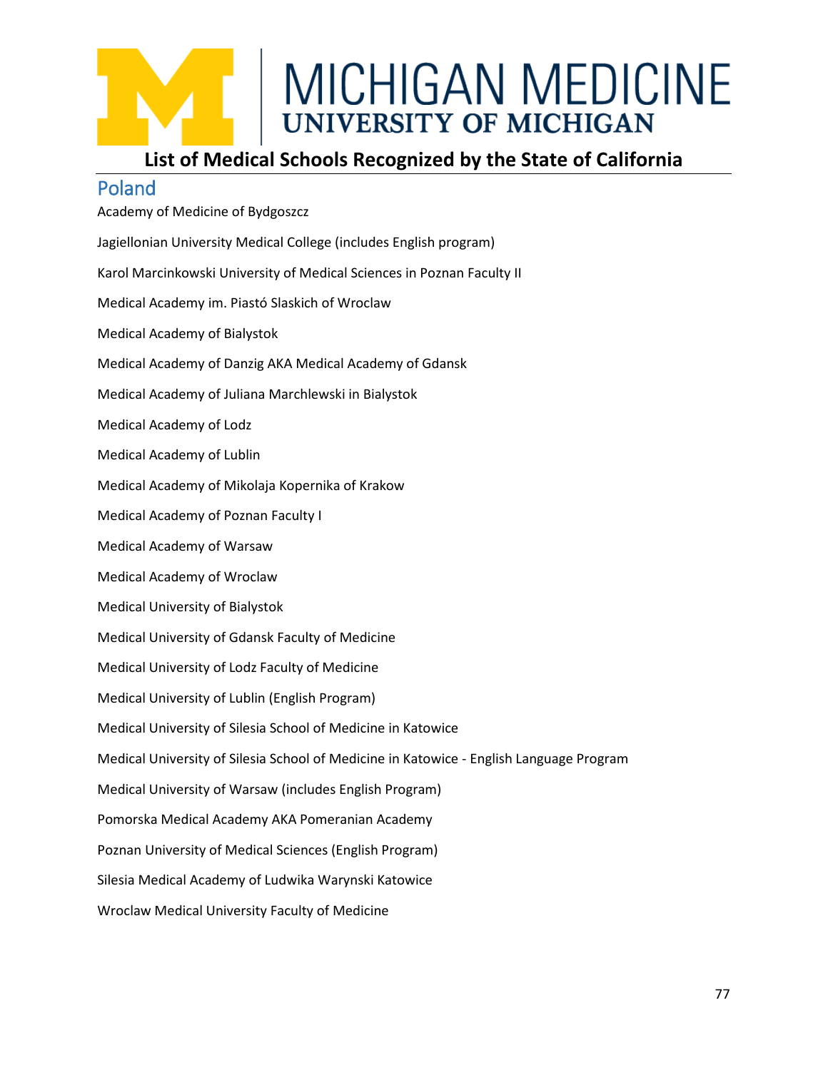# MICHIGAN MEDICINE
## UNIVERSITY OF MICHIGAN

## List of Medical Schools Recognized by the State of California

### Poland

Academy of Medicine of Bydgoszcz

Jagiellonian University Medical College (includes English program)

Karol Marcinkowski University of Medical Sciences in Poznan Faculty II

Medical Academy im. Piastó Slaskich of Wroclaw

Medical Academy of Bialystok

Medical Academy of Danzig AKA Medical Academy of Gdansk

Medical Academy of Juliana Marchlewski in Bialystok

Medical Academy of Lodz

Medical Academy of Lublin

Medical Academy of Mikolaja Kopernika of Krakow

Medical Academy of Poznan Faculty I

Medical Academy of Warsaw

Medical Academy of Wroclaw

Medical University of Bialystok

Medical University of Gdansk Faculty of Medicine

Medical University of Lodz Faculty of Medicine

Medical University of Lublin (English Program)

Medical University of Silesia School of Medicine in Katowice

Medical University of Silesia School of Medicine in Katowice - English Language Program

Medical University of Warsaw (includes English Program)

Pomorska Medical Academy AKA Pomeranian Academy

Poznan University of Medical Sciences (English Program)

Silesia Medical Academy of Ludwika Warynski Katowice

Wroclaw Medical University Faculty of Medicine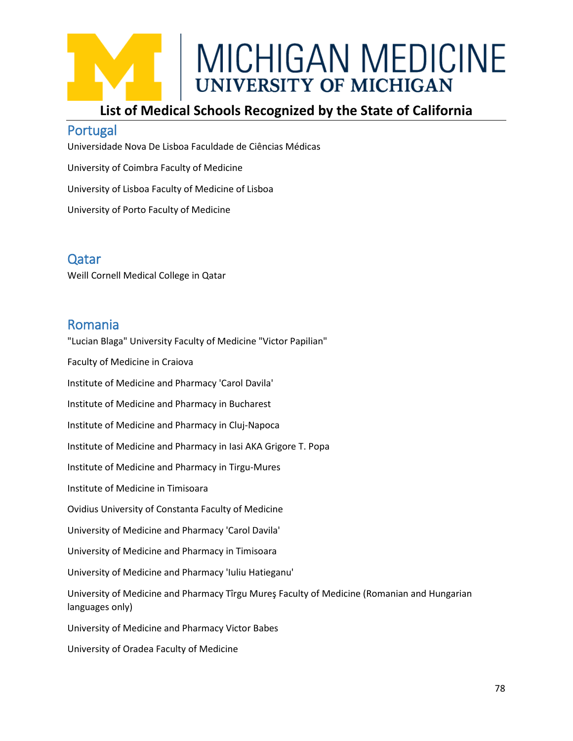# List of Medical Schools Recognized by the State of California

## Portugal

Universidade Nova De Lisboa Faculdade de Ciências Médicas

University of Coimbra Faculty of Medicine

University of Lisboa Faculty of Medicine of Lisboa

University of Porto Faculty of Medicine

## Qatar

Weill Cornell Medical College in Qatar

## Romania

"Lucian Blaga" University Faculty of Medicine "Victor Papilian"

Faculty of Medicine in Craiova

Institute of Medicine and Pharmacy 'Carol Davila'

Institute of Medicine and Pharmacy in Bucharest

Institute of Medicine and Pharmacy in Cluj-Napoca

Institute of Medicine and Pharmacy in Iasi AKA Grigore T. Popa

Institute of Medicine and Pharmacy in Tirgu-Mures

Institute of Medicine in Timisoara

Ovidius University of Constanta Faculty of Medicine

University of Medicine and Pharmacy 'Carol Davila'

University of Medicine and Pharmacy in Timisoara

University of Medicine and Pharmacy 'Iuliu Hatieganu'

University of Medicine and Pharmacy Tîrgu Mureş Faculty of Medicine (Romanian and Hungarian languages only)

University of Medicine and Pharmacy Victor Babes

University of Oradea Faculty of Medicine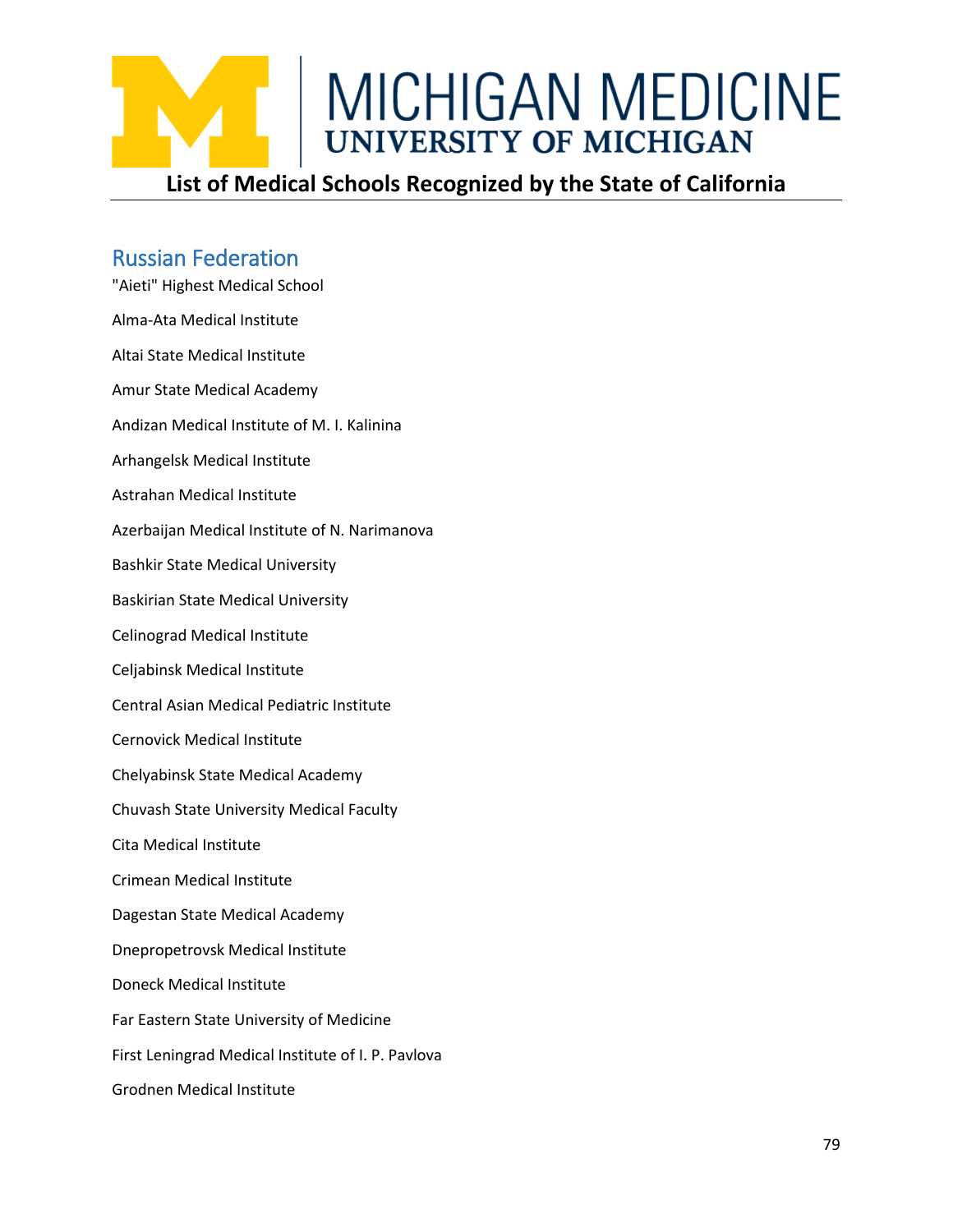## List of Medical Schools Recognized by the State of California

### Russian Federation

"Aieti" Highest Medical School

Alma-Ata Medical Institute

Altai State Medical Institute

Amur State Medical Academy

Andizan Medical Institute of M. I. Kalinina

Arhangelsk Medical Institute

Astrahan Medical Institute

Azerbaijan Medical Institute of N. Narimanova

Bashkir State Medical University

Baskirian State Medical University

Celinograd Medical Institute

Celjabinsk Medical Institute

Central Asian Medical Pediatric Institute

Cernovick Medical Institute

Chelyabinsk State Medical Academy

Chuvash State University Medical Faculty

Cita Medical Institute

Crimean Medical Institute

Dagestan State Medical Academy

Dnepropetrovsk Medical Institute

Doneck Medical Institute

Far Eastern State University of Medicine

First Leningrad Medical Institute of I. P. Pavlova

Grodnen Medical Institute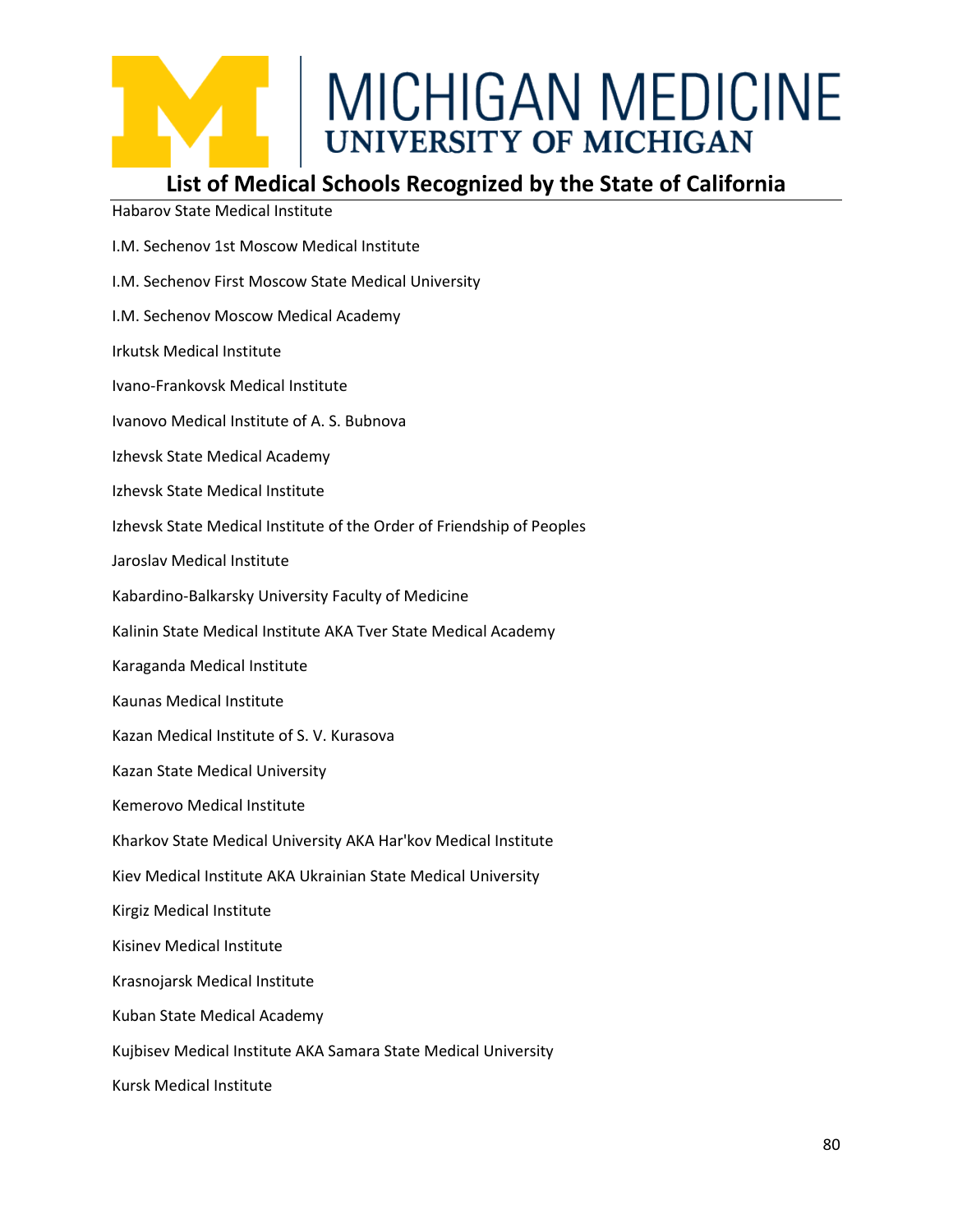## List of Medical Schools Recognized by the State of California

Habarov State Medical Institute

I.M. Sechenov 1st Moscow Medical Institute

I.M. Sechenov First Moscow State Medical University

I.M. Sechenov Moscow Medical Academy

Irkutsk Medical Institute

Ivano-Frankovsk Medical Institute

Ivanovo Medical Institute of A. S. Bubnova

Izhevsk State Medical Academy

Izhevsk State Medical Institute

Izhevsk State Medical Institute of the Order of Friendship of Peoples

Jaroslav Medical Institute

Kabardino-Balkarsky University Faculty of Medicine

Kalinin State Medical Institute AKA Tver State Medical Academy

Karaganda Medical Institute

Kaunas Medical Institute

Kazan Medical Institute of S. V. Kurasova

Kazan State Medical University

Kemerovo Medical Institute

Kharkov State Medical University AKA Har'kov Medical Institute

Kiev Medical Institute AKA Ukrainian State Medical University

Kirgiz Medical Institute

Kisinev Medical Institute

Krasnojarsk Medical Institute

Kuban State Medical Academy

Kujbisev Medical Institute AKA Samara State Medical University

Kursk Medical Institute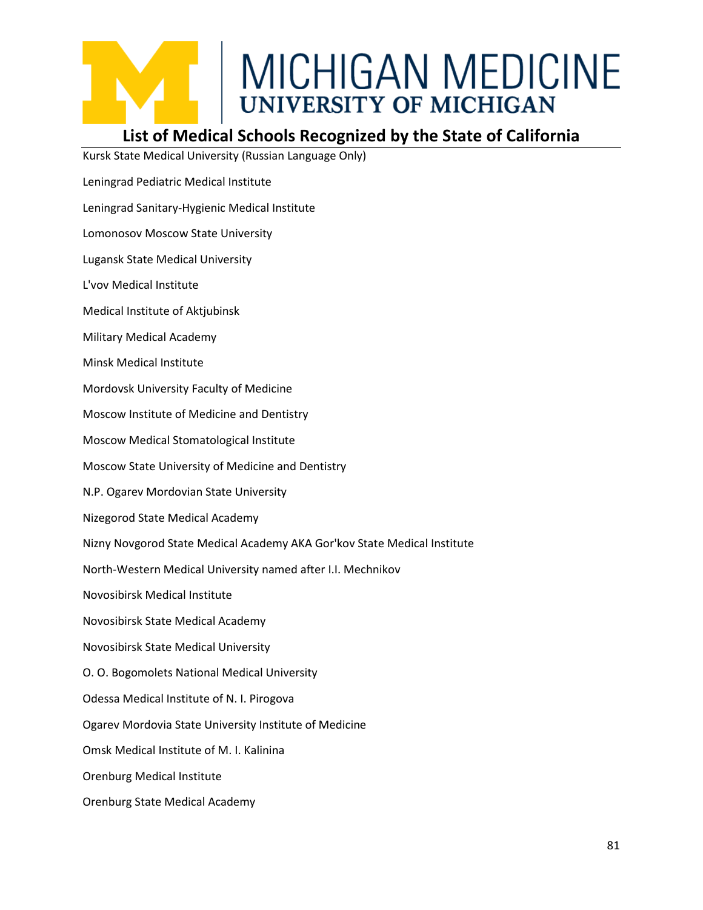## List of Medical Schools Recognized by the State of California

Kursk State Medical University (Russian Language Only)

Leningrad Pediatric Medical Institute

Leningrad Sanitary-Hygienic Medical Institute

Lomonosov Moscow State University

Lugansk State Medical University

L'vov Medical Institute

Medical Institute of Aktjubinsk

Military Medical Academy

Minsk Medical Institute

Mordovsk University Faculty of Medicine

Moscow Institute of Medicine and Dentistry

Moscow Medical Stomatological Institute

Moscow State University of Medicine and Dentistry

N.P. Ogarev Mordovian State University

Nizegorod State Medical Academy

Nizny Novgorod State Medical Academy AKA Gor'kov State Medical Institute

North-Western Medical University named after I.I. Mechnikov

Novosibirsk Medical Institute

Novosibirsk State Medical Academy

Novosibirsk State Medical University

O. O. Bogomolets National Medical University

Odessa Medical Institute of N. I. Pirogova

Ogarev Mordovia State University Institute of Medicine

Omsk Medical Institute of M. I. Kalinina

Orenburg Medical Institute

Orenburg State Medical Academy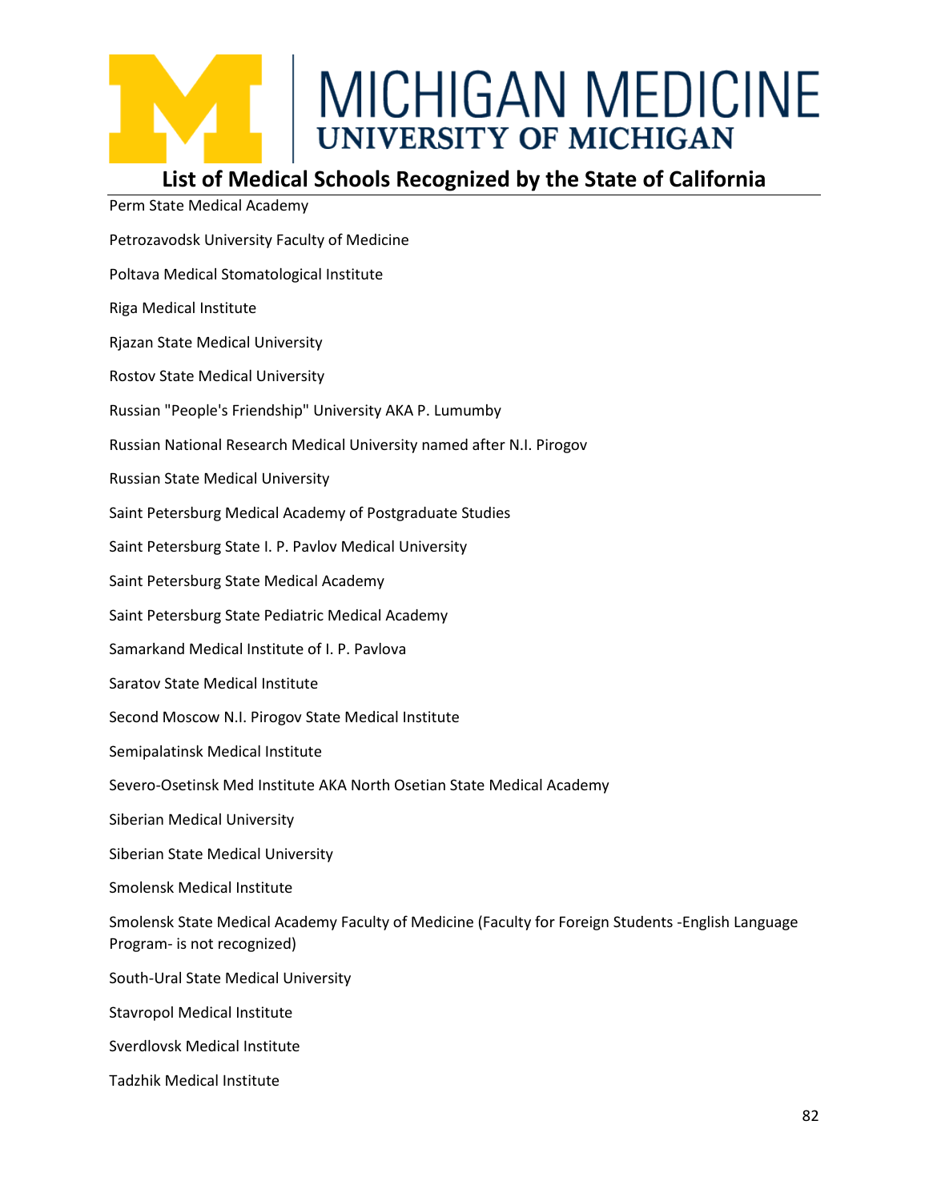## List of Medical Schools Recognized by the State of California

Perm State Medical Academy

Petrozavodsk University Faculty of Medicine

Poltava Medical Stomatological Institute

Riga Medical Institute

Rjazan State Medical University

Rostov State Medical University

Russian "People's Friendship" University AKA P. Lumumby

Russian National Research Medical University named after N.I. Pirogov

Russian State Medical University

Saint Petersburg Medical Academy of Postgraduate Studies

Saint Petersburg State I. P. Pavlov Medical University

Saint Petersburg State Medical Academy

Saint Petersburg State Pediatric Medical Academy

Samarkand Medical Institute of I. P. Pavlova

Saratov State Medical Institute

Second Moscow N.I. Pirogov State Medical Institute

Semipalatinsk Medical Institute

Severo-Osetinsk Med Institute AKA North Osetian State Medical Academy

Siberian Medical University

Siberian State Medical University

Smolensk Medical Institute

Smolensk State Medical Academy Faculty of Medicine (Faculty for Foreign Students -English Language Program- is not recognized)

South-Ural State Medical University

Stavropol Medical Institute

Sverdlovsk Medical Institute

Tadzhik Medical Institute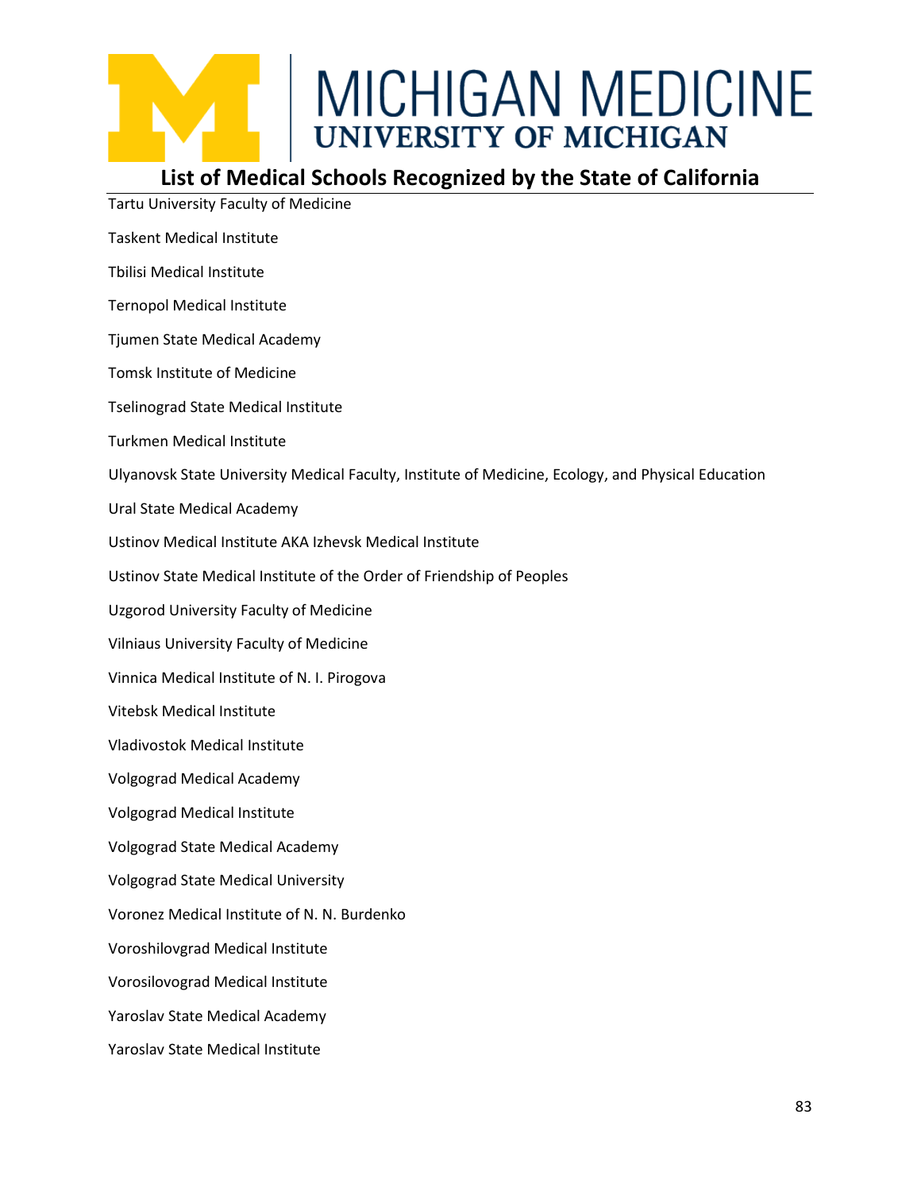## List of Medical Schools Recognized by the State of California

Tartu University Faculty of Medicine

Taskent Medical Institute

Tbilisi Medical Institute

Ternopol Medical Institute

Tjumen State Medical Academy

Tomsk Institute of Medicine

Tselinograd State Medical Institute

Turkmen Medical Institute

Ulyanovsk State University Medical Faculty, Institute of Medicine, Ecology, and Physical Education

Ural State Medical Academy

Ustinov Medical Institute AKA Izhevsk Medical Institute

Ustinov State Medical Institute of the Order of Friendship of Peoples

Uzgorod University Faculty of Medicine

Vilniaus University Faculty of Medicine

Vinnica Medical Institute of N. I. Pirogova

Vitebsk Medical Institute

Vladivostok Medical Institute

Volgograd Medical Academy

Volgograd Medical Institute

Volgograd State Medical Academy

Volgograd State Medical University

Voronez Medical Institute of N. N. Burdenko

Voroshilovgrad Medical Institute

Vorosilovograd Medical Institute

Yaroslav State Medical Academy

Yaroslav State Medical Institute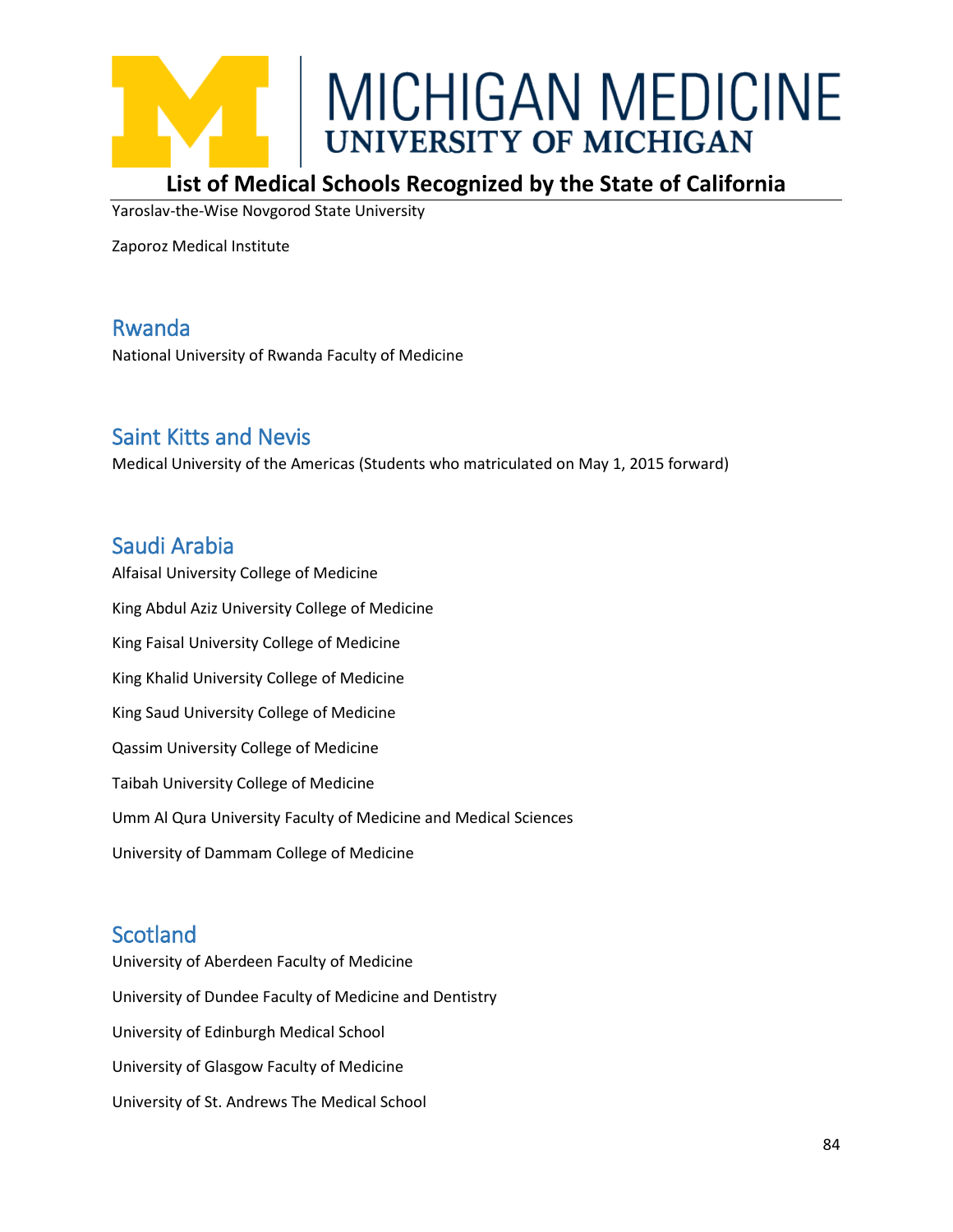Yaroslav-the-Wise Novgorod State University

Zaporoz Medical Institute

## Rwanda

National University of Rwanda Faculty of Medicine

## Saint Kitts and Nevis

Medical University of the Americas (Students who matriculated on May 1, 2015 forward)

## Saudi Arabia

Alfaisal University College of Medicine

King Abdul Aziz University College of Medicine

King Faisal University College of Medicine

King Khalid University College of Medicine

King Saud University College of Medicine

Qassim University College of Medicine

Taibah University College of Medicine

Umm Al Qura University Faculty of Medicine and Medical Sciences

University of Dammam College of Medicine

## Scotland

University of Aberdeen Faculty of Medicine

University of Dundee Faculty of Medicine and Dentistry

University of Edinburgh Medical School

University of Glasgow Faculty of Medicine

University of St. Andrews The Medical School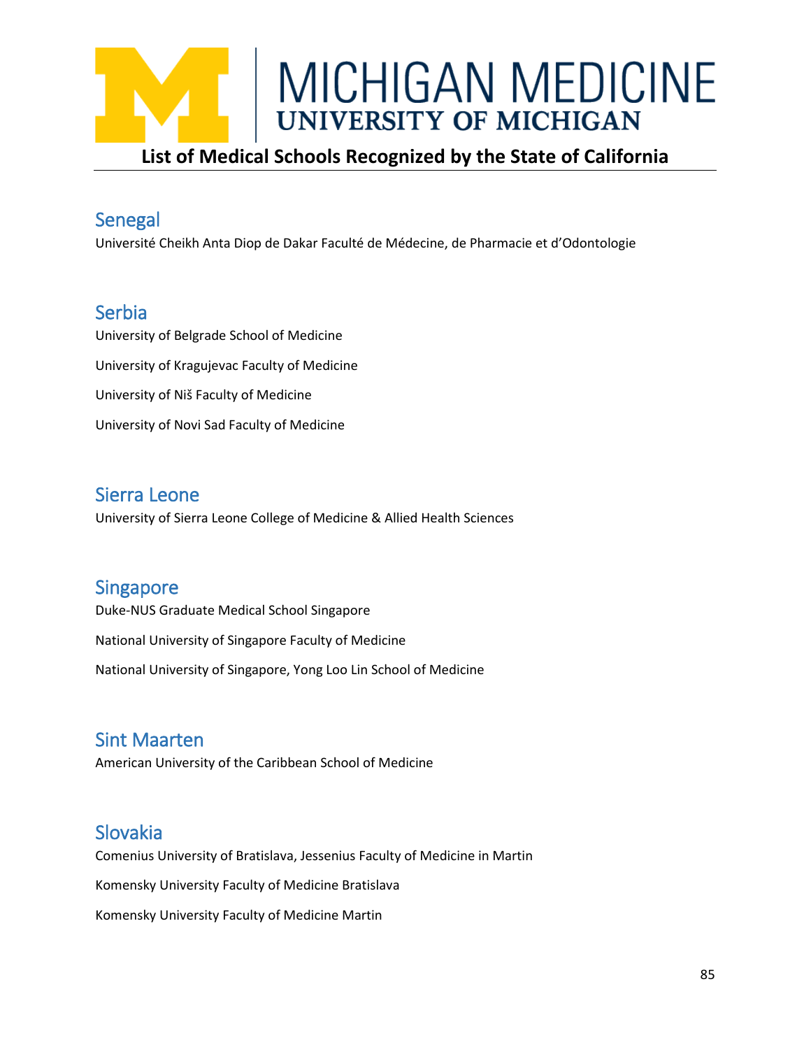## Senegal

Université Cheikh Anta Diop de Dakar Faculté de Médecine, de Pharmacie et d'Odontologie

## Serbia

University of Belgrade School of Medicine

University of Kragujevac Faculty of Medicine

University of Niš Faculty of Medicine

University of Novi Sad Faculty of Medicine

## Sierra Leone

University of Sierra Leone College of Medicine & Allied Health Sciences

## Singapore

Duke-NUS Graduate Medical School Singapore

National University of Singapore Faculty of Medicine

National University of Singapore, Yong Loo Lin School of Medicine

## Sint Maarten

American University of the Caribbean School of Medicine

## Slovakia

Comenius University of Bratislava, Jessenius Faculty of Medicine in Martin

Komensky University Faculty of Medicine Bratislava

Komensky University Faculty of Medicine Martin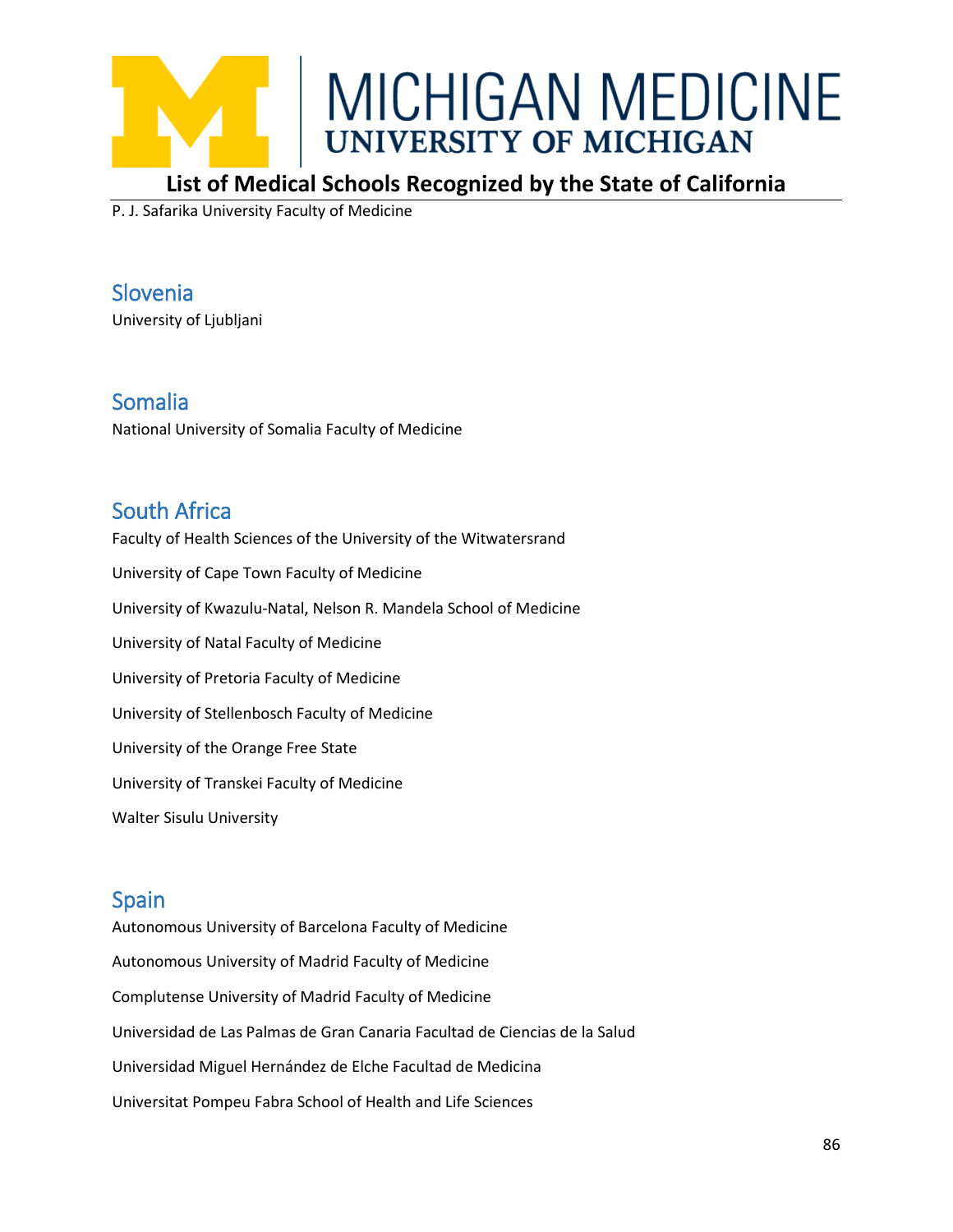P. J. Safarika University Faculty of Medicine

## Slovenia

University of Ljubljani

## Somalia

National University of Somalia Faculty of Medicine

## South Africa

Faculty of Health Sciences of the University of the Witwatersrand

University of Cape Town Faculty of Medicine

University of Kwazulu-Natal, Nelson R. Mandela School of Medicine

University of Natal Faculty of Medicine

University of Pretoria Faculty of Medicine

University of Stellenbosch Faculty of Medicine

University of the Orange Free State

University of Transkei Faculty of Medicine

Walter Sisulu University

## Spain

Autonomous University of Barcelona Faculty of Medicine

Autonomous University of Madrid Faculty of Medicine

Complutense University of Madrid Faculty of Medicine

Universidad de Las Palmas de Gran Canaria Facultad de Ciencias de la Salud

Universidad Miguel Hernández de Elche Facultad de Medicina

Universitat Pompeu Fabra School of Health and Life Sciences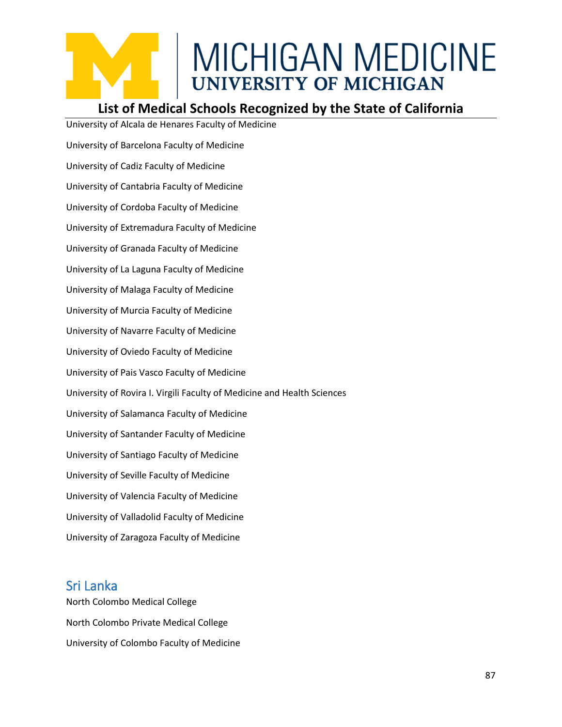University of Alcala de Henares Faculty of Medicine

University of Barcelona Faculty of Medicine

University of Cadiz Faculty of Medicine

University of Cantabria Faculty of Medicine

University of Cordoba Faculty of Medicine

University of Extremadura Faculty of Medicine

University of Granada Faculty of Medicine

University of La Laguna Faculty of Medicine

University of Malaga Faculty of Medicine

University of Murcia Faculty of Medicine

University of Navarre Faculty of Medicine

University of Oviedo Faculty of Medicine

University of Pais Vasco Faculty of Medicine

University of Rovira I. Virgili Faculty of Medicine and Health Sciences

University of Salamanca Faculty of Medicine

University of Santander Faculty of Medicine

University of Santiago Faculty of Medicine

University of Seville Faculty of Medicine

University of Valencia Faculty of Medicine

University of Valladolid Faculty of Medicine

University of Zaragoza Faculty of Medicine

## Sri Lanka

North Colombo Medical College

North Colombo Private Medical College

University of Colombo Faculty of Medicine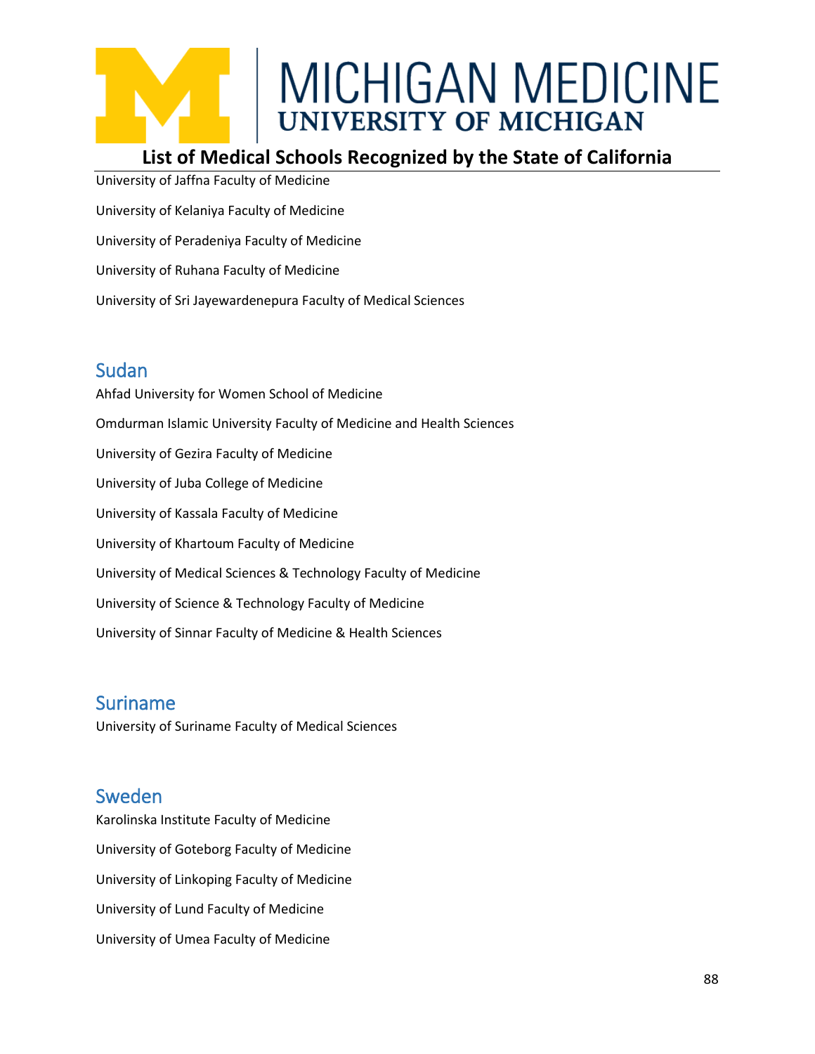University of Jaffna Faculty of Medicine

University of Kelaniya Faculty of Medicine

University of Peradeniya Faculty of Medicine

University of Ruhana Faculty of Medicine

University of Sri Jayewardenepura Faculty of Medical Sciences

## Sudan

Ahfad University for Women School of Medicine

Omdurman Islamic University Faculty of Medicine and Health Sciences

University of Gezira Faculty of Medicine

University of Juba College of Medicine

University of Kassala Faculty of Medicine

University of Khartoum Faculty of Medicine

University of Medical Sciences & Technology Faculty of Medicine

University of Science & Technology Faculty of Medicine

University of Sinnar Faculty of Medicine & Health Sciences

## Suriname

University of Suriname Faculty of Medical Sciences

## Sweden

Karolinska Institute Faculty of Medicine

University of Goteborg Faculty of Medicine

University of Linkoping Faculty of Medicine

University of Lund Faculty of Medicine

University of Umea Faculty of Medicine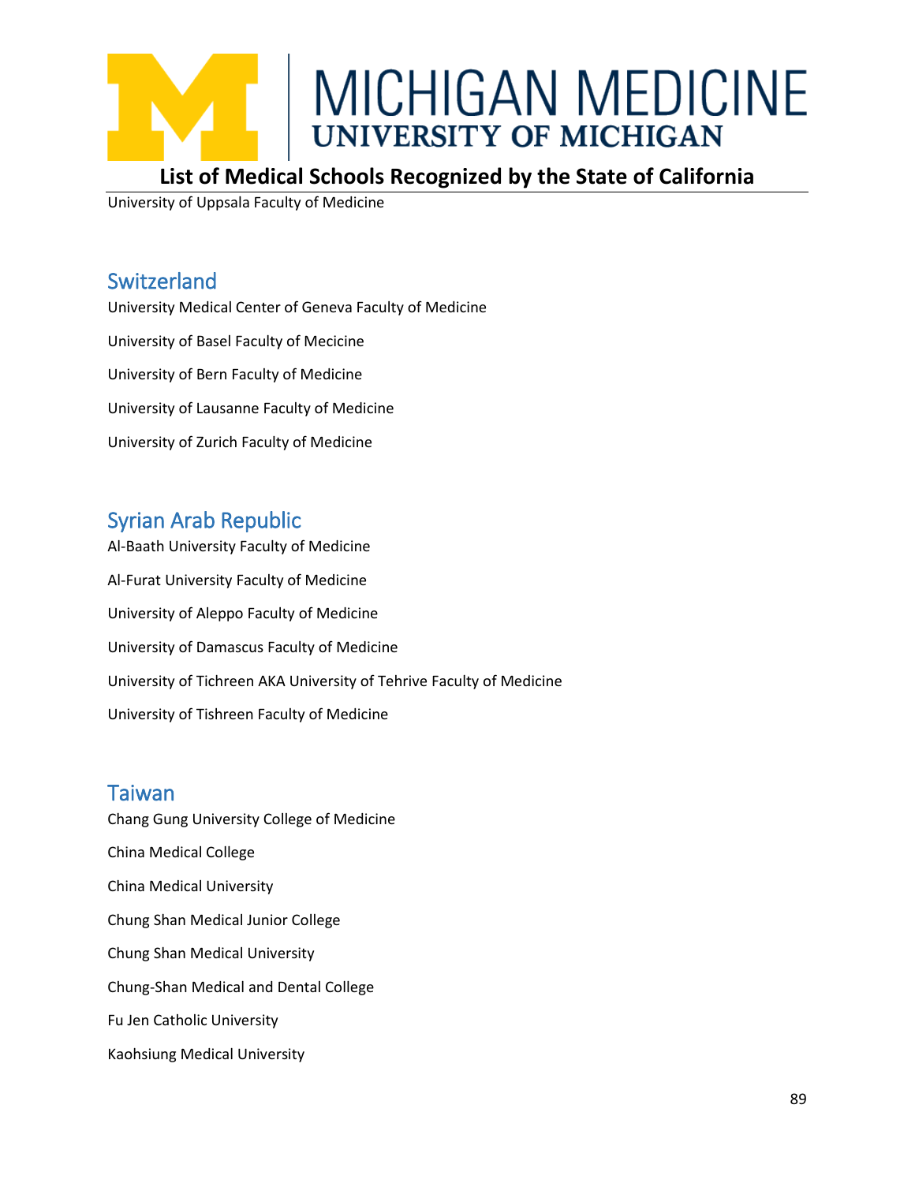University of Uppsala Faculty of Medicine

## Switzerland

University Medical Center of Geneva Faculty of Medicine

University of Basel Faculty of Mecicine

University of Bern Faculty of Medicine

University of Lausanne Faculty of Medicine

University of Zurich Faculty of Medicine

## Syrian Arab Republic

Al-Baath University Faculty of Medicine

Al-Furat University Faculty of Medicine

University of Aleppo Faculty of Medicine

University of Damascus Faculty of Medicine

University of Tichreen AKA University of Tehrive Faculty of Medicine

University of Tishreen Faculty of Medicine

## Taiwan

Chang Gung University College of Medicine

China Medical College

China Medical University

Chung Shan Medical Junior College

Chung Shan Medical University

Chung-Shan Medical and Dental College

Fu Jen Catholic University

Kaohsiung Medical University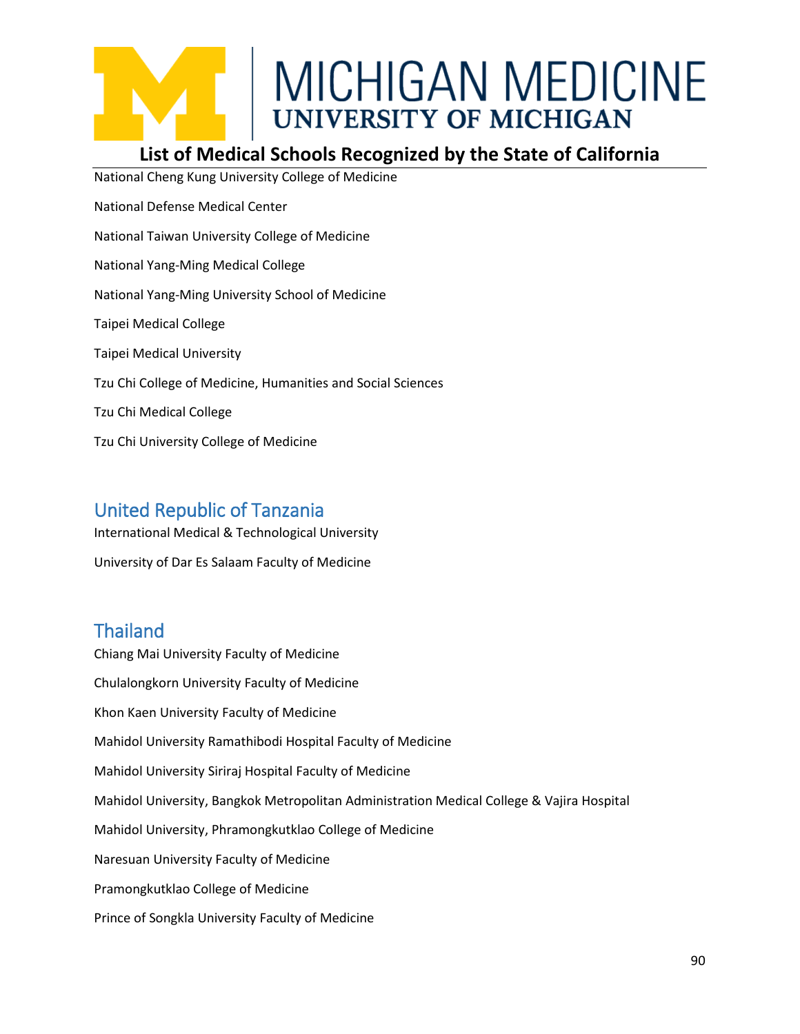National Cheng Kung University College of Medicine

National Defense Medical Center

National Taiwan University College of Medicine

National Yang-Ming Medical College

National Yang-Ming University School of Medicine

Taipei Medical College

Taipei Medical University

Tzu Chi College of Medicine, Humanities and Social Sciences

Tzu Chi Medical College

Tzu Chi University College of Medicine

## United Republic of Tanzania

International Medical & Technological University

University of Dar Es Salaam Faculty of Medicine

## Thailand

Chiang Mai University Faculty of Medicine

Chulalongkorn University Faculty of Medicine

Khon Kaen University Faculty of Medicine

Mahidol University Ramathibodi Hospital Faculty of Medicine

Mahidol University Siriraj Hospital Faculty of Medicine

Mahidol University, Bangkok Metropolitan Administration Medical College & Vajira Hospital

Mahidol University, Phramongkutklao College of Medicine

Naresuan University Faculty of Medicine

Pramongkutklao College of Medicine

Prince of Songkla University Faculty of Medicine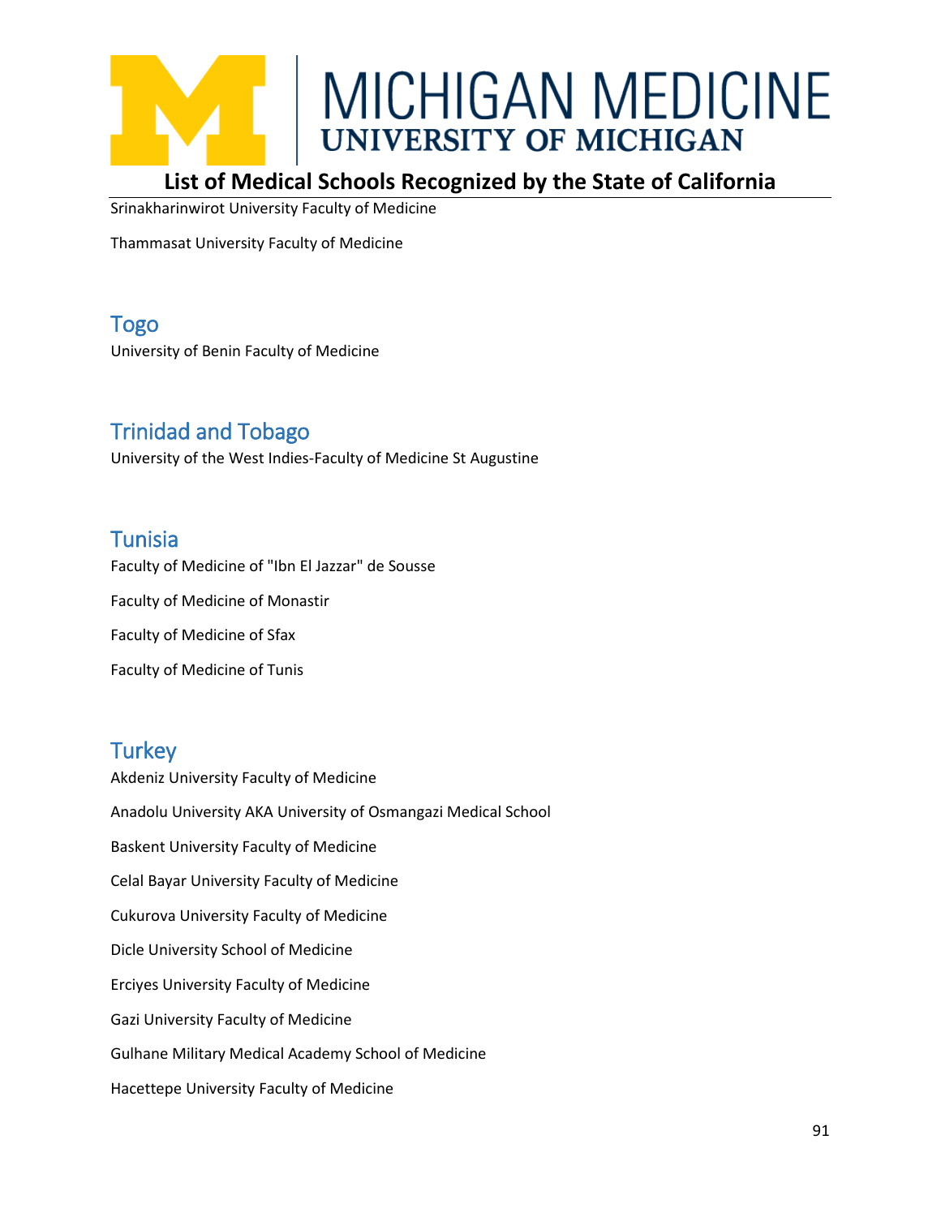Srinakharinwirot University Faculty of Medicine

Thammasat University Faculty of Medicine

## Togo

University of Benin Faculty of Medicine

## Trinidad and Tobago

University of the West Indies-Faculty of Medicine St Augustine

## Tunisia

Faculty of Medicine of "Ibn El Jazzar" de Sousse

Faculty of Medicine of Monastir

Faculty of Medicine of Sfax

Faculty of Medicine of Tunis

## Turkey

Akdeniz University Faculty of Medicine

Anadolu University AKA University of Osmangazi Medical School

Baskent University Faculty of Medicine

Celal Bayar University Faculty of Medicine

Cukurova University Faculty of Medicine

Dicle University School of Medicine

Erciyes University Faculty of Medicine

Gazi University Faculty of Medicine

Gulhane Military Medical Academy School of Medicine

Hacettepe University Faculty of Medicine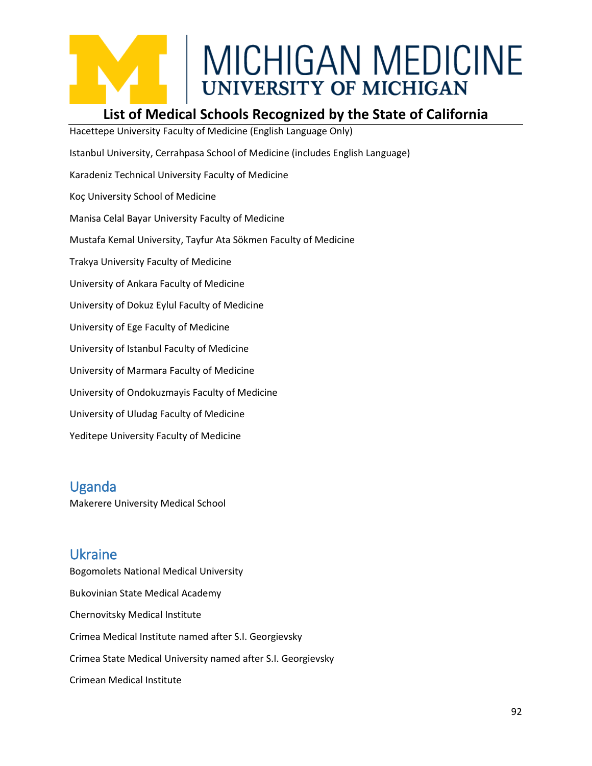Hacettepe University Faculty of Medicine (English Language Only)

Istanbul University, Cerrahpasa School of Medicine (includes English Language)

Karadeniz Technical University Faculty of Medicine

Koç University School of Medicine

Manisa Celal Bayar University Faculty of Medicine

Mustafa Kemal University, Tayfur Ata Sökmen Faculty of Medicine

Trakya University Faculty of Medicine

University of Ankara Faculty of Medicine

University of Dokuz Eylul Faculty of Medicine

University of Ege Faculty of Medicine

University of Istanbul Faculty of Medicine

University of Marmara Faculty of Medicine

University of Ondokuzmayis Faculty of Medicine

University of Uludag Faculty of Medicine

Yeditepe University Faculty of Medicine

## Uganda

Makerere University Medical School

## Ukraine

Bogomolets National Medical University

Bukovinian State Medical Academy

Chernovitsky Medical Institute

Crimea Medical Institute named after S.I. Georgievsky

Crimea State Medical University named after S.I. Georgievsky

Crimean Medical Institute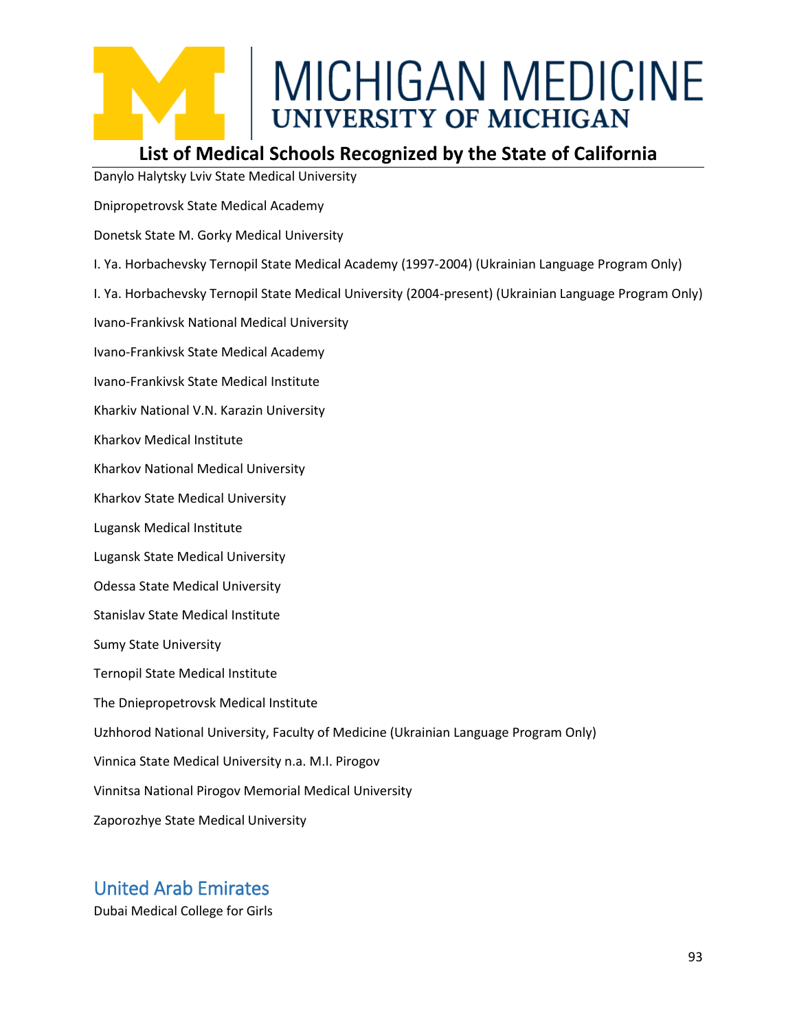Danylo Halytsky Lviv State Medical University

Dnipropetrovsk State Medical Academy

Donetsk State M. Gorky Medical University

I. Ya. Horbachevsky Ternopil State Medical Academy (1997-2004) (Ukrainian Language Program Only)

I. Ya. Horbachevsky Ternopil State Medical University (2004-present) (Ukrainian Language Program Only)

Ivano-Frankivsk National Medical University

Ivano-Frankivsk State Medical Academy

Ivano-Frankivsk State Medical Institute

Kharkiv National V.N. Karazin University

Kharkov Medical Institute

Kharkov National Medical University

Kharkov State Medical University

Lugansk Medical Institute

Lugansk State Medical University

Odessa State Medical University

Stanislav State Medical Institute

Sumy State University

Ternopil State Medical Institute

The Dniepropetrovsk Medical Institute

Uzhhorod National University, Faculty of Medicine (Ukrainian Language Program Only)

Vinnica State Medical University n.a. M.I. Pirogov

Vinnitsa National Pirogov Memorial Medical University

Zaporozhye State Medical University

## United Arab Emirates

Dubai Medical College for Girls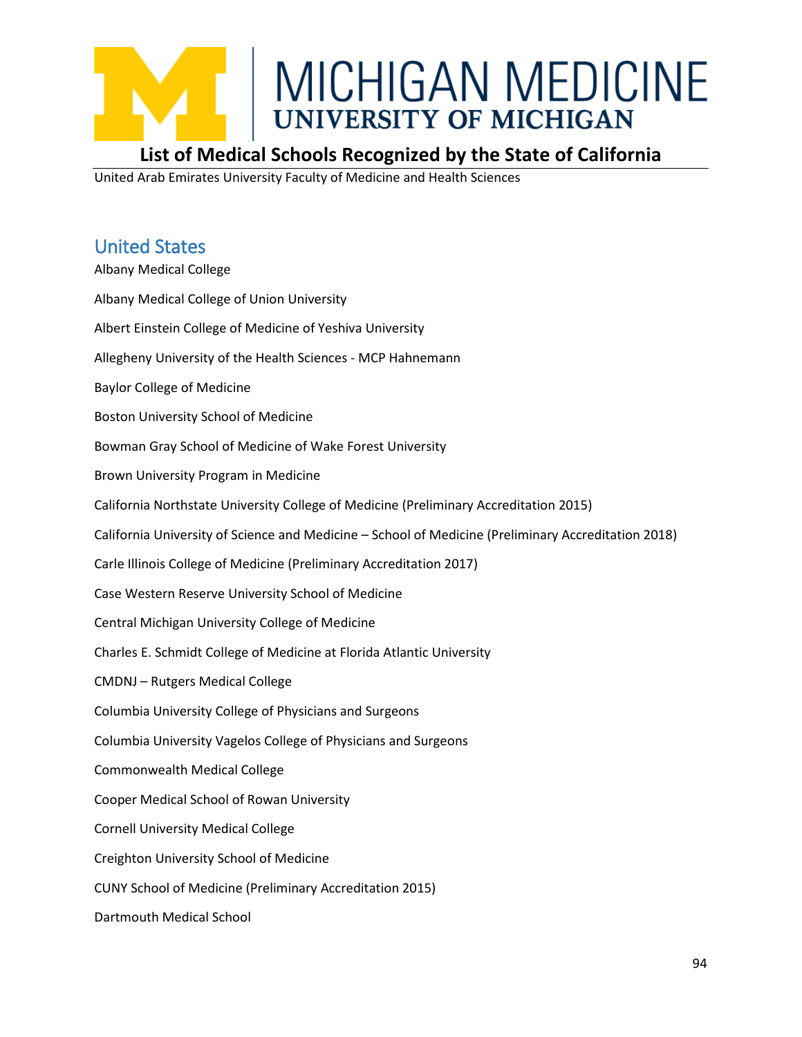MICHIGAN MEDICINE
UNIVERSITY OF MICHIGAN

# List of Medical Schools Recognized by the State of California

United Arab Emirates University Faculty of Medicine and Health Sciences

## United States

Albany Medical College

Albany Medical College of Union University

Albert Einstein College of Medicine of Yeshiva University

Allegheny University of the Health Sciences - MCP Hahnemann

Baylor College of Medicine

Boston University School of Medicine

Bowman Gray School of Medicine of Wake Forest University

Brown University Program in Medicine

California Northstate University College of Medicine (Preliminary Accreditation 2015)

California University of Science and Medicine – School of Medicine (Preliminary Accreditation 2018)

Carle Illinois College of Medicine (Preliminary Accreditation 2017)

Case Western Reserve University School of Medicine

Central Michigan University College of Medicine

Charles E. Schmidt College of Medicine at Florida Atlantic University

CMDNJ – Rutgers Medical College

Columbia University College of Physicians and Surgeons

Columbia University Vagelos College of Physicians and Surgeons

Commonwealth Medical College

Cooper Medical School of Rowan University

Cornell University Medical College

Creighton University School of Medicine

CUNY School of Medicine (Preliminary Accreditation 2015)

Dartmouth Medical School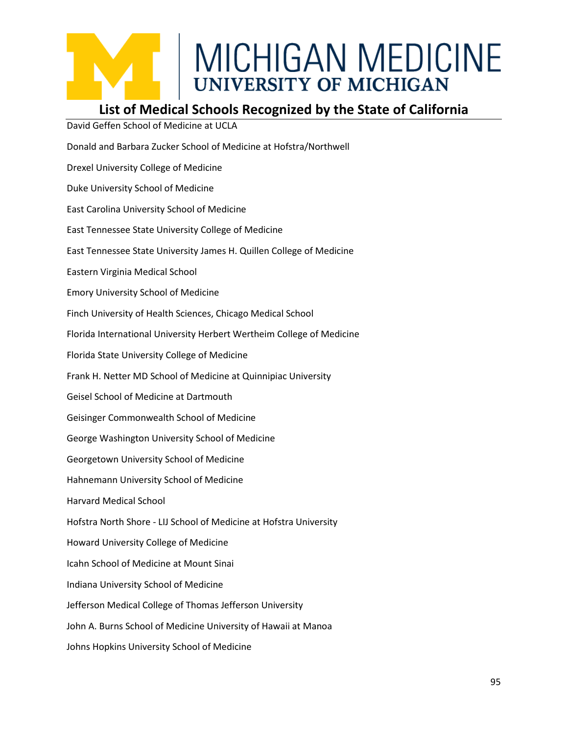# MICHIGAN MEDICINE
## UNIVERSITY OF MICHIGAN

## List of Medical Schools Recognized by the State of California

David Geffen School of Medicine at UCLA

Donald and Barbara Zucker School of Medicine at Hofstra/Northwell

Drexel University College of Medicine

Duke University School of Medicine

East Carolina University School of Medicine

East Tennessee State University College of Medicine

East Tennessee State University James H. Quillen College of Medicine

Eastern Virginia Medical School

Emory University School of Medicine

Finch University of Health Sciences, Chicago Medical School

Florida International University Herbert Wertheim College of Medicine

Florida State University College of Medicine

Frank H. Netter MD School of Medicine at Quinnipiac University

Geisel School of Medicine at Dartmouth

Geisinger Commonwealth School of Medicine

George Washington University School of Medicine

Georgetown University School of Medicine

Hahnemann University School of Medicine

Harvard Medical School

Hofstra North Shore - LIJ School of Medicine at Hofstra University

Howard University College of Medicine

Icahn School of Medicine at Mount Sinai

Indiana University School of Medicine

Jefferson Medical College of Thomas Jefferson University

John A. Burns School of Medicine University of Hawaii at Manoa

Johns Hopkins University School of Medicine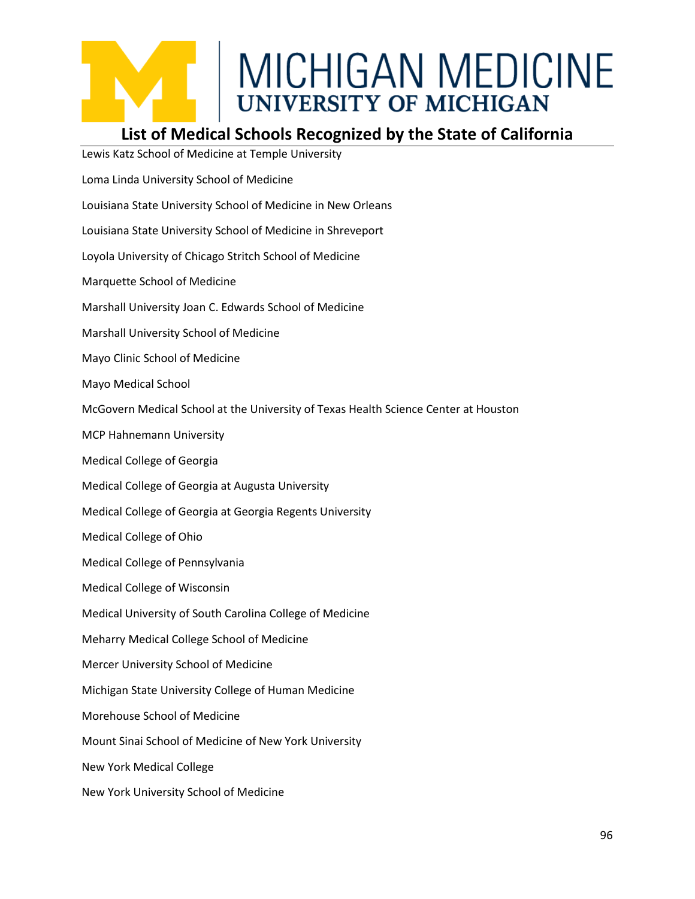## List of Medical Schools Recognized by the State of California

Lewis Katz School of Medicine at Temple University

Loma Linda University School of Medicine

Louisiana State University School of Medicine in New Orleans

Louisiana State University School of Medicine in Shreveport

Loyola University of Chicago Stritch School of Medicine

Marquette School of Medicine

Marshall University Joan C. Edwards School of Medicine

Marshall University School of Medicine

Mayo Clinic School of Medicine

Mayo Medical School

McGovern Medical School at the University of Texas Health Science Center at Houston

MCP Hahnemann University

Medical College of Georgia

Medical College of Georgia at Augusta University

Medical College of Georgia at Georgia Regents University

Medical College of Ohio

Medical College of Pennsylvania

Medical College of Wisconsin

Medical University of South Carolina College of Medicine

Meharry Medical College School of Medicine

Mercer University School of Medicine

Michigan State University College of Human Medicine

Morehouse School of Medicine

Mount Sinai School of Medicine of New York University

New York Medical College

New York University School of Medicine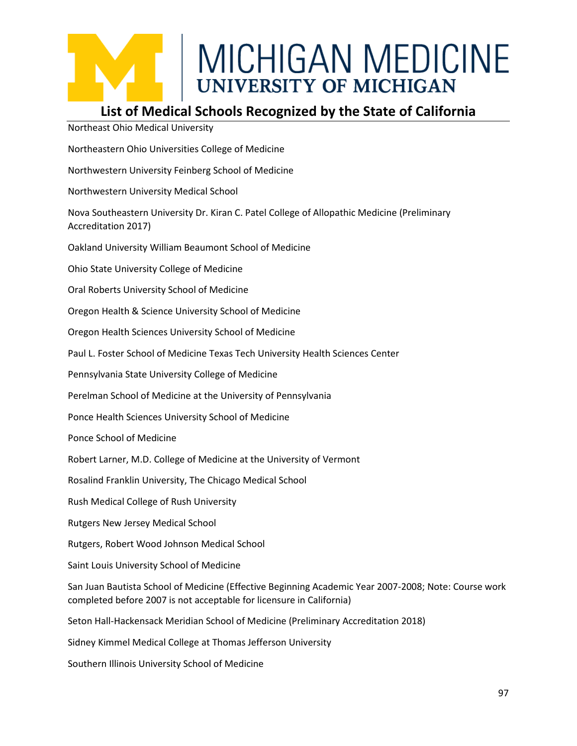## List of Medical Schools Recognized by the State of California

Northeast Ohio Medical University

Northeastern Ohio Universities College of Medicine

Northwestern University Feinberg School of Medicine

Northwestern University Medical School

Nova Southeastern University Dr. Kiran C. Patel College of Allopathic Medicine (Preliminary Accreditation 2017)

Oakland University William Beaumont School of Medicine

Ohio State University College of Medicine

Oral Roberts University School of Medicine

Oregon Health & Science University School of Medicine

Oregon Health Sciences University School of Medicine

Paul L. Foster School of Medicine Texas Tech University Health Sciences Center

Pennsylvania State University College of Medicine

Perelman School of Medicine at the University of Pennsylvania

Ponce Health Sciences University School of Medicine

Ponce School of Medicine

Robert Larner, M.D. College of Medicine at the University of Vermont

Rosalind Franklin University, The Chicago Medical School

Rush Medical College of Rush University

Rutgers New Jersey Medical School

Rutgers, Robert Wood Johnson Medical School

Saint Louis University School of Medicine

San Juan Bautista School of Medicine (Effective Beginning Academic Year 2007-2008; Note: Course work completed before 2007 is not acceptable for licensure in California)

Seton Hall-Hackensack Meridian School of Medicine (Preliminary Accreditation 2018)

Sidney Kimmel Medical College at Thomas Jefferson University

Southern Illinois University School of Medicine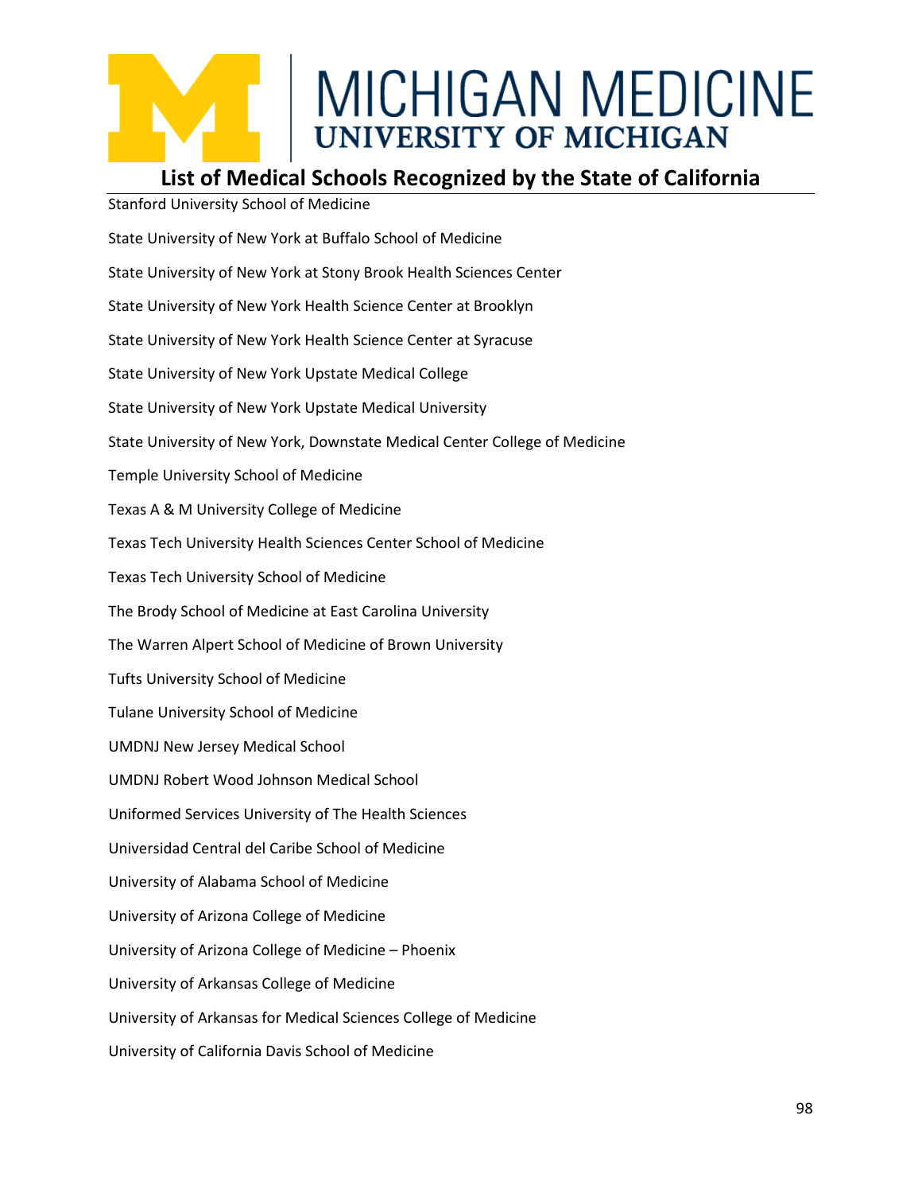# MICHIGAN MEDICINE
## UNIVERSITY OF MICHIGAN

## List of Medical Schools Recognized by the State of California

Stanford University School of Medicine

State University of New York at Buffalo School of Medicine

State University of New York at Stony Brook Health Sciences Center

State University of New York Health Science Center at Brooklyn

State University of New York Health Science Center at Syracuse

State University of New York Upstate Medical College

State University of New York Upstate Medical University

State University of New York, Downstate Medical Center College of Medicine

Temple University School of Medicine

Texas A & M University College of Medicine

Texas Tech University Health Sciences Center School of Medicine

Texas Tech University School of Medicine

The Brody School of Medicine at East Carolina University

The Warren Alpert School of Medicine of Brown University

Tufts University School of Medicine

Tulane University School of Medicine

UMDNJ New Jersey Medical School

UMDNJ Robert Wood Johnson Medical School

Uniformed Services University of The Health Sciences

Universidad Central del Caribe School of Medicine

University of Alabama School of Medicine

University of Arizona College of Medicine

University of Arizona College of Medicine – Phoenix

University of Arkansas College of Medicine

University of Arkansas for Medical Sciences College of Medicine

University of California Davis School of Medicine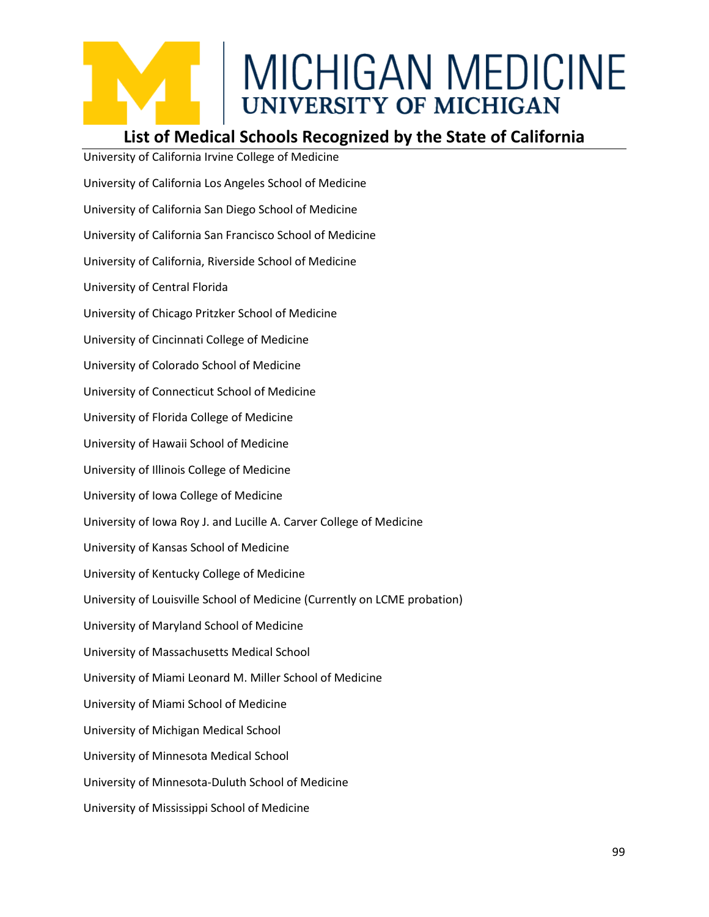## List of Medical Schools Recognized by the State of California

University of California Irvine College of Medicine

University of California Los Angeles School of Medicine

University of California San Diego School of Medicine

University of California San Francisco School of Medicine

University of California, Riverside School of Medicine

University of Central Florida

University of Chicago Pritzker School of Medicine

University of Cincinnati College of Medicine

University of Colorado School of Medicine

University of Connecticut School of Medicine

University of Florida College of Medicine

University of Hawaii School of Medicine

University of Illinois College of Medicine

University of Iowa College of Medicine

University of Iowa Roy J. and Lucille A. Carver College of Medicine

University of Kansas School of Medicine

University of Kentucky College of Medicine

University of Louisville School of Medicine (Currently on LCME probation)

University of Maryland School of Medicine

University of Massachusetts Medical School

University of Miami Leonard M. Miller School of Medicine

University of Miami School of Medicine

University of Michigan Medical School

University of Minnesota Medical School

University of Minnesota-Duluth School of Medicine

University of Mississippi School of Medicine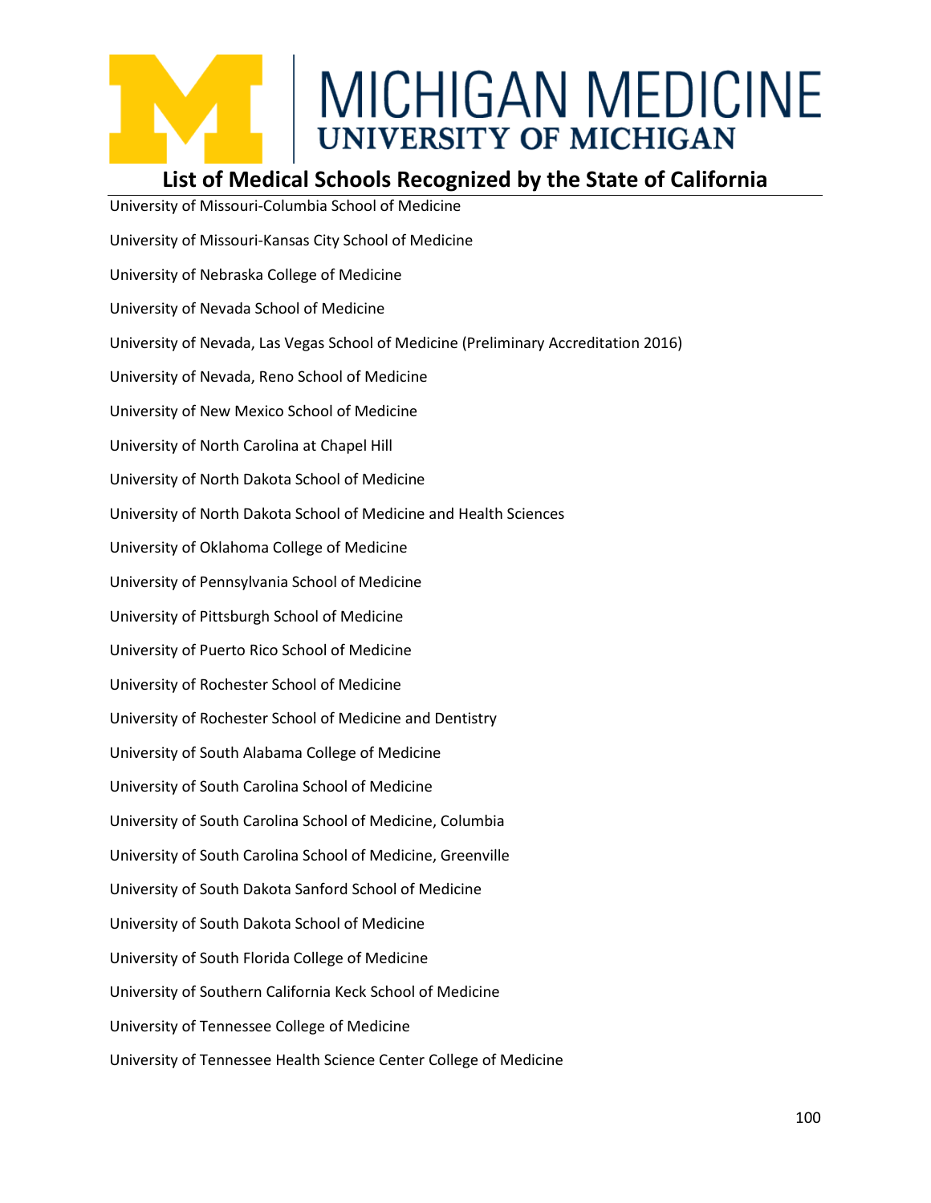## List of Medical Schools Recognized by the State of California

University of Missouri-Columbia School of Medicine

University of Missouri-Kansas City School of Medicine

University of Nebraska College of Medicine

University of Nevada School of Medicine

University of Nevada, Las Vegas School of Medicine (Preliminary Accreditation 2016)

University of Nevada, Reno School of Medicine

University of New Mexico School of Medicine

University of North Carolina at Chapel Hill

University of North Dakota School of Medicine

University of North Dakota School of Medicine and Health Sciences

University of Oklahoma College of Medicine

University of Pennsylvania School of Medicine

University of Pittsburgh School of Medicine

University of Puerto Rico School of Medicine

University of Rochester School of Medicine

University of Rochester School of Medicine and Dentistry

University of South Alabama College of Medicine

University of South Carolina School of Medicine

University of South Carolina School of Medicine, Columbia

University of South Carolina School of Medicine, Greenville

University of South Dakota Sanford School of Medicine

University of South Dakota School of Medicine

University of South Florida College of Medicine

University of Southern California Keck School of Medicine

University of Tennessee College of Medicine

University of Tennessee Health Science Center College of Medicine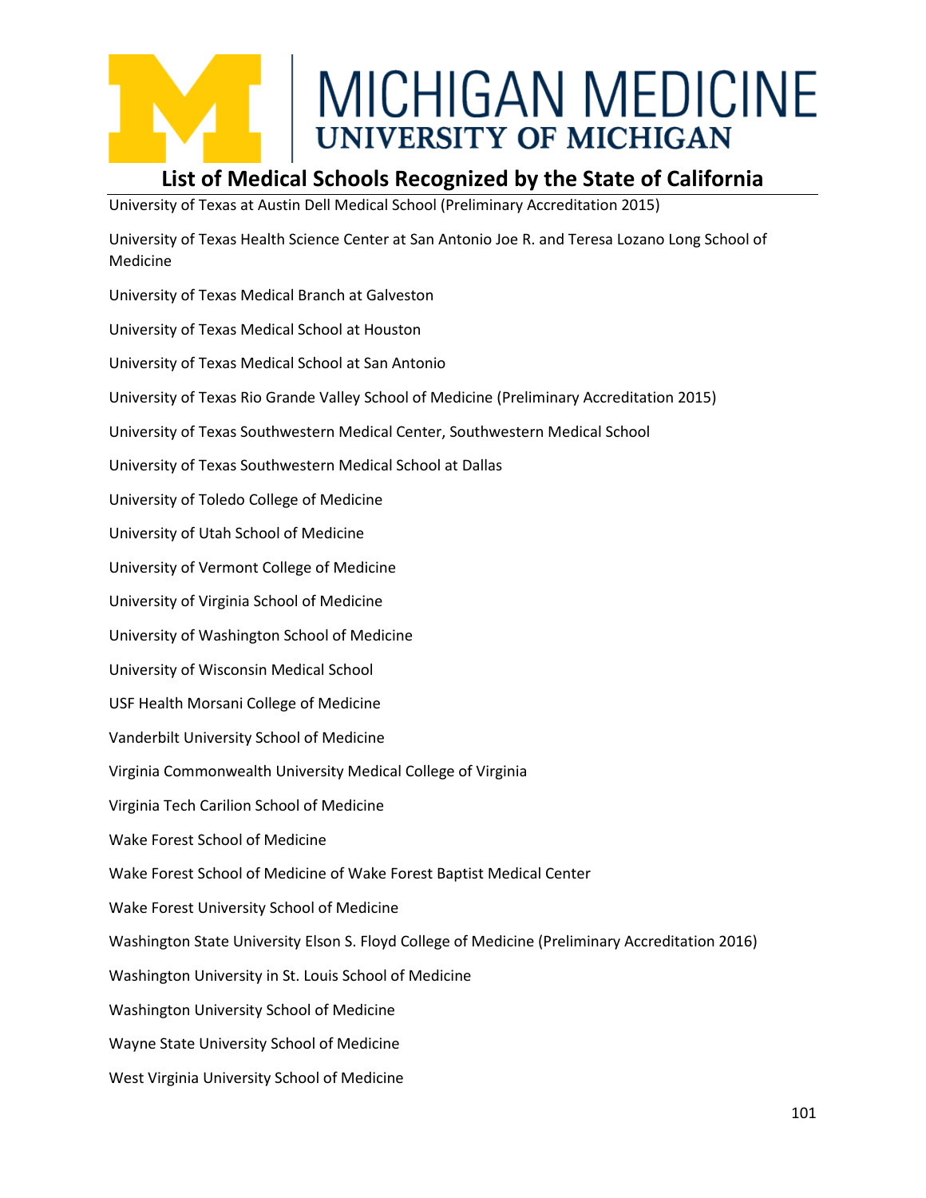## List of Medical Schools Recognized by the State of California

University of Texas at Austin Dell Medical School (Preliminary Accreditation 2015)

University of Texas Health Science Center at San Antonio Joe R. and Teresa Lozano Long School of Medicine

University of Texas Medical Branch at Galveston

University of Texas Medical School at Houston

University of Texas Medical School at San Antonio

University of Texas Rio Grande Valley School of Medicine (Preliminary Accreditation 2015)

University of Texas Southwestern Medical Center, Southwestern Medical School

University of Texas Southwestern Medical School at Dallas

University of Toledo College of Medicine

University of Utah School of Medicine

University of Vermont College of Medicine

University of Virginia School of Medicine

University of Washington School of Medicine

University of Wisconsin Medical School

USF Health Morsani College of Medicine

Vanderbilt University School of Medicine

Virginia Commonwealth University Medical College of Virginia

Virginia Tech Carilion School of Medicine

Wake Forest School of Medicine

Wake Forest School of Medicine of Wake Forest Baptist Medical Center

Wake Forest University School of Medicine

Washington State University Elson S. Floyd College of Medicine (Preliminary Accreditation 2016)

Washington University in St. Louis School of Medicine

Washington University School of Medicine

Wayne State University School of Medicine

West Virginia University School of Medicine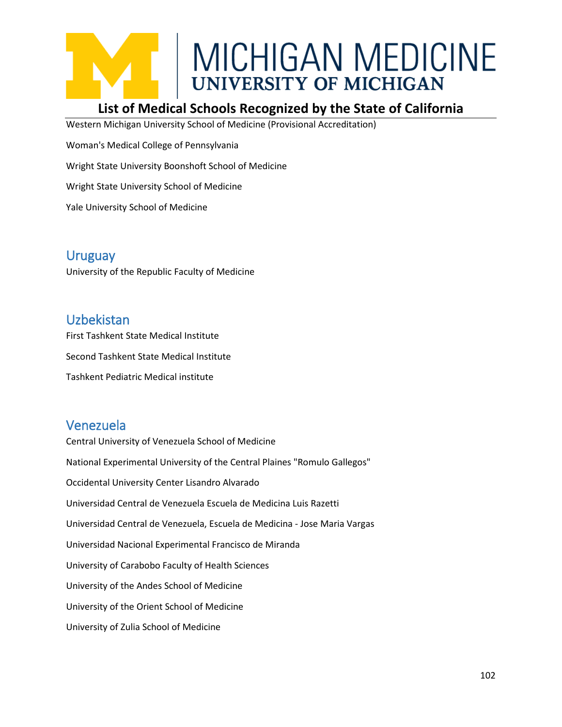Western Michigan University School of Medicine (Provisional Accreditation)

Woman's Medical College of Pennsylvania

Wright State University Boonshoft School of Medicine

Wright State University School of Medicine

Yale University School of Medicine

## Uruguay

University of the Republic Faculty of Medicine

## Uzbekistan

First Tashkent State Medical Institute

Second Tashkent State Medical Institute

Tashkent Pediatric Medical institute

## Venezuela

Central University of Venezuela School of Medicine

National Experimental University of the Central Plaines "Romulo Gallegos"

Occidental University Center Lisandro Alvarado

Universidad Central de Venezuela Escuela de Medicina Luis Razetti

Universidad Central de Venezuela, Escuela de Medicina - Jose Maria Vargas

Universidad Nacional Experimental Francisco de Miranda

University of Carabobo Faculty of Health Sciences

University of the Andes School of Medicine

University of the Orient School of Medicine

University of Zulia School of Medicine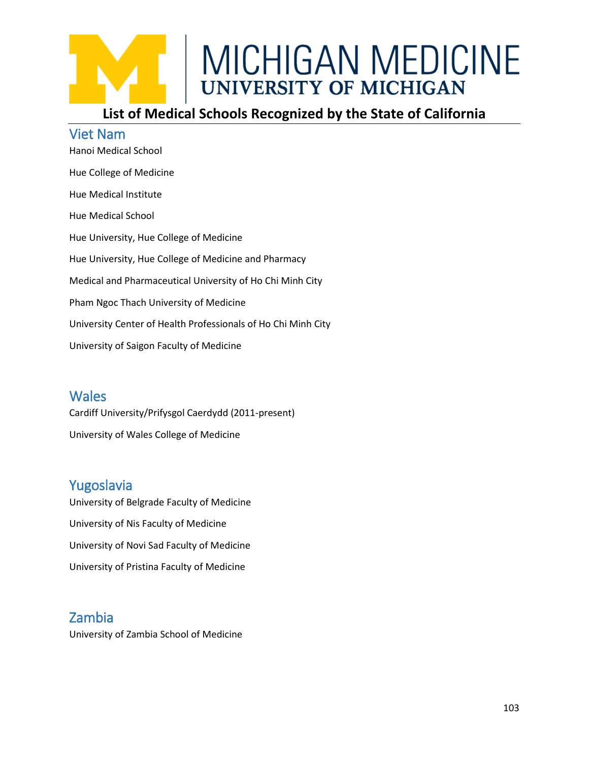## List of Medical Schools Recognized by the State of California

### Viet Nam

Hanoi Medical School

Hue College of Medicine

Hue Medical Institute

Hue Medical School

Hue University, Hue College of Medicine

Hue University, Hue College of Medicine and Pharmacy

Medical and Pharmaceutical University of Ho Chi Minh City

Pham Ngoc Thach University of Medicine

University Center of Health Professionals of Ho Chi Minh City

University of Saigon Faculty of Medicine

### Wales

Cardiff University/Prifysgol Caerdydd (2011-present)

University of Wales College of Medicine

### Yugoslavia

University of Belgrade Faculty of Medicine

University of Nis Faculty of Medicine

University of Novi Sad Faculty of Medicine

University of Pristina Faculty of Medicine

### Zambia

University of Zambia School of Medicine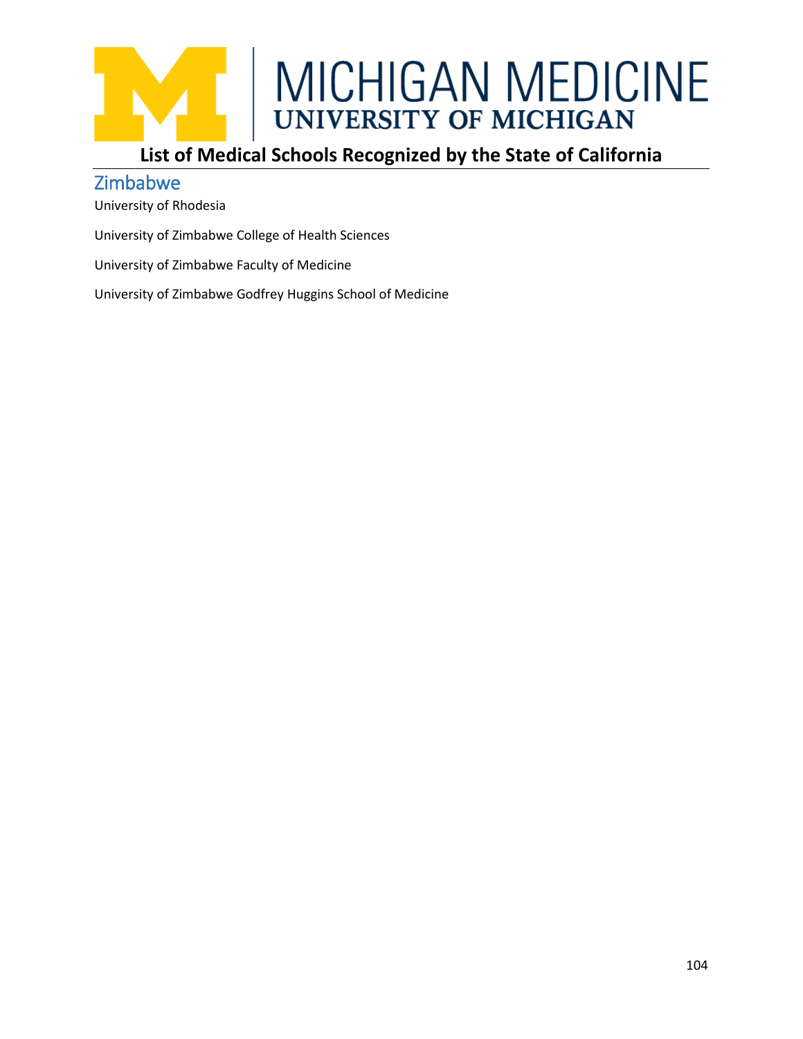# List of Medical Schools Recognized by the State of California

## Zimbabwe

University of Rhodesia

University of Zimbabwe College of Health Sciences

University of Zimbabwe Faculty of Medicine

University of Zimbabwe Godfrey Huggins School of Medicine